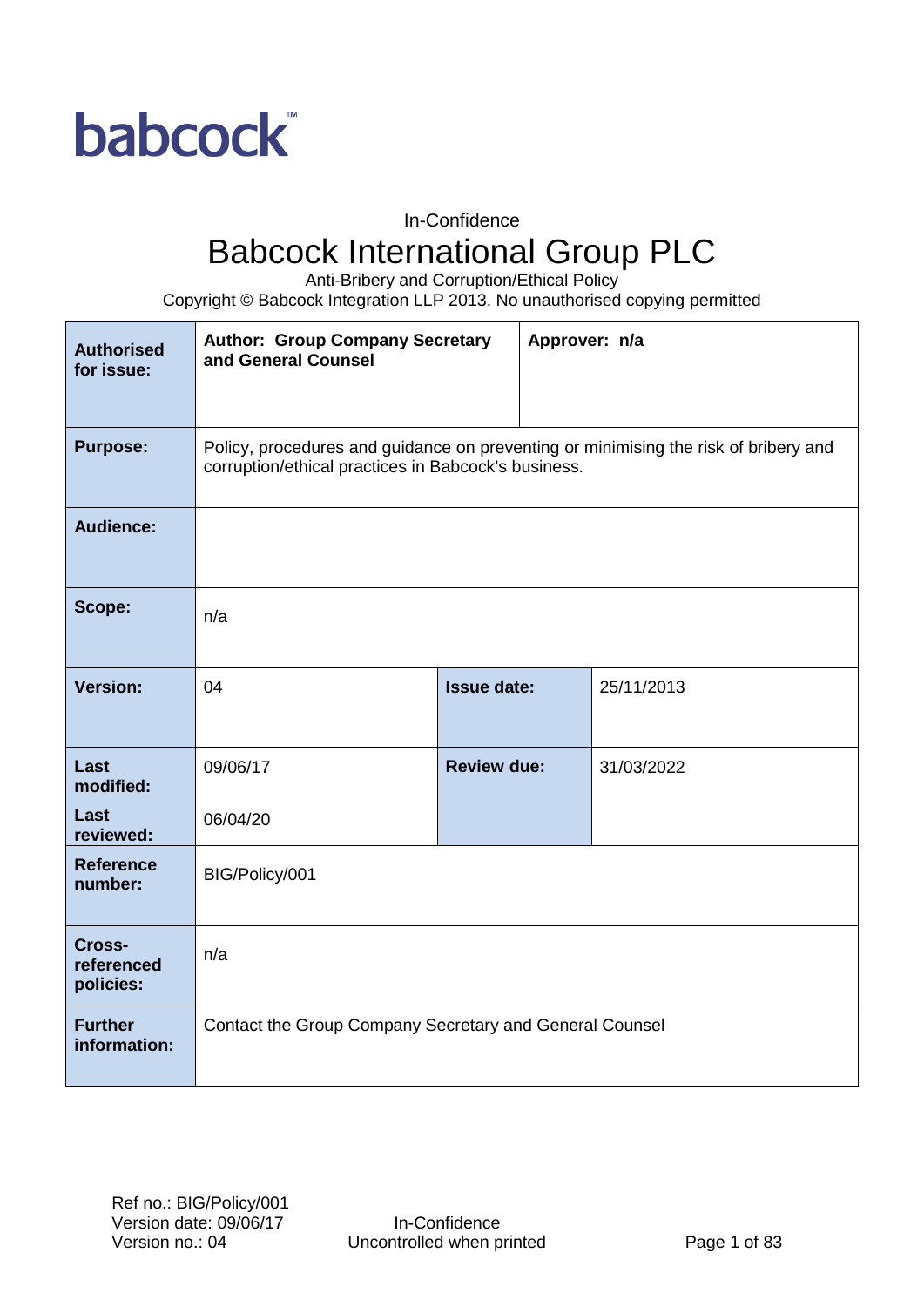babcock™

In-Confidence

# Babcock International Group PLC

Anti-Bribery and Corruption/Ethical Policy

Copyright © Babcock Integration LLP 2013. No unauthorised copying permitted

| **Authorised for issue:** | **Author: Group Company Secretary and General Counsel** | | **Approver: n/a** |
|---|---|---|---|
| **Purpose:** | Policy, procedures and guidance on preventing or minimising the risk of bribery and corruption/ethical practices in Babcock's business. | | |
| **Audience:** | | | |
| **Scope:** | n/a | | |
| **Version:** | 04 | **Issue date:** | 25/11/2013 |
| **Last modified:** <br> **Last reviewed:** | 09/06/17 <br> 06/04/20 | **Review due:** | 31/03/2022 |
| **Reference number:** | BIG/Policy/001 | | |
| **Cross-referenced policies:** | n/a | | |
| **Further information:** | Contact the Group Company Secretary and General Counsel | | |

Ref no.: BIG/Policy/001
Version date: 09/06/17
Version no.: 04

In-Confidence
Uncontrolled when printed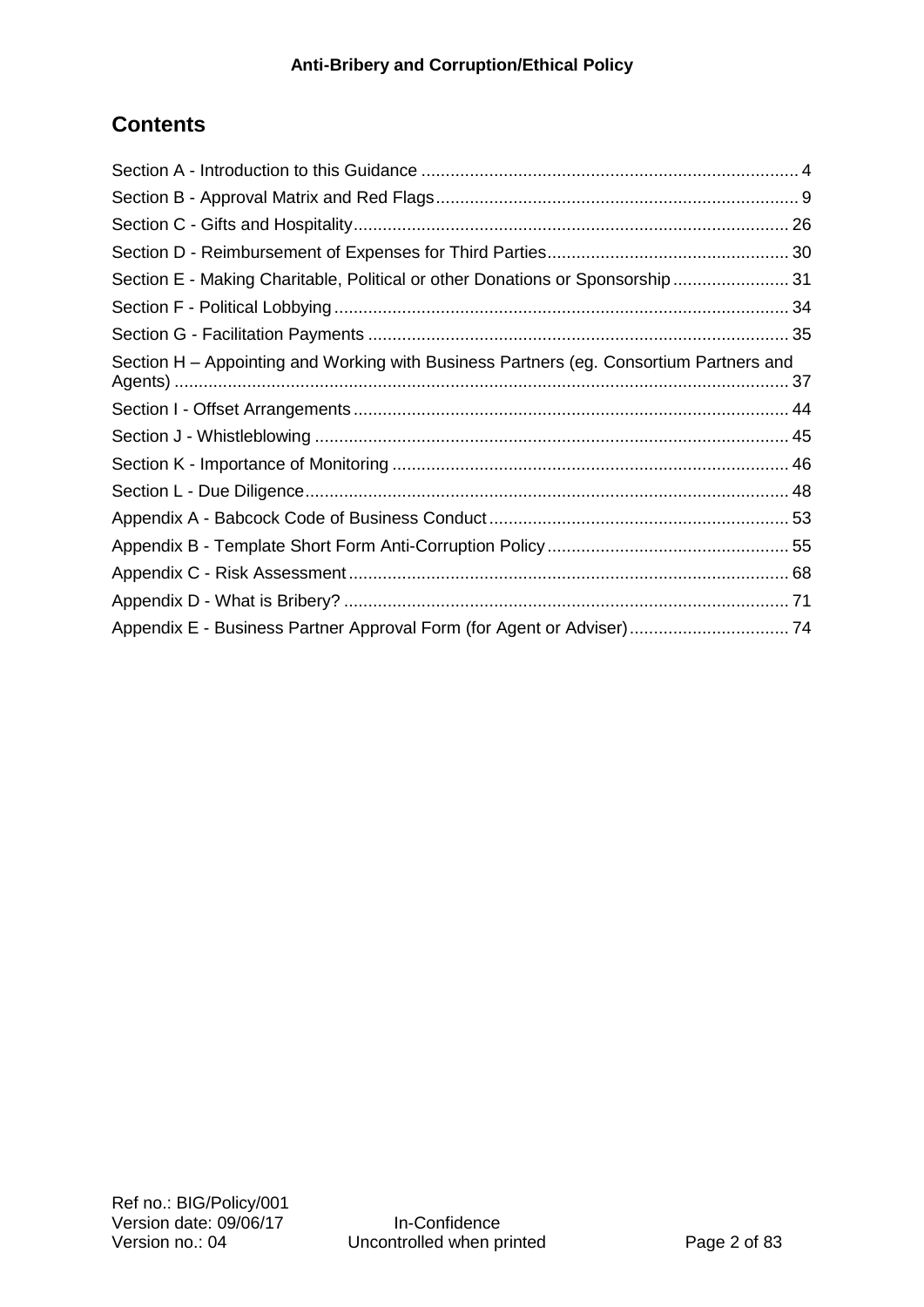# Contents

Section A - Introduction to this Guidance ............................................................................. 4
Section B - Approval Matrix and Red Flags.......................................................................... 9
Section C - Gifts and Hospitality......................................................................................... 26
Section D - Reimbursement of Expenses for Third Parties................................................. 30
Section E - Making Charitable, Political or other Donations or Sponsorship........................ 31
Section F - Political Lobbying............................................................................................. 34
Section G - Facilitation Payments ...................................................................................... 35
Section H – Appointing and Working with Business Partners (eg. Consortium Partners and Agents) .............................................................................................................................. 37
Section I - Offset Arrangements......................................................................................... 44
Section J - Whistleblowing ................................................................................................. 45
Section K - Importance of Monitoring ................................................................................. 46
Section L - Due Diligence................................................................................................... 48
Appendix A - Babcock Code of Business Conduct............................................................. 53
Appendix B - Template Short Form Anti-Corruption Policy................................................. 55
Appendix C - Risk Assessment.......................................................................................... 68
Appendix D - What is Bribery? ........................................................................................... 71
Appendix E - Business Partner Approval Form (for Agent or Adviser)................................ 74

Ref no.: BIG/Policy/001
Version date: 09/06/17
Version no.: 04

In-Confidence
Uncontrolled when printed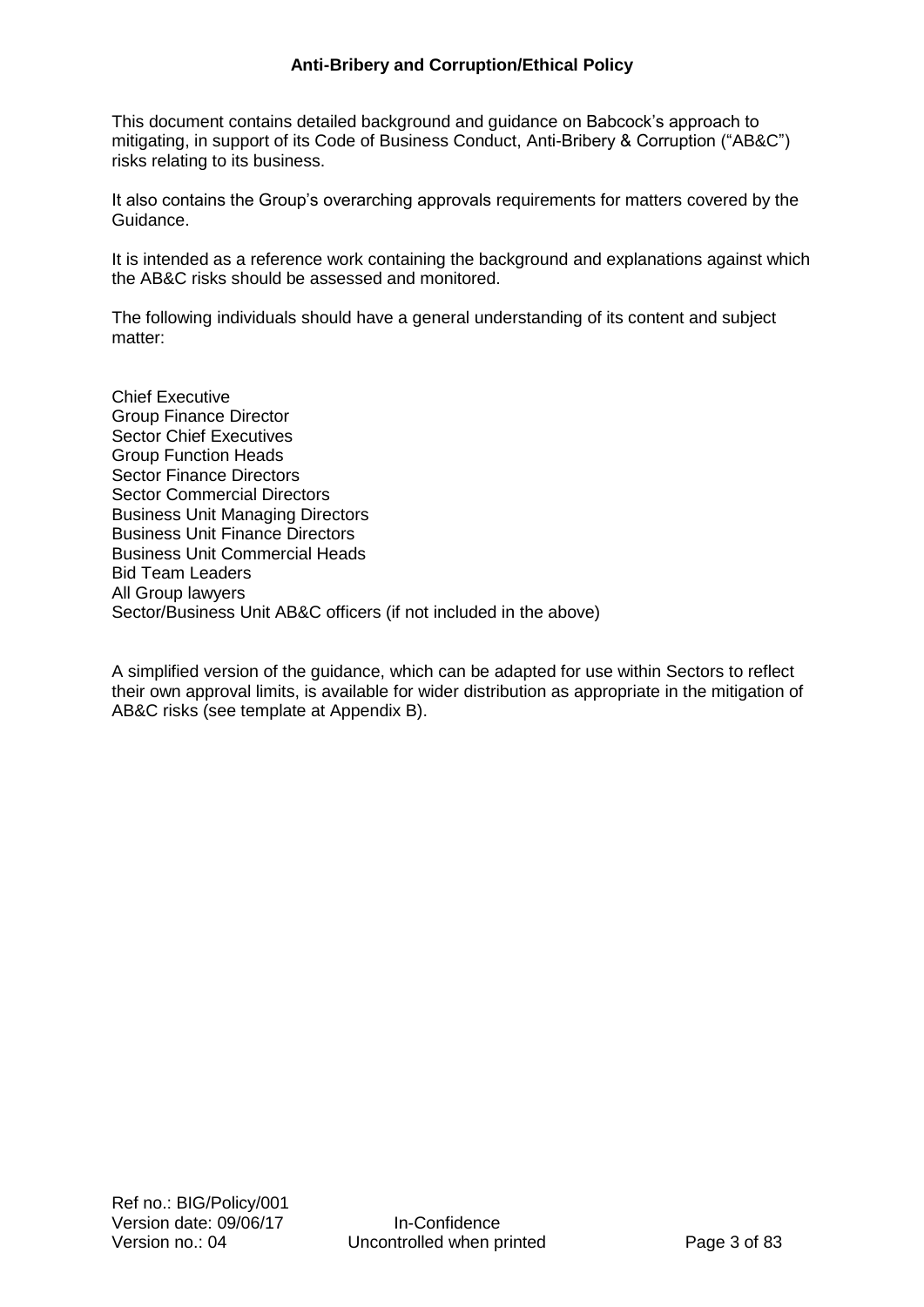This document contains detailed background and guidance on Babcock's approach to mitigating, in support of its Code of Business Conduct, Anti-Bribery & Corruption ("AB&C") risks relating to its business.

It also contains the Group's overarching approvals requirements for matters covered by the Guidance.

It is intended as a reference work containing the background and explanations against which the AB&C risks should be assessed and monitored.

The following individuals should have a general understanding of its content and subject matter:

Chief Executive
Group Finance Director
Sector Chief Executives
Group Function Heads
Sector Finance Directors
Sector Commercial Directors
Business Unit Managing Directors
Business Unit Finance Directors
Business Unit Commercial Heads
Bid Team Leaders
All Group lawyers
Sector/Business Unit AB&C officers (if not included in the above)

A simplified version of the guidance, which can be adapted for use within Sectors to reflect their own approval limits, is available for wider distribution as appropriate in the mitigation of AB&C risks (see template at Appendix B).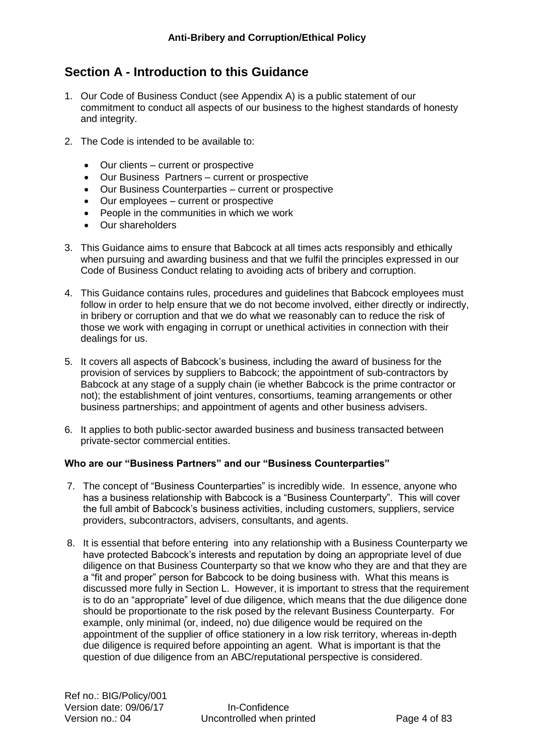## Section A - Introduction to this Guidance

1. Our Code of Business Conduct (see Appendix A) is a public statement of our commitment to conduct all aspects of our business to the highest standards of honesty and integrity.

2. The Code is intended to be available to:

   - Our clients – current or prospective
   - Our Business Partners – current or prospective
   - Our Business Counterparties – current or prospective
   - Our employees – current or prospective
   - People in the communities in which we work
   - Our shareholders

3. This Guidance aims to ensure that Babcock at all times acts responsibly and ethically when pursuing and awarding business and that we fulfil the principles expressed in our Code of Business Conduct relating to avoiding acts of bribery and corruption.

4. This Guidance contains rules, procedures and guidelines that Babcock employees must follow in order to help ensure that we do not become involved, either directly or indirectly, in bribery or corruption and that we do what we reasonably can to reduce the risk of those we work with engaging in corrupt or unethical activities in connection with their dealings for us.

5. It covers all aspects of Babcock's business, including the award of business for the provision of services by suppliers to Babcock; the appointment of sub-contractors by Babcock at any stage of a supply chain (ie whether Babcock is the prime contractor or not); the establishment of joint ventures, consortiums, teaming arrangements or other business partnerships; and appointment of agents and other business advisers.

6. It applies to both public-sector awarded business and business transacted between private-sector commercial entities.

**Who are our "Business Partners" and our "Business Counterparties"**

7. The concept of "Business Counterparties" is incredibly wide. In essence, anyone who has a business relationship with Babcock is a "Business Counterparty". This will cover the full ambit of Babcock's business activities, including customers, suppliers, service providers, subcontractors, advisers, consultants, and agents.

8. It is essential that before entering into any relationship with a Business Counterparty we have protected Babcock's interests and reputation by doing an appropriate level of due diligence on that Business Counterparty so that we know who they are and that they are a "fit and proper" person for Babcock to be doing business with. What this means is discussed more fully in Section L. However, it is important to stress that the requirement is to do an "appropriate" level of due diligence, which means that the due diligence done should be proportionate to the risk posed by the relevant Business Counterparty. For example, only minimal (or, indeed, no) due diligence would be required on the appointment of the supplier of office stationery in a low risk territory, whereas in-depth due diligence is required before appointing an agent. What is important is that the question of due diligence from an ABC/reputational perspective is considered.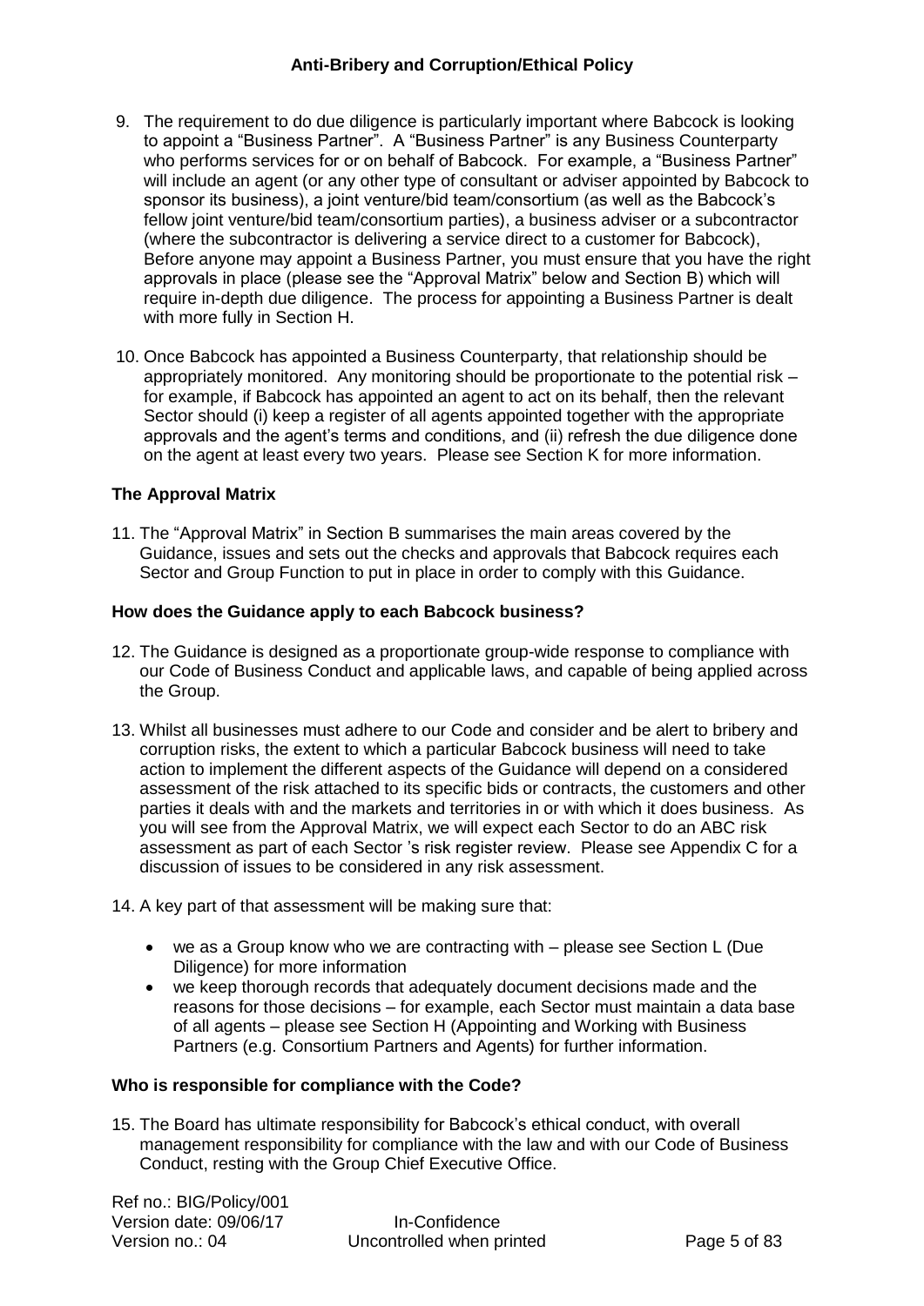9. The requirement to do due diligence is particularly important where Babcock is looking to appoint a "Business Partner". A "Business Partner" is any Business Counterparty who performs services for or on behalf of Babcock. For example, a "Business Partner" will include an agent (or any other type of consultant or adviser appointed by Babcock to sponsor its business), a joint venture/bid team/consortium (as well as the Babcock's fellow joint venture/bid team/consortium parties), a business adviser or a subcontractor (where the subcontractor is delivering a service direct to a customer for Babcock), Before anyone may appoint a Business Partner, you must ensure that you have the right approvals in place (please see the "Approval Matrix" below and Section B) which will require in-depth due diligence. The process for appointing a Business Partner is dealt with more fully in Section H.

10. Once Babcock has appointed a Business Counterparty, that relationship should be appropriately monitored. Any monitoring should be proportionate to the potential risk – for example, if Babcock has appointed an agent to act on its behalf, then the relevant Sector should (i) keep a register of all agents appointed together with the appropriate approvals and the agent's terms and conditions, and (ii) refresh the due diligence done on the agent at least every two years. Please see Section K for more information.

**The Approval Matrix**

11. The "Approval Matrix" in Section B summarises the main areas covered by the Guidance, issues and sets out the checks and approvals that Babcock requires each Sector and Group Function to put in place in order to comply with this Guidance.

**How does the Guidance apply to each Babcock business?**

12. The Guidance is designed as a proportionate group-wide response to compliance with our Code of Business Conduct and applicable laws, and capable of being applied across the Group.

13. Whilst all businesses must adhere to our Code and consider and be alert to bribery and corruption risks, the extent to which a particular Babcock business will need to take action to implement the different aspects of the Guidance will depend on a considered assessment of the risk attached to its specific bids or contracts, the customers and other parties it deals with and the markets and territories in or with which it does business. As you will see from the Approval Matrix, we will expect each Sector to do an ABC risk assessment as part of each Sector 's risk register review. Please see Appendix C for a discussion of issues to be considered in any risk assessment.

14. A key part of that assessment will be making sure that:

   - we as a Group know who we are contracting with – please see Section L (Due Diligence) for more information
   - we keep thorough records that adequately document decisions made and the reasons for those decisions – for example, each Sector must maintain a data base of all agents – please see Section H (Appointing and Working with Business Partners (e.g. Consortium Partners and Agents) for further information.

**Who is responsible for compliance with the Code?**

15. The Board has ultimate responsibility for Babcock's ethical conduct, with overall management responsibility for compliance with the law and with our Code of Business Conduct, resting with the Group Chief Executive Office.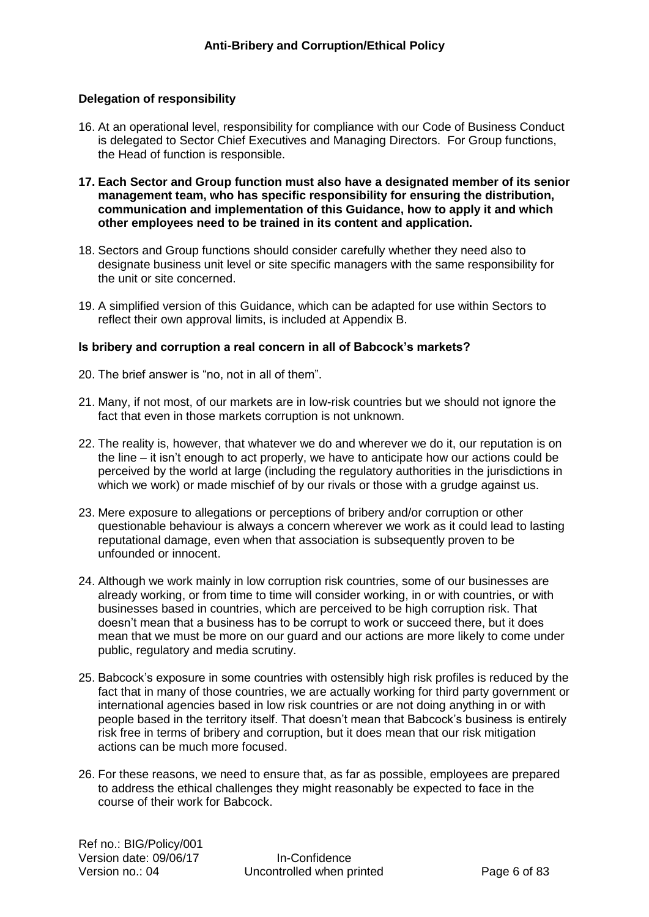### Delegation of responsibility

16. At an operational level, responsibility for compliance with our Code of Business Conduct is delegated to Sector Chief Executives and Managing Directors. For Group functions, the Head of function is responsible.

17. **Each Sector and Group function must also have a designated member of its senior management team, who has specific responsibility for ensuring the distribution, communication and implementation of this Guidance, how to apply it and which other employees need to be trained in its content and application.**

18. Sectors and Group functions should consider carefully whether they need also to designate business unit level or site specific managers with the same responsibility for the unit or site concerned.

19. A simplified version of this Guidance, which can be adapted for use within Sectors to reflect their own approval limits, is included at Appendix B.

### Is bribery and corruption a real concern in all of Babcock's markets?

20. The brief answer is "no, not in all of them".

21. Many, if not most, of our markets are in low-risk countries but we should not ignore the fact that even in those markets corruption is not unknown.

22. The reality is, however, that whatever we do and wherever we do it, our reputation is on the line – it isn't enough to act properly, we have to anticipate how our actions could be perceived by the world at large (including the regulatory authorities in the jurisdictions in which we work) or made mischief of by our rivals or those with a grudge against us.

23. Mere exposure to allegations or perceptions of bribery and/or corruption or other questionable behaviour is always a concern wherever we work as it could lead to lasting reputational damage, even when that association is subsequently proven to be unfounded or innocent.

24. Although we work mainly in low corruption risk countries, some of our businesses are already working, or from time to time will consider working, in or with countries, or with businesses based in countries, which are perceived to be high corruption risk. That doesn't mean that a business has to be corrupt to work or succeed there, but it does mean that we must be more on our guard and our actions are more likely to come under public, regulatory and media scrutiny.

25. Babcock's exposure in some countries with ostensibly high risk profiles is reduced by the fact that in many of those countries, we are actually working for third party government or international agencies based in low risk countries or are not doing anything in or with people based in the territory itself. That doesn't mean that Babcock's business is entirely risk free in terms of bribery and corruption, but it does mean that our risk mitigation actions can be much more focused.

26. For these reasons, we need to ensure that, as far as possible, employees are prepared to address the ethical challenges they might reasonably be expected to face in the course of their work for Babcock.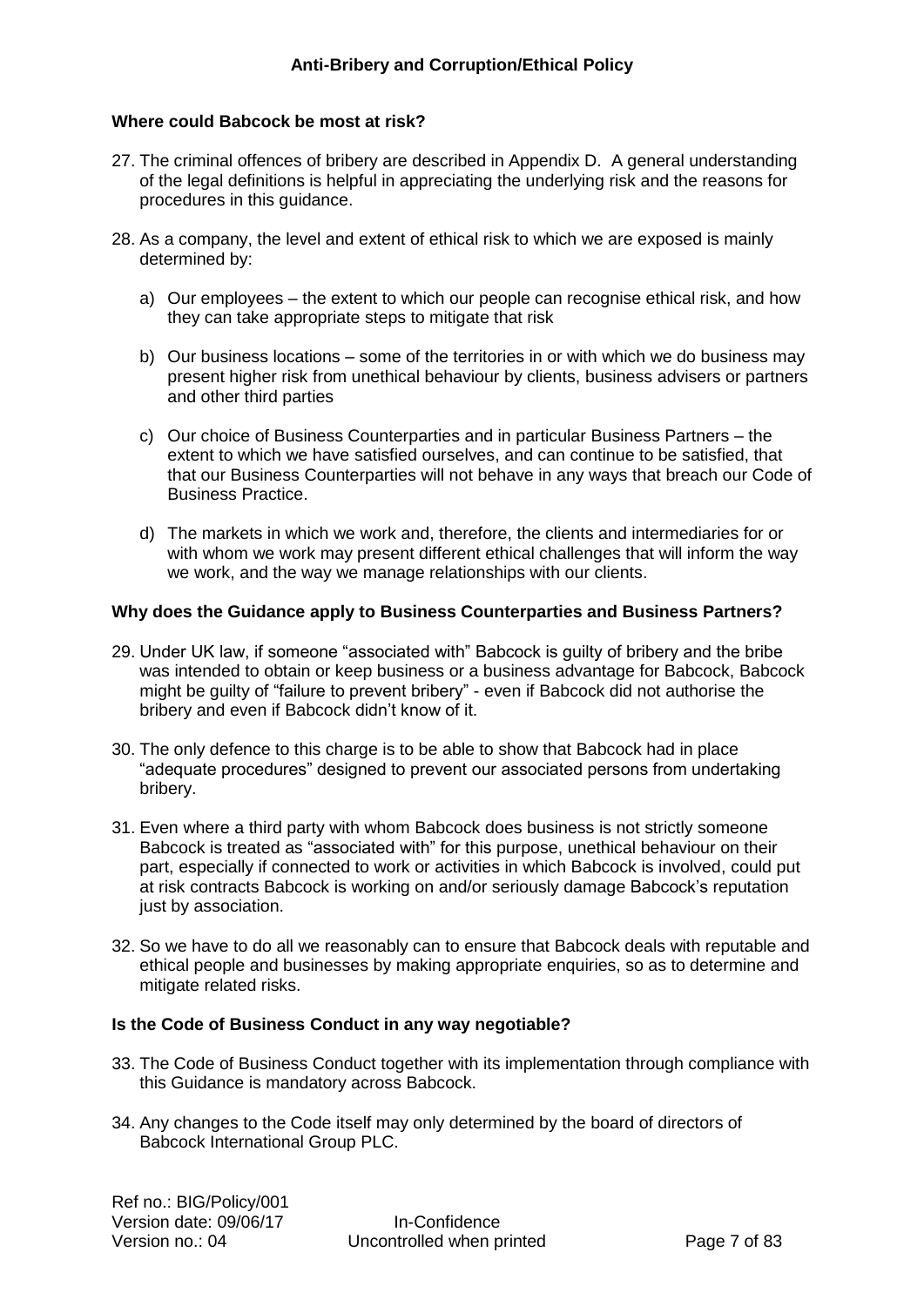### Where could Babcock be most at risk?

27. The criminal offences of bribery are described in Appendix D. A general understanding of the legal definitions is helpful in appreciating the underlying risk and the reasons for procedures in this guidance.

28. As a company, the level and extent of ethical risk to which we are exposed is mainly determined by:

    a) Our employees – the extent to which our people can recognise ethical risk, and how they can take appropriate steps to mitigate that risk

    b) Our business locations – some of the territories in or with which we do business may present higher risk from unethical behaviour by clients, business advisers or partners and other third parties

    c) Our choice of Business Counterparties and in particular Business Partners – the extent to which we have satisfied ourselves, and can continue to be satisfied, that that our Business Counterparties will not behave in any ways that breach our Code of Business Practice.

    d) The markets in which we work and, therefore, the clients and intermediaries for or with whom we work may present different ethical challenges that will inform the way we work, and the way we manage relationships with our clients.

### Why does the Guidance apply to Business Counterparties and Business Partners?

29. Under UK law, if someone "associated with" Babcock is guilty of bribery and the bribe was intended to obtain or keep business or a business advantage for Babcock, Babcock might be guilty of "failure to prevent bribery" - even if Babcock did not authorise the bribery and even if Babcock didn't know of it.

30. The only defence to this charge is to be able to show that Babcock had in place "adequate procedures" designed to prevent our associated persons from undertaking bribery.

31. Even where a third party with whom Babcock does business is not strictly someone Babcock is treated as "associated with" for this purpose, unethical behaviour on their part, especially if connected to work or activities in which Babcock is involved, could put at risk contracts Babcock is working on and/or seriously damage Babcock's reputation just by association.

32. So we have to do all we reasonably can to ensure that Babcock deals with reputable and ethical people and businesses by making appropriate enquiries, so as to determine and mitigate related risks.

### Is the Code of Business Conduct in any way negotiable?

33. The Code of Business Conduct together with its implementation through compliance with this Guidance is mandatory across Babcock.

34. Any changes to the Code itself may only determined by the board of directors of Babcock International Group PLC.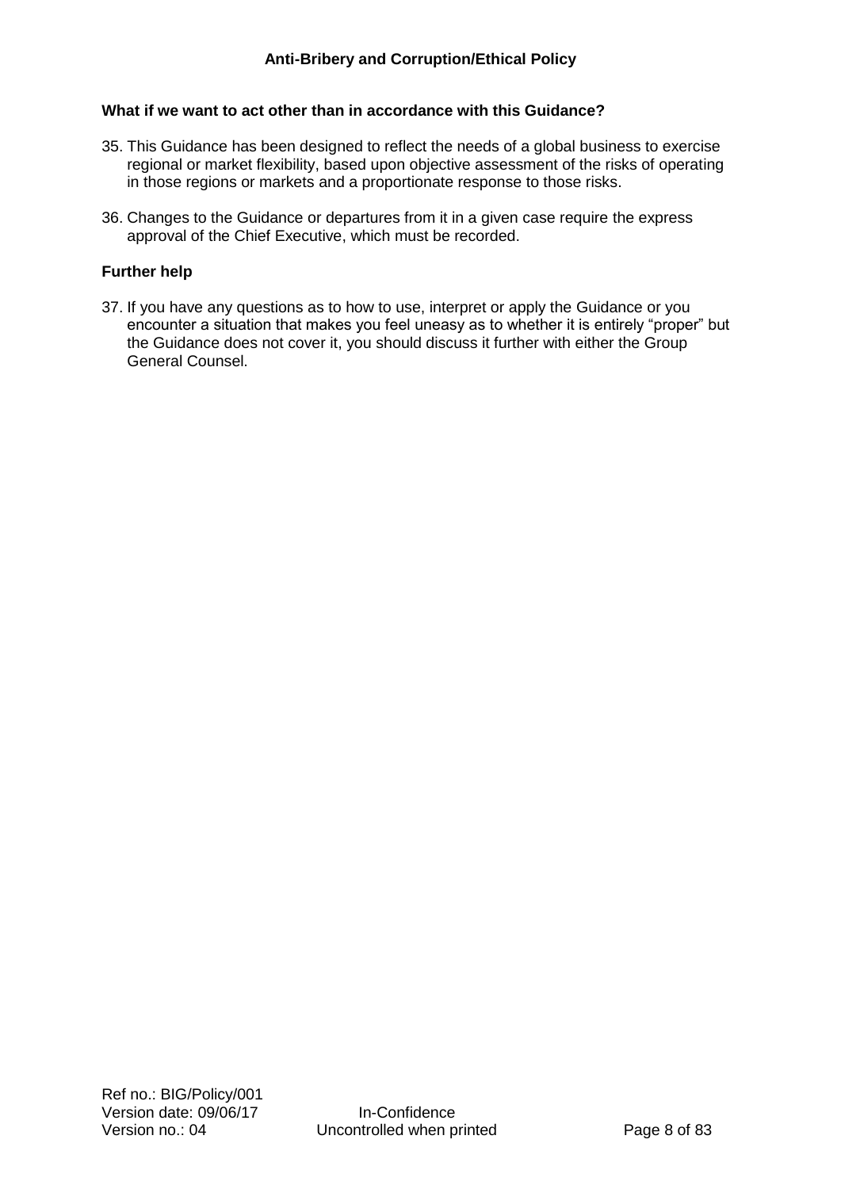### What if we want to act other than in accordance with this Guidance?

35. This Guidance has been designed to reflect the needs of a global business to exercise regional or market flexibility, based upon objective assessment of the risks of operating in those regions or markets and a proportionate response to those risks.

36. Changes to the Guidance or departures from it in a given case require the express approval of the Chief Executive, which must be recorded.

### Further help

37. If you have any questions as to how to use, interpret or apply the Guidance or you encounter a situation that makes you feel uneasy as to whether it is entirely "proper" but the Guidance does not cover it, you should discuss it further with either the Group General Counsel.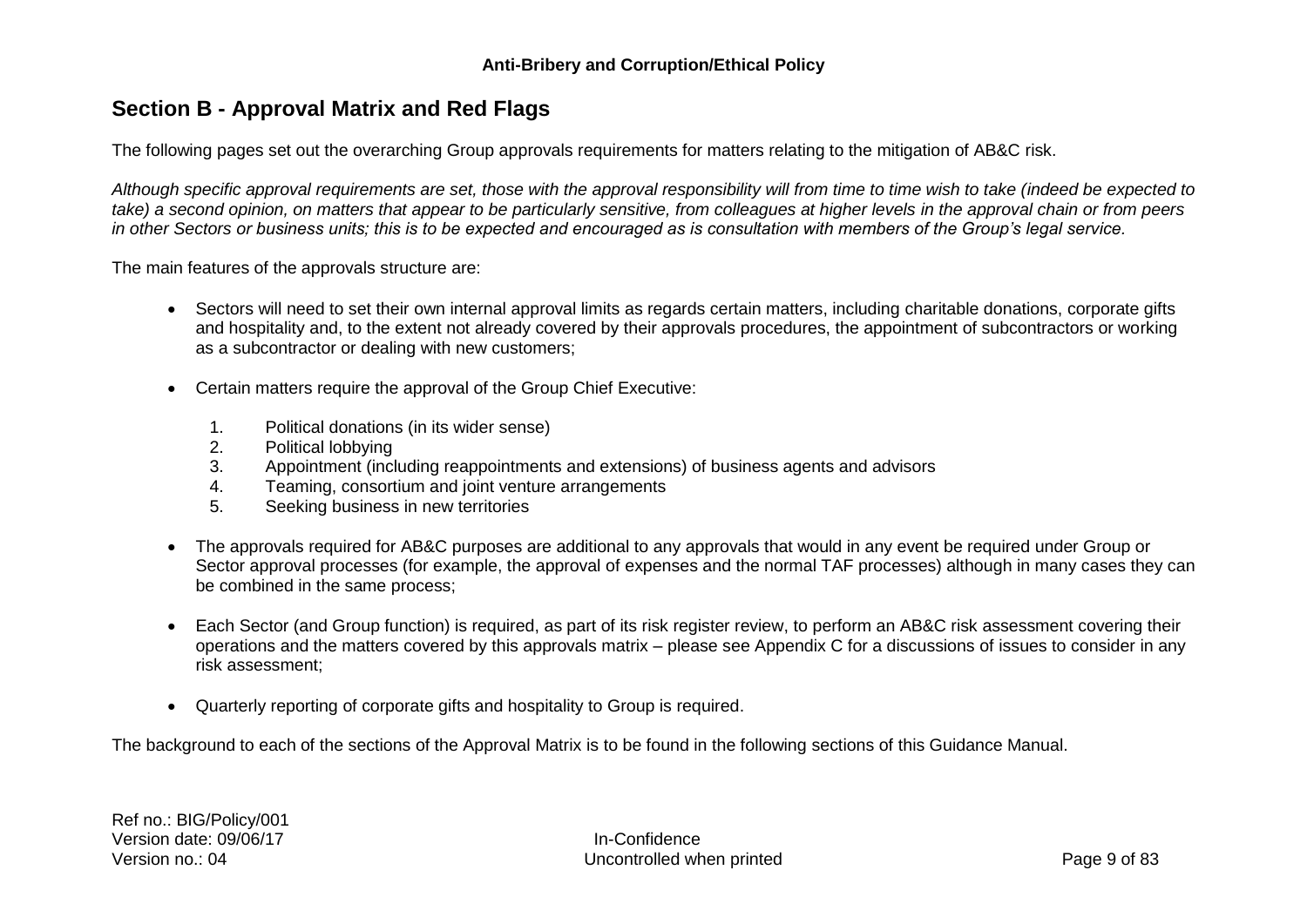## Section B - Approval Matrix and Red Flags

The following pages set out the overarching Group approvals requirements for matters relating to the mitigation of AB&C risk.

*Although specific approval requirements are set, those with the approval responsibility will from time to time wish to take (indeed be expected to take) a second opinion, on matters that appear to be particularly sensitive, from colleagues at higher levels in the approval chain or from peers in other Sectors or business units; this is to be expected and encouraged as is consultation with members of the Group's legal service.*

The main features of the approvals structure are:

- Sectors will need to set their own internal approval limits as regards certain matters, including charitable donations, corporate gifts and hospitality and, to the extent not already covered by their approvals procedures, the appointment of subcontractors or working as a subcontractor or dealing with new customers;

- Certain matters require the approval of the Group Chief Executive:

  1. Political donations (in its wider sense)
  2. Political lobbying
  3. Appointment (including reappointments and extensions) of business agents and advisors
  4. Teaming, consortium and joint venture arrangements
  5. Seeking business in new territories

- The approvals required for AB&C purposes are additional to any approvals that would in any event be required under Group or Sector approval processes (for example, the approval of expenses and the normal TAF processes) although in many cases they can be combined in the same process;

- Each Sector (and Group function) is required, as part of its risk register review, to perform an AB&C risk assessment covering their operations and the matters covered by this approvals matrix – please see Appendix C for a discussions of issues to consider in any risk assessment;

- Quarterly reporting of corporate gifts and hospitality to Group is required.

The background to each of the sections of the Approval Matrix is to be found in the following sections of this Guidance Manual.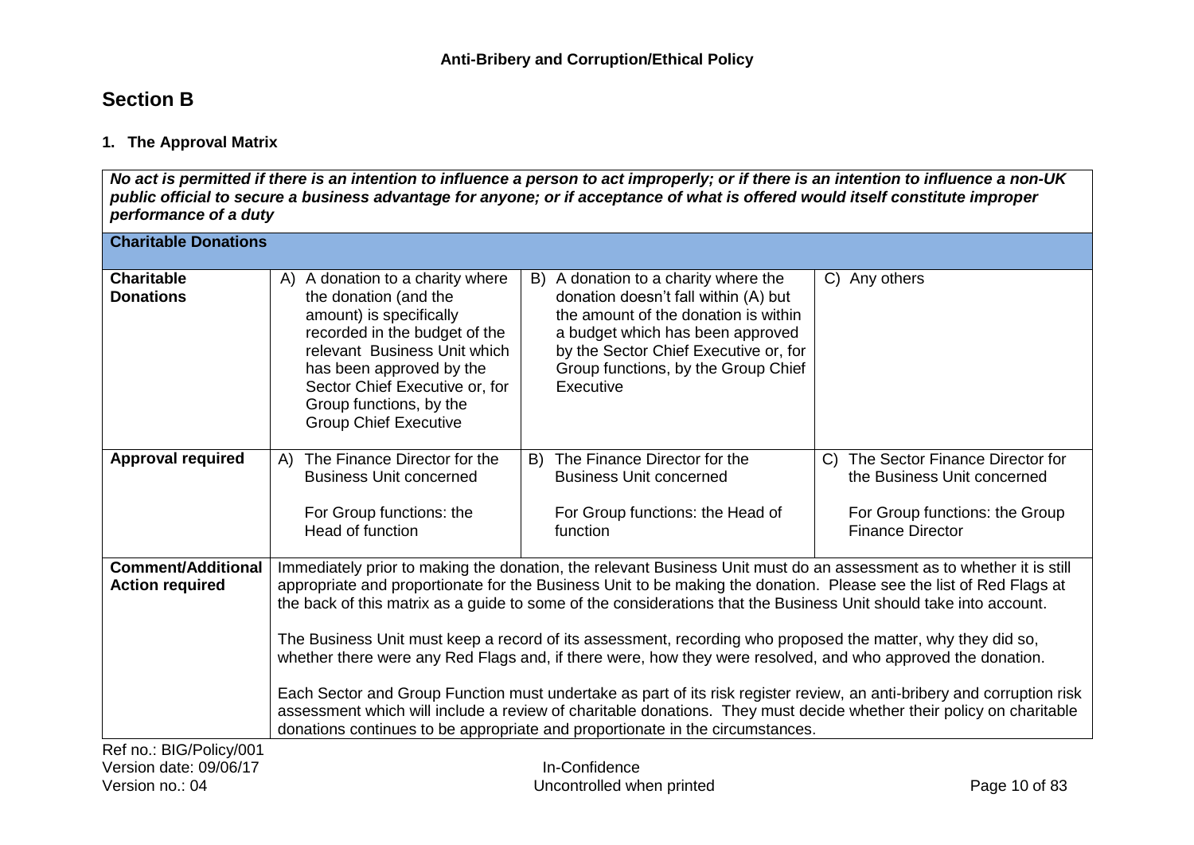## Section B

### 1. The Approval Matrix

| *No act is permitted if there is an intention to influence a person to act improperly; or if there is an intention to influence a non-UK public official to secure a business advantage for anyone; or if acceptance of what is offered would itself constitute improper performance of a duty* | | | |
|---|---|---|---|
| **Charitable Donations** | | | |
| **Charitable Donations** | A) A donation to a charity where the donation (and the amount) is specifically recorded in the budget of the relevant Business Unit which has been approved by the Sector Chief Executive or, for Group functions, by the Group Chief Executive | B) A donation to a charity where the donation doesn't fall within (A) but the amount of the donation is within a budget which has been approved by the Sector Chief Executive or, for Group functions, by the Group Chief Executive | C) Any others |
| **Approval required** | A) The Finance Director for the Business Unit concerned<br><br>For Group functions: the Head of function | B) The Finance Director for the Business Unit concerned<br><br>For Group functions: the Head of function | C) The Sector Finance Director for the Business Unit concerned<br><br>For Group functions: the Group Finance Director |
| **Comment/Additional Action required** | Immediately prior to making the donation, the relevant Business Unit must do an assessment as to whether it is still appropriate and proportionate for the Business Unit to be making the donation. Please see the list of Red Flags at the back of this matrix as a guide to some of the considerations that the Business Unit should take into account.<br><br>The Business Unit must keep a record of its assessment, recording who proposed the matter, why they did so, whether there were any Red Flags and, if there were, how they were resolved, and who approved the donation.<br><br>Each Sector and Group Function must undertake as part of its risk register review, an anti-bribery and corruption risk assessment which will include a review of charitable donations. They must decide whether their policy on charitable donations continues to be appropriate and proportionate in the circumstances. | | |

Ref no.: BIG/Policy/001
Version date: 09/06/17
Version no.: 04

In-Confidence
Uncontrolled when printed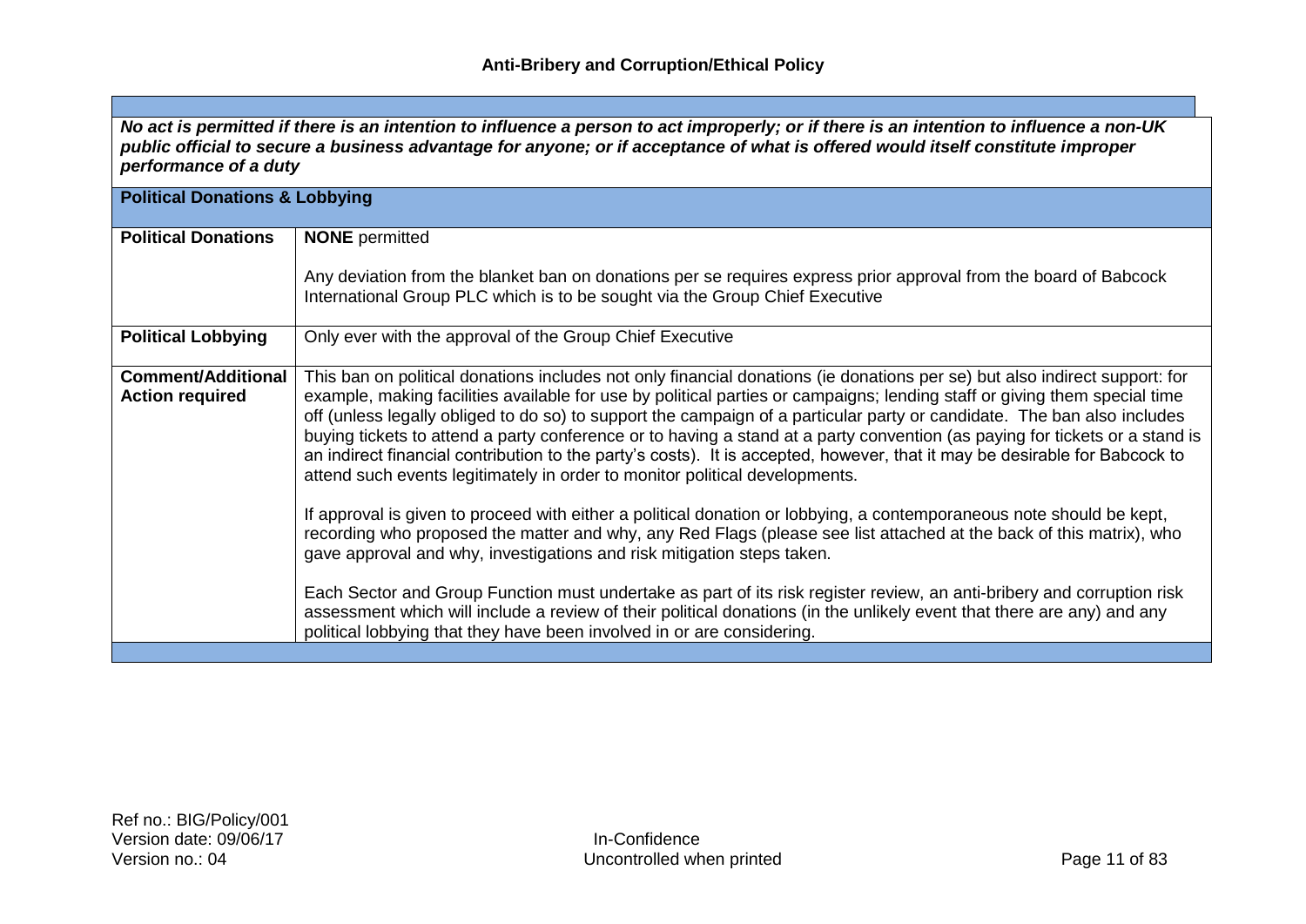**Anti-Bribery and Corruption/Ethical Policy**

***No act is permitted if there is an intention to influence a person to act improperly; or if there is an intention to influence a non-UK public official to secure a business advantage for anyone; or if acceptance of what is offered would itself constitute improper performance of a duty***

| **Political Donations & Lobbying** | |
|---|---|
| **Political Donations** | **NONE** permitted<br><br>Any deviation from the blanket ban on donations per se requires express prior approval from the board of Babcock International Group PLC which is to be sought via the Group Chief Executive |
| **Political Lobbying** | Only ever with the approval of the Group Chief Executive |
| **Comment/Additional Action required** | This ban on political donations includes not only financial donations (ie donations per se) but also indirect support: for example, making facilities available for use by political parties or campaigns; lending staff or giving them special time off (unless legally obliged to do so) to support the campaign of a particular party or candidate. The ban also includes buying tickets to attend a party conference or to having a stand at a party convention (as paying for tickets or a stand is an indirect financial contribution to the party's costs). It is accepted, however, that it may be desirable for Babcock to attend such events legitimately in order to monitor political developments.<br><br>If approval is given to proceed with either a political donation or lobbying, a contemporaneous note should be kept, recording who proposed the matter and why, any Red Flags (please see list attached at the back of this matrix), who gave approval and why, investigations and risk mitigation steps taken.<br><br>Each Sector and Group Function must undertake as part of its risk register review, an anti-bribery and corruption risk assessment which will include a review of their political donations (in the unlikely event that there are any) and any political lobbying that they have been involved in or are considering. |

Ref no.: BIG/Policy/001
Version date: 09/06/17
Version no.: 04

In-Confidence
Uncontrolled when printed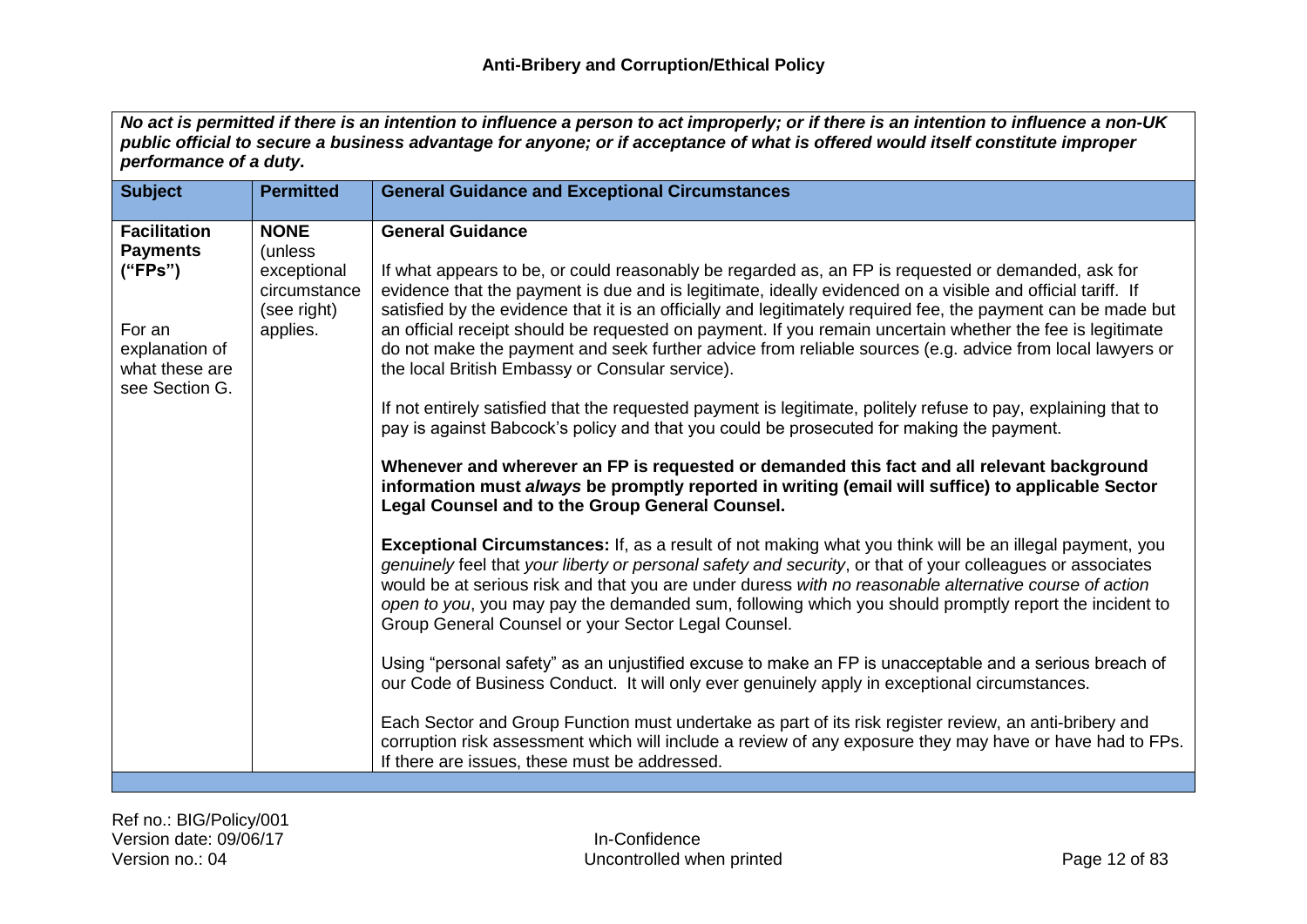***No act is permitted if there is an intention to influence a person to act improperly; or if there is an intention to influence a non-UK public official to secure a business advantage for anyone; or if acceptance of what is offered would itself constitute improper performance of a duty*.**

| Subject | Permitted | General Guidance and Exceptional Circumstances |
|---|---|---|
| **Facilitation Payments ("FPs")**<br><br>For an explanation of what these are see Section G. | **NONE** (unless exceptional circumstance (see right) applies. | **General Guidance**<br><br>If what appears to be, or could reasonably be regarded as, an FP is requested or demanded, ask for evidence that the payment is due and is legitimate, ideally evidenced on a visible and official tariff. If satisfied by the evidence that it is an officially and legitimately required fee, the payment can be made but an official receipt should be requested on payment. If you remain uncertain whether the fee is legitimate do not make the payment and seek further advice from reliable sources (e.g. advice from local lawyers or the local British Embassy or Consular service).<br><br>If not entirely satisfied that the requested payment is legitimate, politely refuse to pay, explaining that to pay is against Babcock's policy and that you could be prosecuted for making the payment.<br><br>**Whenever and wherever an FP is requested or demanded this fact and all relevant background information must *always* be promptly reported in writing (email will suffice) to applicable Sector Legal Counsel and to the Group General Counsel.**<br><br>**Exceptional Circumstances:** If, as a result of not making what you think will be an illegal payment, you *genuinely* feel that *your liberty or personal safety and security*, or that of your colleagues or associates would be at serious risk and that you are under duress *with no reasonable alternative course of action open to you*, you may pay the demanded sum, following which you should promptly report the incident to Group General Counsel or your Sector Legal Counsel.<br><br>Using "personal safety" as an unjustified excuse to make an FP is unacceptable and a serious breach of our Code of Business Conduct. It will only ever genuinely apply in exceptional circumstances.<br><br>Each Sector and Group Function must undertake as part of its risk register review, an anti-bribery and corruption risk assessment which will include a review of any exposure they may have or have had to FPs. If there are issues, these must be addressed. |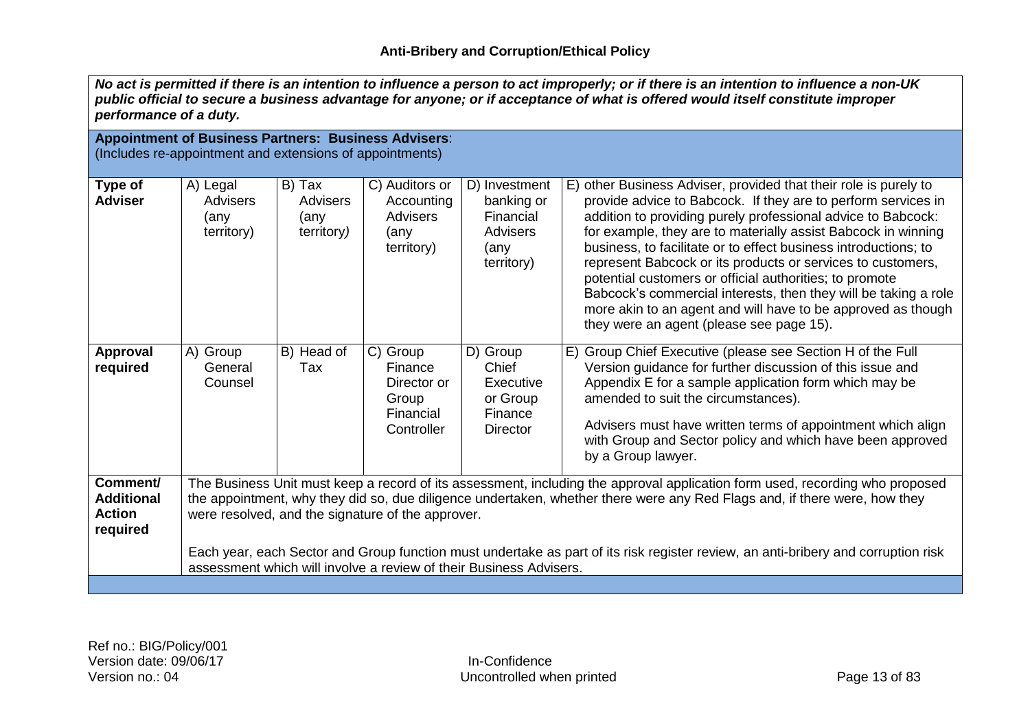## Anti-Bribery and Corruption/Ethical Policy

***No act is permitted if there is an intention to influence a person to act improperly; or if there is an intention to influence a non-UK public official to secure a business advantage for anyone; or if acceptance of what is offered would itself constitute improper performance of a duty.***

**Appointment of Business Partners: Business Advisers**:
(Includes re-appointment and extensions of appointments)

| **Type of Adviser** | A) Legal Advisers (any territory) | B) Tax Advisers (any territory) | C) Auditors or Accounting Advisers (any territory) | D) Investment banking or Financial Advisers (any territory) | E) other Business Adviser, provided that their role is purely to provide advice to Babcock. If they are to perform services in addition to providing purely professional advice to Babcock: for example, they are to materially assist Babcock in winning business, to facilitate or to effect business introductions; to represent Babcock or its products or services to customers, potential customers or official authorities; to promote Babcock's commercial interests, then they will be taking a role more akin to an agent and will have to be approved as though they were an agent (please see page 15). |
|---|---|---|---|---|---|
| **Approval required** | A) Group General Counsel | B) Head of Tax | C) Group Finance Director or Group Financial Controller | D) Group Chief Executive or Group Finance Director | E) Group Chief Executive (please see Section H of the Full Version guidance for further discussion of this issue and Appendix E for a sample application form which may be amended to suit the circumstances).<br><br>Advisers must have written terms of appointment which align with Group and Sector policy and which have been approved by a Group lawyer. |
| **Comment/ Additional Action required** | The Business Unit must keep a record of its assessment, including the approval application form used, recording who proposed the appointment, why they did so, due diligence undertaken, whether there were any Red Flags and, if there were, how they were resolved, and the signature of the approver.<br><br>Each year, each Sector and Group function must undertake as part of its risk register review, an anti-bribery and corruption risk assessment which will involve a review of their Business Advisers. | | | | |

Ref no.: BIG/Policy/001
Version date: 09/06/17
Version no.: 04

In-Confidence
Uncontrolled when printed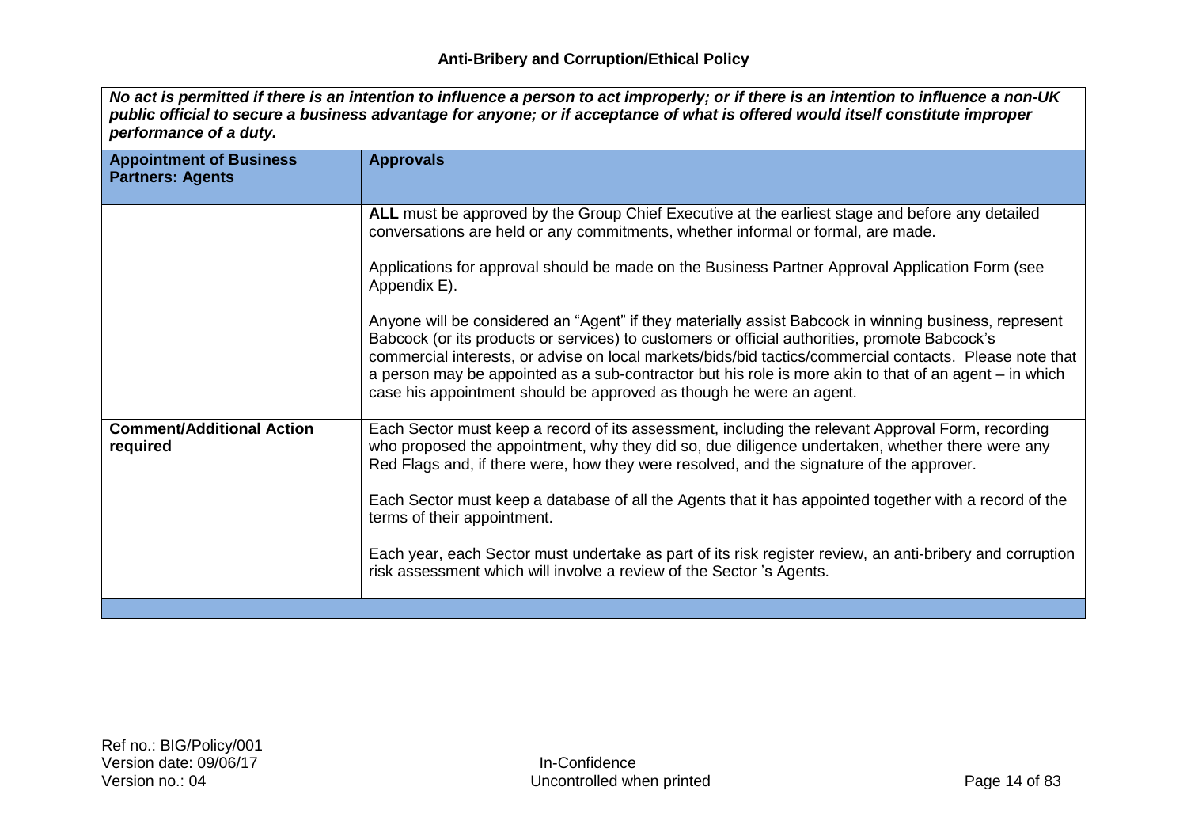**Anti-Bribery and Corruption/Ethical Policy**

| *No act is permitted if there is an intention to influence a person to act improperly; or if there is an intention to influence a non-UK public official to secure a business advantage for anyone; or if acceptance of what is offered would itself constitute improper performance of a duty.* | |
|---|---|
| **Appointment of Business Partners: Agents** | **Approvals** |
| | **ALL** must be approved by the Group Chief Executive at the earliest stage and before any detailed conversations are held or any commitments, whether informal or formal, are made.<br><br>Applications for approval should be made on the Business Partner Approval Application Form (see Appendix E).<br><br>Anyone will be considered an "Agent" if they materially assist Babcock in winning business, represent Babcock (or its products or services) to customers or official authorities, promote Babcock's commercial interests, or advise on local markets/bids/bid tactics/commercial contacts. Please note that a person may be appointed as a sub-contractor but his role is more akin to that of an agent – in which case his appointment should be approved as though he were an agent. |
| **Comment/Additional Action required** | Each Sector must keep a record of its assessment, including the relevant Approval Form, recording who proposed the appointment, why they did so, due diligence undertaken, whether there were any Red Flags and, if there were, how they were resolved, and the signature of the approver.<br><br>Each Sector must keep a database of all the Agents that it has appointed together with a record of the terms of their appointment.<br><br>Each year, each Sector must undertake as part of its risk register review, an anti-bribery and corruption risk assessment which will involve a review of the Sector 's Agents. |

Ref no.: BIG/Policy/001
Version date: 09/06/17
Version no.: 04

In-Confidence
Uncontrolled when printed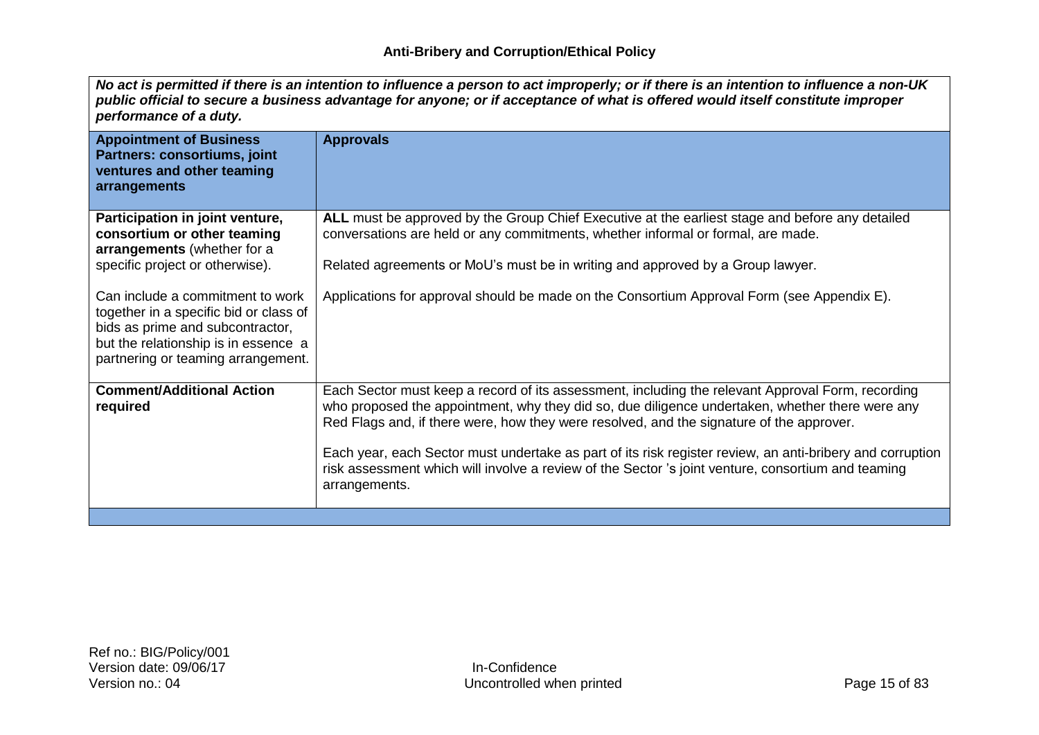## Anti-Bribery and Corruption/Ethical Policy

| ***No act is permitted if there is an intention to influence a person to act improperly; or if there is an intention to influence a non-UK public official to secure a business advantage for anyone; or if acceptance of what is offered would itself constitute improper performance of a duty.*** | |
|---|---|
| **Appointment of Business Partners: consortiums, joint ventures and other teaming arrangements** | **Approvals** |
| **Participation in joint venture, consortium or other teaming arrangements** (whether for a specific project or otherwise).<br><br>Can include a commitment to work together in a specific bid or class of bids as prime and subcontractor, but the relationship is in essence a partnering or teaming arrangement. | **ALL** must be approved by the Group Chief Executive at the earliest stage and before any detailed conversations are held or any commitments, whether informal or formal, are made.<br><br>Related agreements or MoU's must be in writing and approved by a Group lawyer.<br><br>Applications for approval should be made on the Consortium Approval Form (see Appendix E). |
| **Comment/Additional Action required** | Each Sector must keep a record of its assessment, including the relevant Approval Form, recording who proposed the appointment, why they did so, due diligence undertaken, whether there were any Red Flags and, if there were, how they were resolved, and the signature of the approver.<br><br>Each year, each Sector must undertake as part of its risk register review, an anti-bribery and corruption risk assessment which will involve a review of the Sector 's joint venture, consortium and teaming arrangements. |

Ref no.: BIG/Policy/001
Version date: 09/06/17
Version no.: 04

In-Confidence
Uncontrolled when printed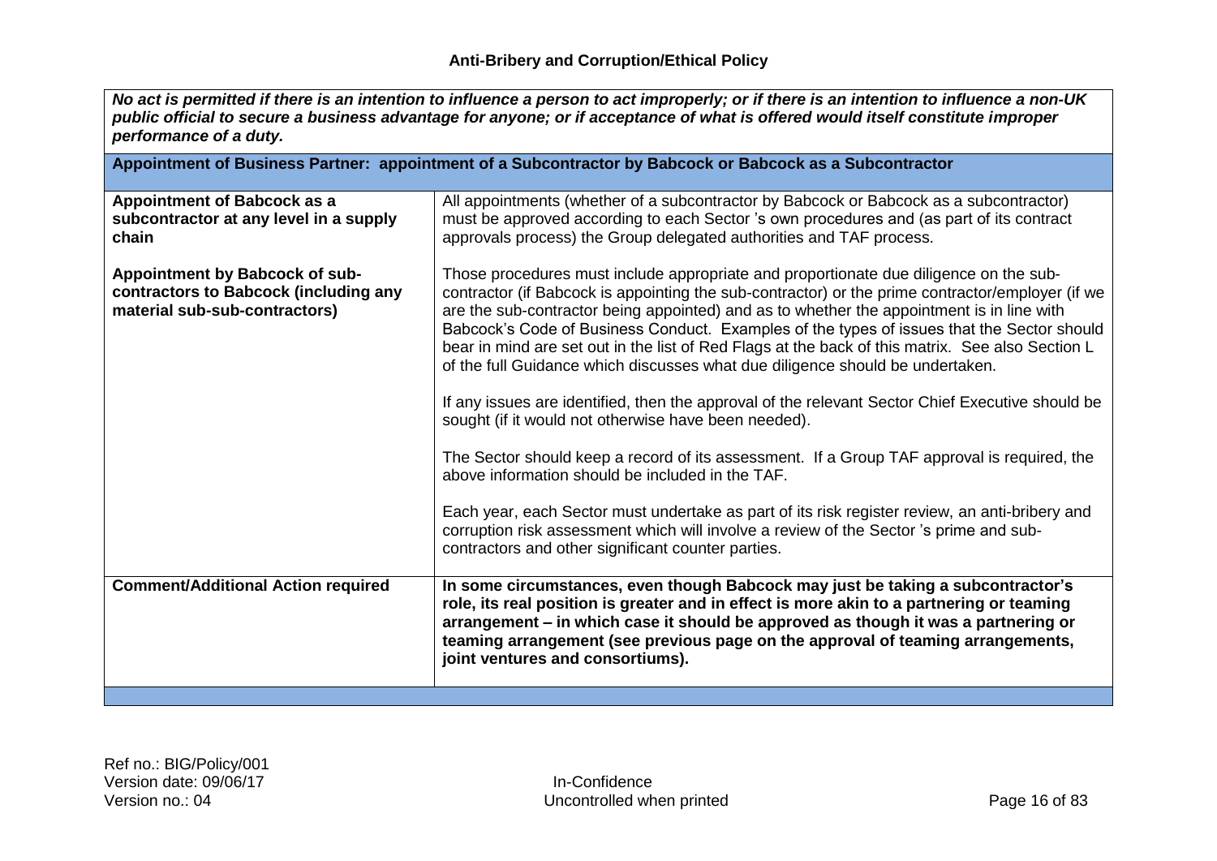***No act is permitted if there is an intention to influence a person to act improperly; or if there is an intention to influence a non-UK public official to secure a business advantage for anyone; or if acceptance of what is offered would itself constitute improper performance of a duty.***

| **Appointment of Business Partner: appointment of a Subcontractor by Babcock or Babcock as a Subcontractor** | |
|---|---|
| **Appointment of Babcock as a subcontractor at any level in a supply chain**<br><br>**Appointment by Babcock of sub-contractors to Babcock (including any material sub-sub-contractors)** | All appointments (whether of a subcontractor by Babcock or Babcock as a subcontractor) must be approved according to each Sector 's own procedures and (as part of its contract approvals process) the Group delegated authorities and TAF process.<br><br>Those procedures must include appropriate and proportionate due diligence on the sub-contractor (if Babcock is appointing the sub-contractor) or the prime contractor/employer (if we are the sub-contractor being appointed) and as to whether the appointment is in line with Babcock's Code of Business Conduct. Examples of the types of issues that the Sector should bear in mind are set out in the list of Red Flags at the back of this matrix. See also Section L of the full Guidance which discusses what due diligence should be undertaken.<br><br>If any issues are identified, then the approval of the relevant Sector Chief Executive should be sought (if it would not otherwise have been needed).<br><br>The Sector should keep a record of its assessment. If a Group TAF approval is required, the above information should be included in the TAF.<br><br>Each year, each Sector must undertake as part of its risk register review, an anti-bribery and corruption risk assessment which will involve a review of the Sector 's prime and sub-contractors and other significant counter parties. |
| **Comment/Additional Action required** | **In some circumstances, even though Babcock may just be taking a subcontractor's role, its real position is greater and in effect is more akin to a partnering or teaming arrangement – in which case it should be approved as though it was a partnering or teaming arrangement (see previous page on the approval of teaming arrangements, joint ventures and consortiums).** |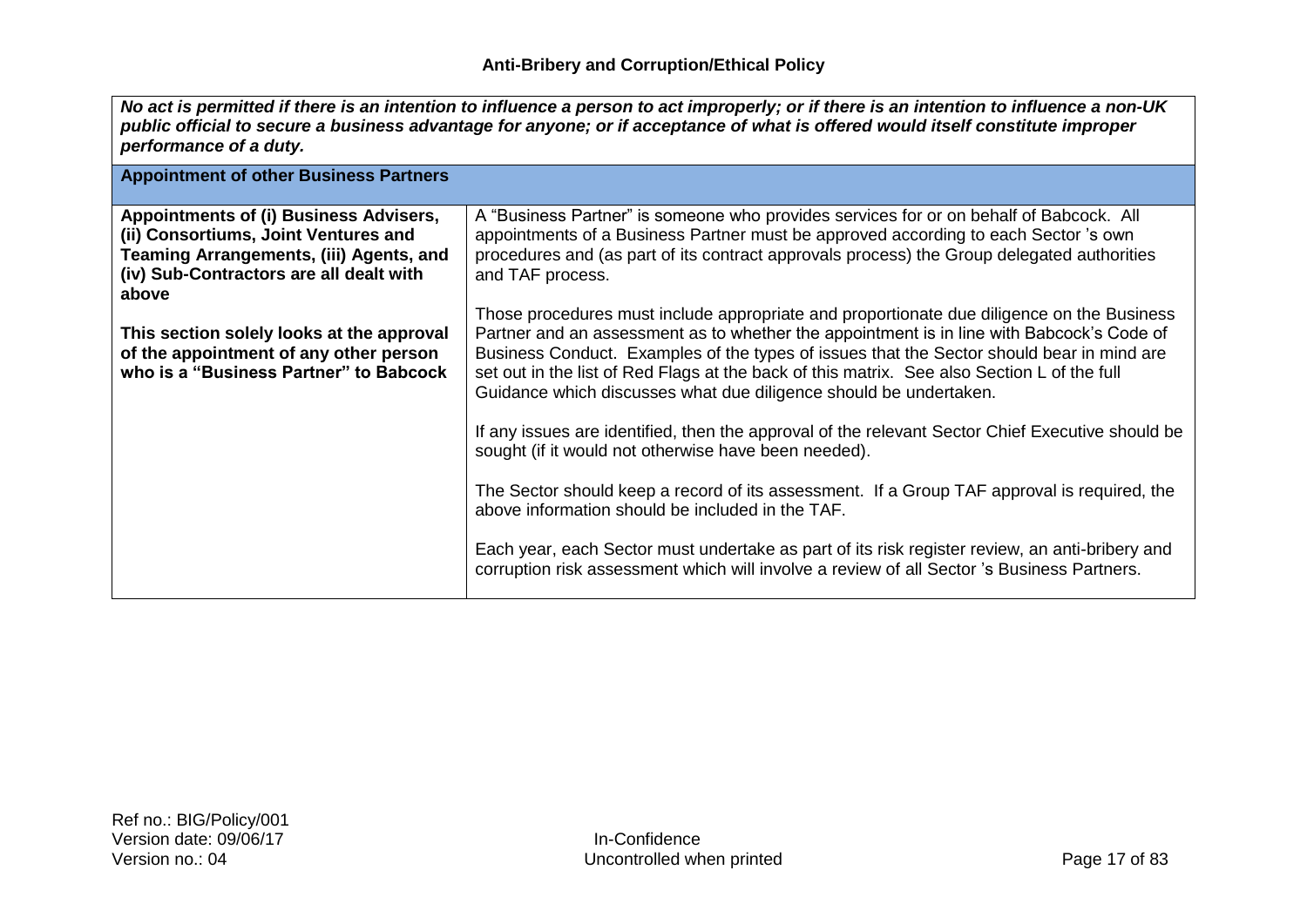**Anti-Bribery and Corruption/Ethical Policy**

| ***No act is permitted if there is an intention to influence a person to act improperly; or if there is an intention to influence a non-UK public official to secure a business advantage for anyone; or if acceptance of what is offered would itself constitute improper performance of a duty.*** | |
|---|---|
| **Appointment of other Business Partners** | |
| **Appointments of (i) Business Advisers, (ii) Consortiums, Joint Ventures and Teaming Arrangements, (iii) Agents, and (iv) Sub-Contractors are all dealt with above**<br><br>**This section solely looks at the approval of the appointment of any other person who is a "Business Partner" to Babcock** | A "Business Partner" is someone who provides services for or on behalf of Babcock. All appointments of a Business Partner must be approved according to each Sector 's own procedures and (as part of its contract approvals process) the Group delegated authorities and TAF process.<br><br>Those procedures must include appropriate and proportionate due diligence on the Business Partner and an assessment as to whether the appointment is in line with Babcock's Code of Business Conduct. Examples of the types of issues that the Sector should bear in mind are set out in the list of Red Flags at the back of this matrix. See also Section L of the full Guidance which discusses what due diligence should be undertaken.<br><br>If any issues are identified, then the approval of the relevant Sector Chief Executive should be sought (if it would not otherwise have been needed).<br><br>The Sector should keep a record of its assessment. If a Group TAF approval is required, the above information should be included in the TAF.<br><br>Each year, each Sector must undertake as part of its risk register review, an anti-bribery and corruption risk assessment which will involve a review of all Sector 's Business Partners. |

Ref no.: BIG/Policy/001
Version date: 09/06/17
Version no.: 04

In-Confidence
Uncontrolled when printed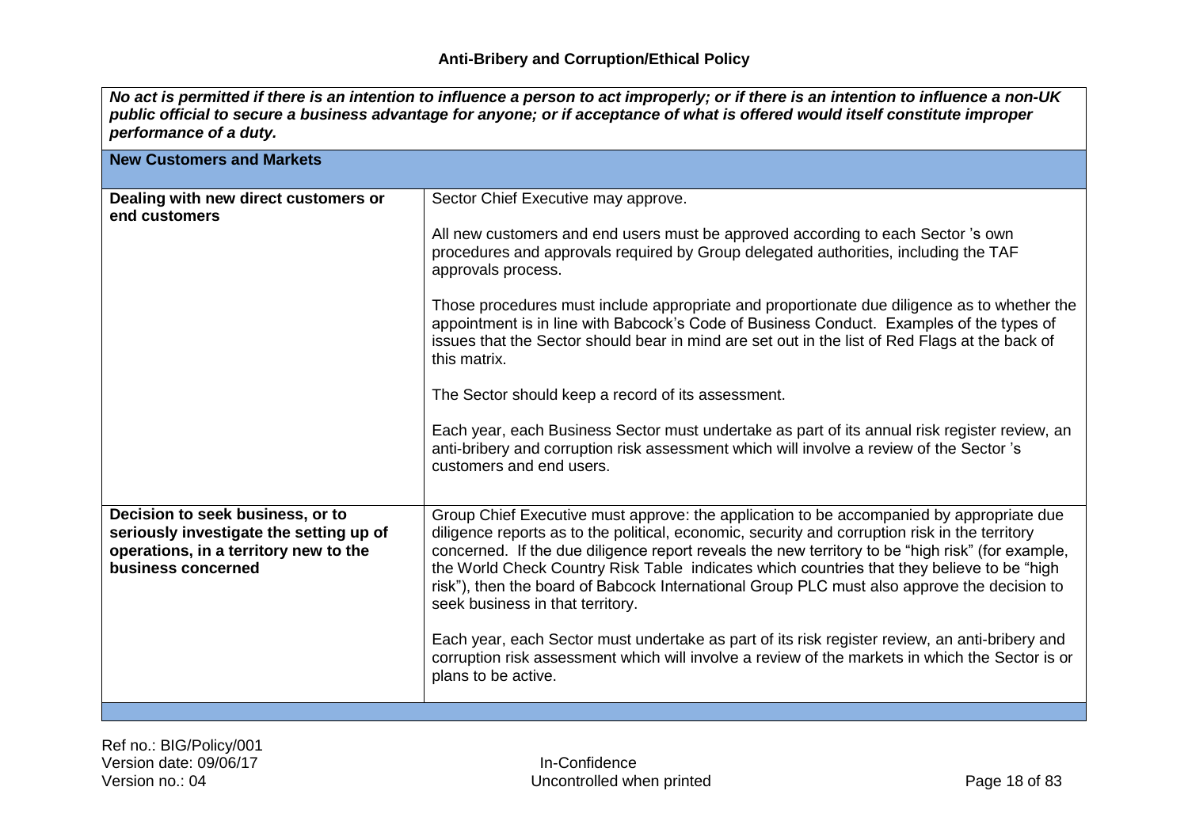## Anti-Bribery and Corruption/Ethical Policy

***No act is permitted if there is an intention to influence a person to act improperly; or if there is an intention to influence a non-UK public official to secure a business advantage for anyone; or if acceptance of what is offered would itself constitute improper performance of a duty.***

| **New Customers and Markets** | |
|---|---|
| **Dealing with new direct customers or end customers** | Sector Chief Executive may approve.<br><br>All new customers and end users must be approved according to each Sector 's own procedures and approvals required by Group delegated authorities, including the TAF approvals process.<br><br>Those procedures must include appropriate and proportionate due diligence as to whether the appointment is in line with Babcock's Code of Business Conduct. Examples of the types of issues that the Sector should bear in mind are set out in the list of Red Flags at the back of this matrix.<br><br>The Sector should keep a record of its assessment.<br><br>Each year, each Business Sector must undertake as part of its annual risk register review, an anti-bribery and corruption risk assessment which will involve a review of the Sector 's customers and end users. |
| **Decision to seek business, or to seriously investigate the setting up of operations, in a territory new to the business concerned** | Group Chief Executive must approve: the application to be accompanied by appropriate due diligence reports as to the political, economic, security and corruption risk in the territory concerned. If the due diligence report reveals the new territory to be "high risk" (for example, the World Check Country Risk Table indicates which countries that they believe to be "high risk"), then the board of Babcock International Group PLC must also approve the decision to seek business in that territory.<br><br>Each year, each Sector must undertake as part of its risk register review, an anti-bribery and corruption risk assessment which will involve a review of the markets in which the Sector is or plans to be active. |

Ref no.: BIG/Policy/001
Version date: 09/06/17
Version no.: 04

In-Confidence
Uncontrolled when printed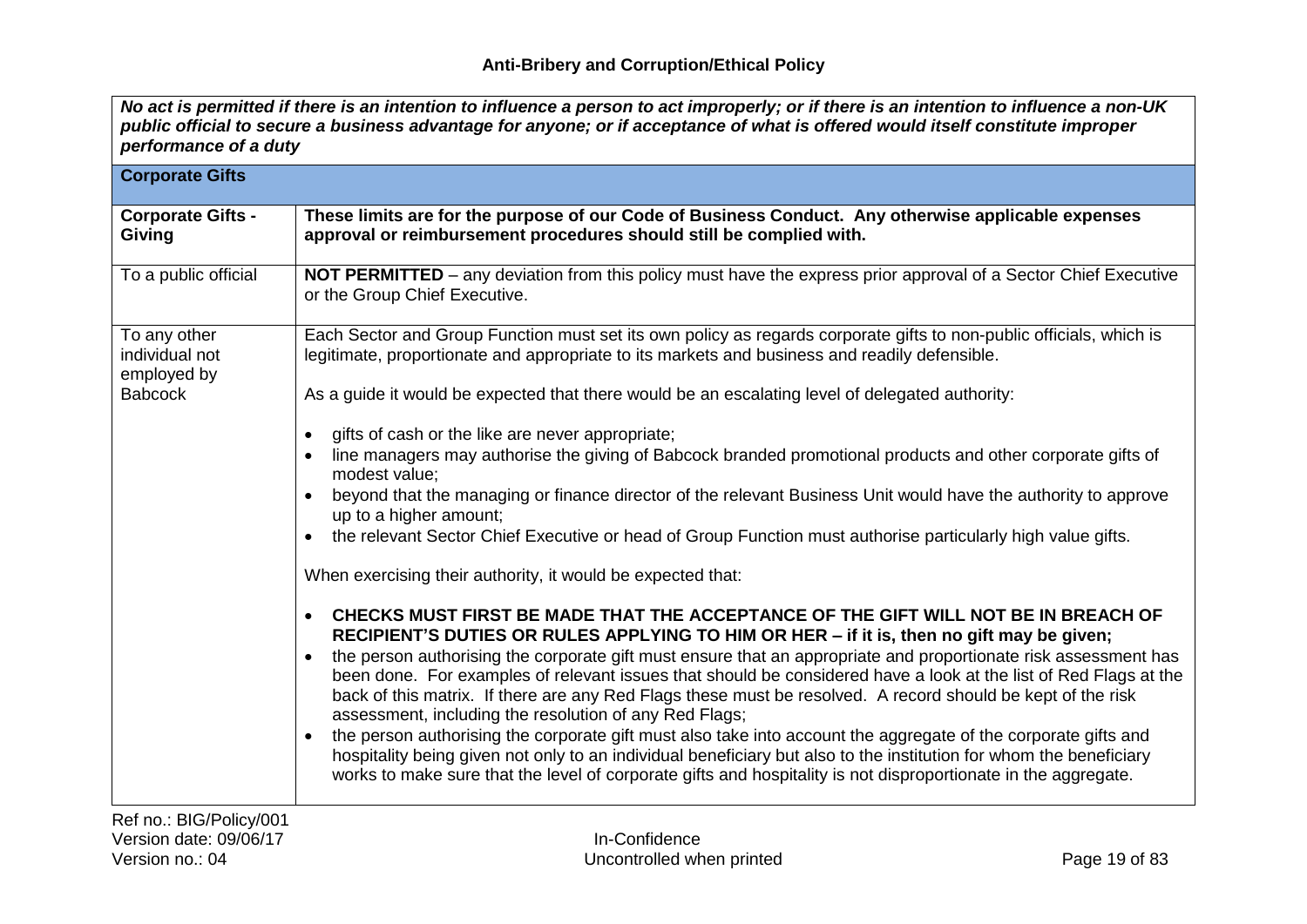## Anti-Bribery and Corruption/Ethical Policy

***No act is permitted if there is an intention to influence a person to act improperly; or if there is an intention to influence a non-UK public official to secure a business advantage for anyone; or if acceptance of what is offered would itself constitute improper performance of a duty***

| **Corporate Gifts** | |
|---|---|
| **Corporate Gifts - Giving** | **These limits are for the purpose of our Code of Business Conduct. Any otherwise applicable expenses approval or reimbursement procedures should still be complied with.** |
| To a public official | **NOT PERMITTED** – any deviation from this policy must have the express prior approval of a Sector Chief Executive or the Group Chief Executive. |
| To any other individual not employed by Babcock | Each Sector and Group Function must set its own policy as regards corporate gifts to non-public officials, which is legitimate, proportionate and appropriate to its markets and business and readily defensible.<br><br>As a guide it would be expected that there would be an escalating level of delegated authority:<br><br>• gifts of cash or the like are never appropriate;<br>• line managers may authorise the giving of Babcock branded promotional products and other corporate gifts of modest value;<br>• beyond that the managing or finance director of the relevant Business Unit would have the authority to approve up to a higher amount;<br>• the relevant Sector Chief Executive or head of Group Function must authorise particularly high value gifts.<br><br>When exercising their authority, it would be expected that:<br><br>• **CHECKS MUST FIRST BE MADE THAT THE ACCEPTANCE OF THE GIFT WILL NOT BE IN BREACH OF RECIPIENT'S DUTIES OR RULES APPLYING TO HIM OR HER – if it is, then no gift may be given;**<br>• the person authorising the corporate gift must ensure that an appropriate and proportionate risk assessment has been done. For examples of relevant issues that should be considered have a look at the list of Red Flags at the back of this matrix. If there are any Red Flags these must be resolved. A record should be kept of the risk assessment, including the resolution of any Red Flags;<br>• the person authorising the corporate gift must also take into account the aggregate of the corporate gifts and hospitality being given not only to an individual beneficiary but also to the institution for whom the beneficiary works to make sure that the level of corporate gifts and hospitality is not disproportionate in the aggregate. |

Ref no.: BIG/Policy/001
Version date: 09/06/17
Version no.: 04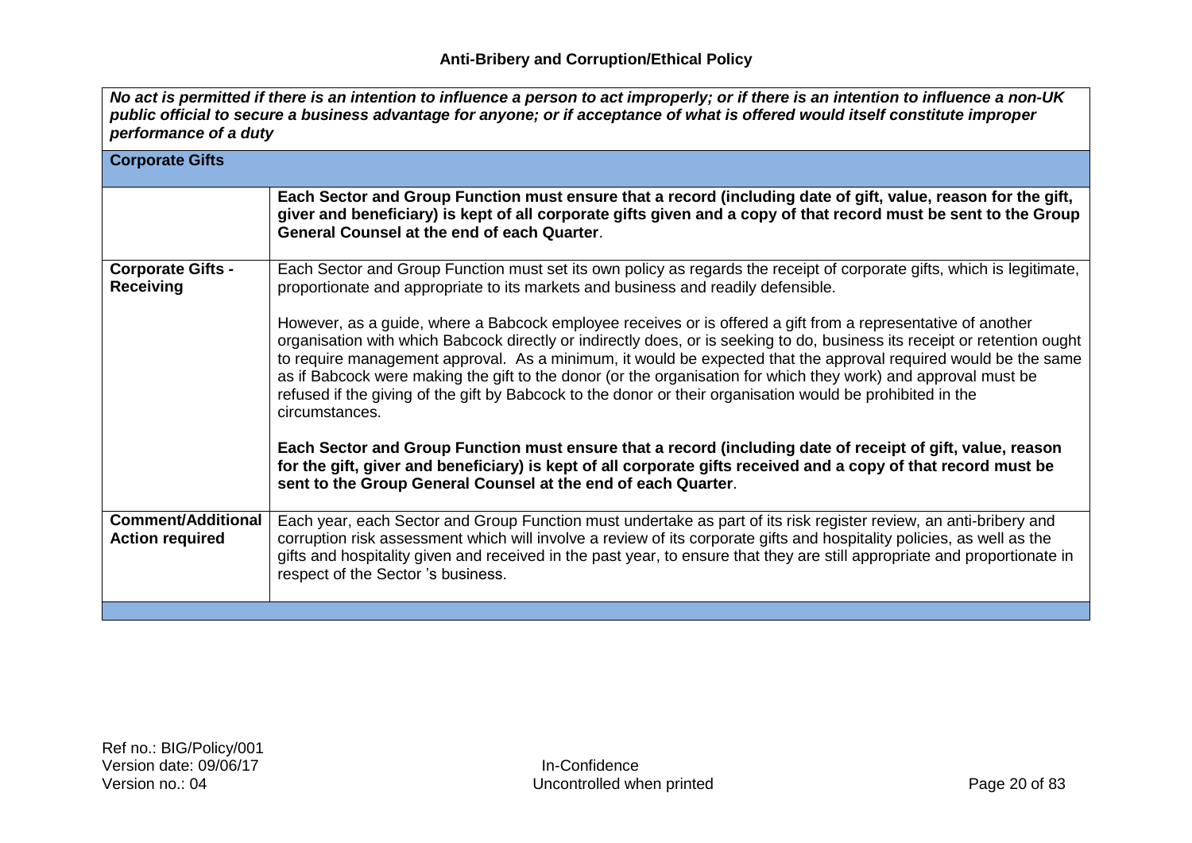**Anti-Bribery and Corruption/Ethical Policy**

| ***No act is permitted if there is an intention to influence a person to act improperly; or if there is an intention to influence a non-UK public official to secure a business advantage for anyone; or if acceptance of what is offered would itself constitute improper performance of a duty*** | |
|---|---|
| **Corporate Gifts** | |
| | **Each Sector and Group Function must ensure that a record (including date of gift, value, reason for the gift, giver and beneficiary) is kept of all corporate gifts given and a copy of that record must be sent to the Group General Counsel at the end of each Quarter**. |
| **Corporate Gifts - Receiving** | Each Sector and Group Function must set its own policy as regards the receipt of corporate gifts, which is legitimate, proportionate and appropriate to its markets and business and readily defensible.<br><br>However, as a guide, where a Babcock employee receives or is offered a gift from a representative of another organisation with which Babcock directly or indirectly does, or is seeking to do, business its receipt or retention ought to require management approval. As a minimum, it would be expected that the approval required would be the same as if Babcock were making the gift to the donor (or the organisation for which they work) and approval must be refused if the giving of the gift by Babcock to the donor or their organisation would be prohibited in the circumstances.<br><br>**Each Sector and Group Function must ensure that a record (including date of receipt of gift, value, reason for the gift, giver and beneficiary) is kept of all corporate gifts received and a copy of that record must be sent to the Group General Counsel at the end of each Quarter**. |
| **Comment/Additional Action required** | Each year, each Sector and Group Function must undertake as part of its risk register review, an anti-bribery and corruption risk assessment which will involve a review of its corporate gifts and hospitality policies, as well as the gifts and hospitality given and received in the past year, to ensure that they are still appropriate and proportionate in respect of the Sector 's business. |
| | |

Ref no.: BIG/Policy/001
Version date: 09/06/17
Version no.: 04

In-Confidence
Uncontrolled when printed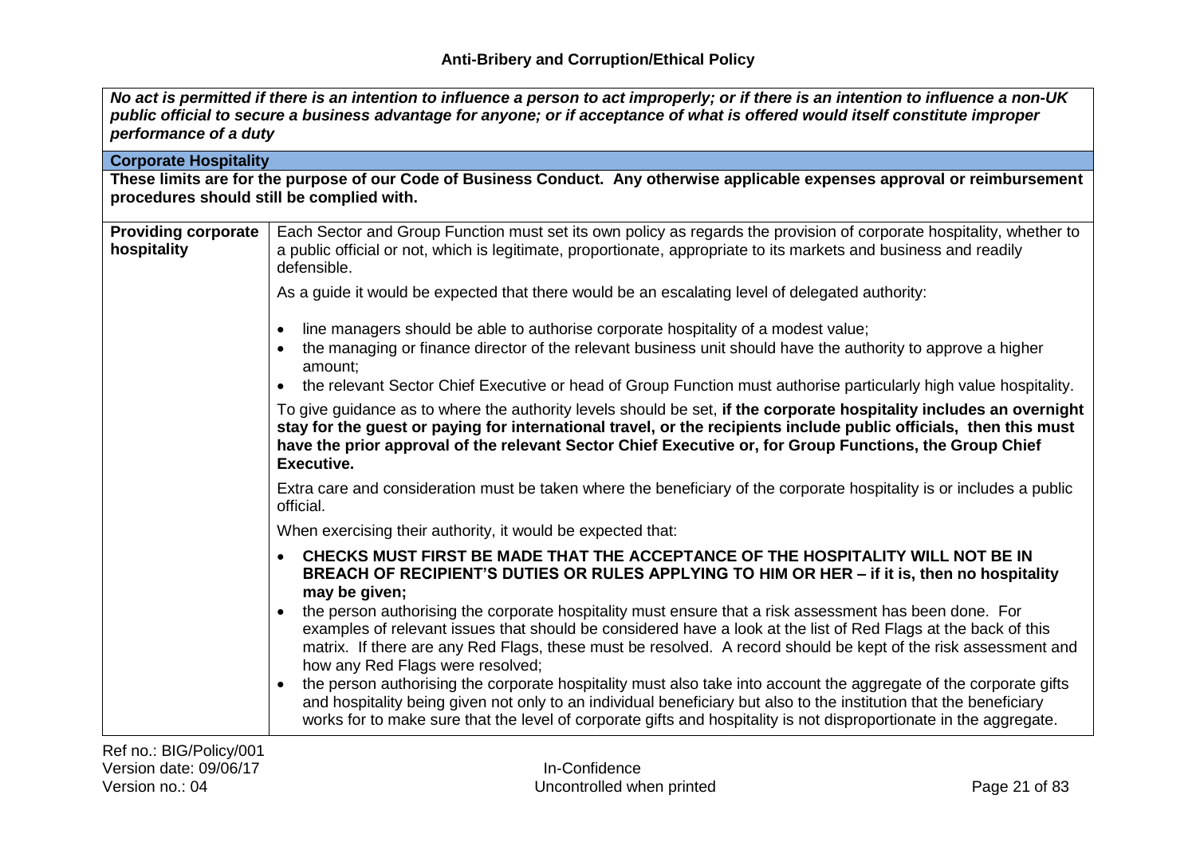**Anti-Bribery and Corruption/Ethical Policy**

| *No act is permitted if there is an intention to influence a person to act improperly; or if there is an intention to influence a non-UK public official to secure a business advantage for anyone; or if acceptance of what is offered would itself constitute improper performance of a duty* | |
|---|---|
| **Corporate Hospitality** | |
| **These limits are for the purpose of our Code of Business Conduct. Any otherwise applicable expenses approval or reimbursement procedures should still be complied with.** | |
| **Providing corporate hospitality** | Each Sector and Group Function must set its own policy as regards the provision of corporate hospitality, whether to a public official or not, which is legitimate, proportionate, appropriate to its markets and business and readily defensible.<br><br>As a guide it would be expected that there would be an escalating level of delegated authority:<br><br>• line managers should be able to authorise corporate hospitality of a modest value;<br>• the managing or finance director of the relevant business unit should have the authority to approve a higher amount;<br>• the relevant Sector Chief Executive or head of Group Function must authorise particularly high value hospitality.<br><br>To give guidance as to where the authority levels should be set, **if the corporate hospitality includes an overnight stay for the guest or paying for international travel, or the recipients include public officials, then this must have the prior approval of the relevant Sector Chief Executive or, for Group Functions, the Group Chief Executive.**<br><br>Extra care and consideration must be taken where the beneficiary of the corporate hospitality is or includes a public official.<br><br>When exercising their authority, it would be expected that:<br><br>• **CHECKS MUST FIRST BE MADE THAT THE ACCEPTANCE OF THE HOSPITALITY WILL NOT BE IN BREACH OF RECIPIENT'S DUTIES OR RULES APPLYING TO HIM OR HER – if it is, then no hospitality may be given;**<br>• the person authorising the corporate hospitality must ensure that a risk assessment has been done. For examples of relevant issues that should be considered have a look at the list of Red Flags at the back of this matrix. If there are any Red Flags, these must be resolved. A record should be kept of the risk assessment and how any Red Flags were resolved;<br>• the person authorising the corporate hospitality must also take into account the aggregate of the corporate gifts and hospitality being given not only to an individual beneficiary but also to the institution that the beneficiary works for to make sure that the level of corporate gifts and hospitality is not disproportionate in the aggregate. |

Ref no.: BIG/Policy/001
Version date: 09/06/17
Version no.: 04

In-Confidence
Uncontrolled when printed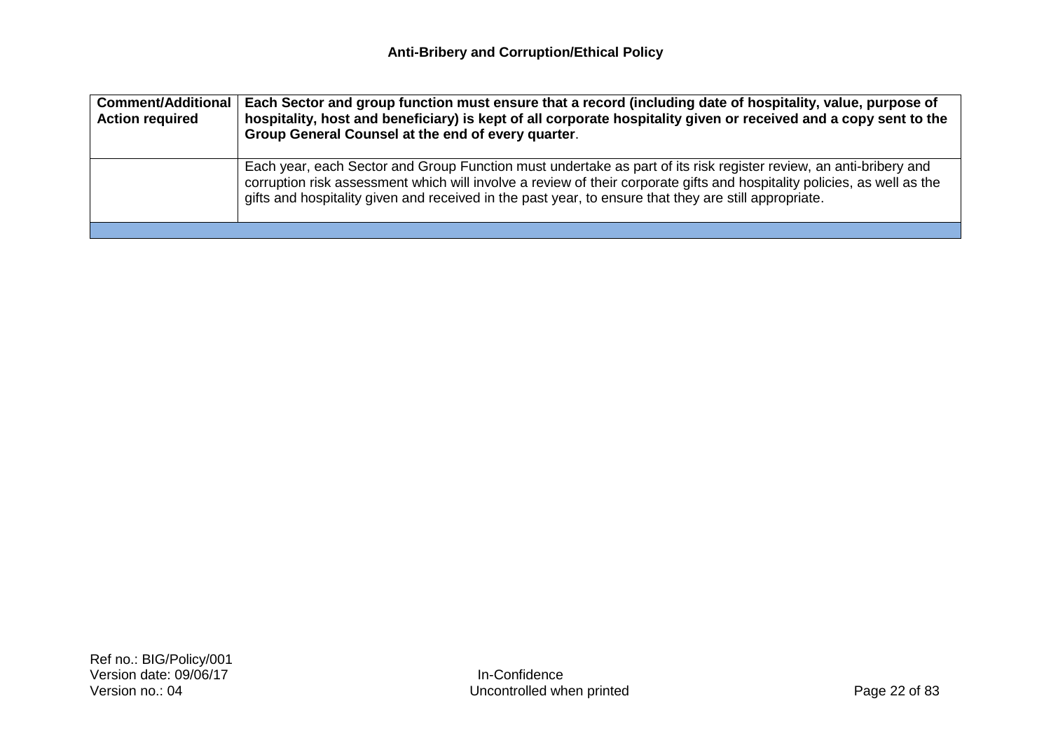| **Comment/Additional Action required** | **Each Sector and group function must ensure that a record (including date of hospitality, value, purpose of hospitality, host and beneficiary) is kept of all corporate hospitality given or received and a copy sent to the Group General Counsel at the end of every quarter**. |
|---|---|
| | Each year, each Sector and Group Function must undertake as part of its risk register review, an anti-bribery and corruption risk assessment which will involve a review of their corporate gifts and hospitality policies, as well as the gifts and hospitality given and received in the past year, to ensure that they are still appropriate. |
| | |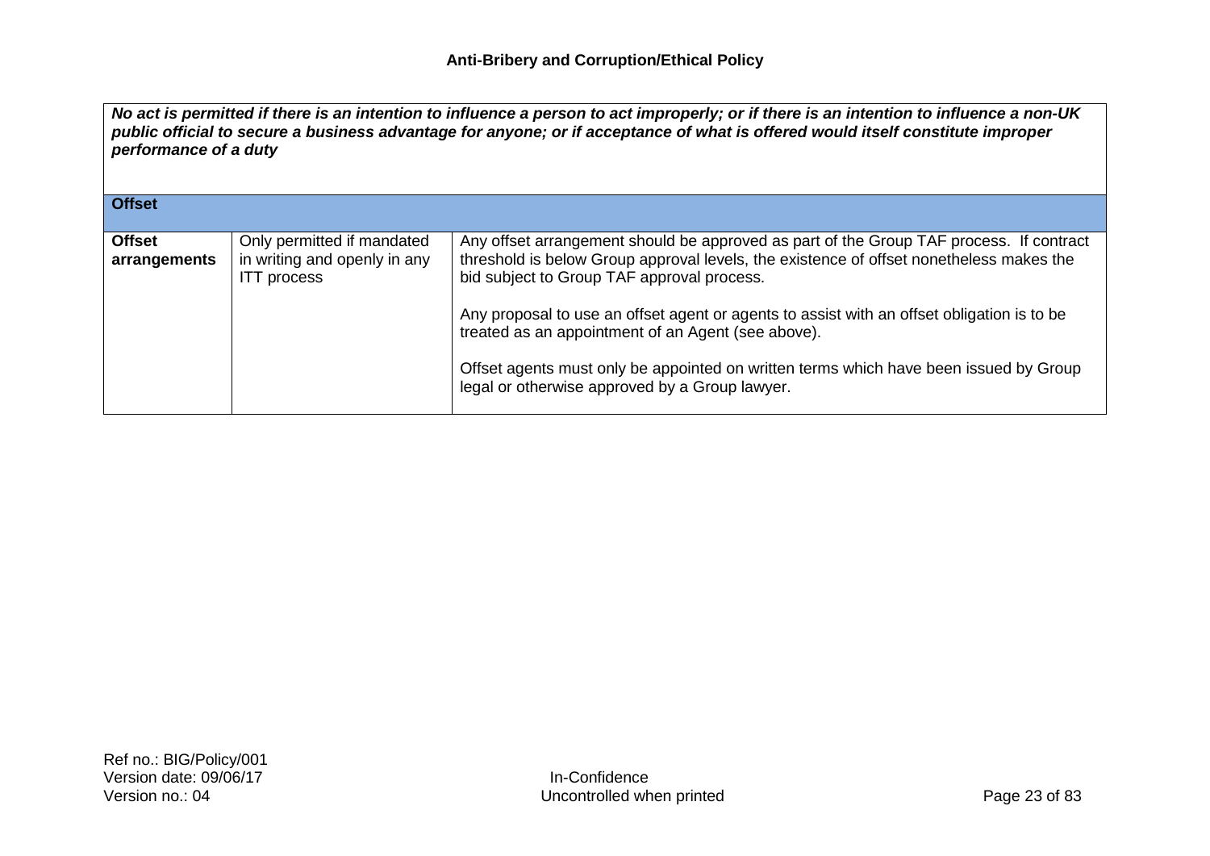| *No act is permitted if there is an intention to influence a person to act improperly; or if there is an intention to influence a non-UK public official to secure a business advantage for anyone; or if acceptance of what is offered would itself constitute improper performance of a duty* | | |
|---|---|---|
| **Offset** | | |
| **Offset arrangements** | Only permitted if mandated in writing and openly in any ITT process | Any offset arrangement should be approved as part of the Group TAF process. If contract threshold is below Group approval levels, the existence of offset nonetheless makes the bid subject to Group TAF approval process.<br><br>Any proposal to use an offset agent or agents to assist with an offset obligation is to be treated as an appointment of an Agent (see above).<br><br>Offset agents must only be appointed on written terms which have been issued by Group legal or otherwise approved by a Group lawyer. |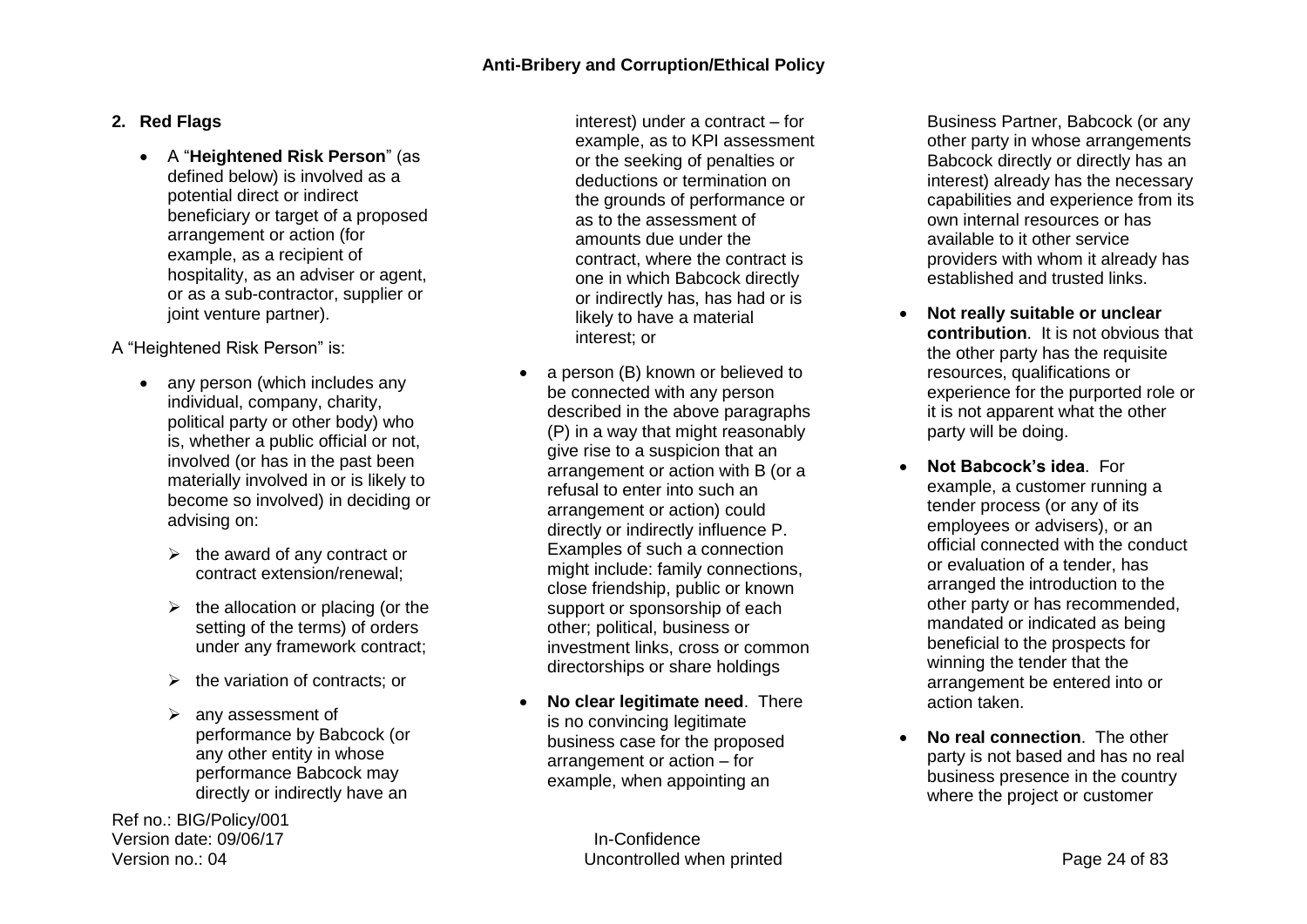## 2. Red Flags

- A "**Heightened Risk Person**" (as defined below) is involved as a potential direct or indirect beneficiary or target of a proposed arrangement or action (for example, as a recipient of hospitality, as an adviser or agent, or as a sub-contractor, supplier or joint venture partner).

A "Heightened Risk Person" is:

- any person (which includes any individual, company, charity, political party or other body) who is, whether a public official or not, involved (or has in the past been materially involved in or is likely to become so involved) in deciding or advising on:
  - the award of any contract or contract extension/renewal;
  - the allocation or placing (or the setting of the terms) of orders under any framework contract;
  - the variation of contracts; or
  - any assessment of performance by Babcock (or any other entity in whose performance Babcock may directly or indirectly have an interest) under a contract – for example, as to KPI assessment or the seeking of penalties or deductions or termination on the grounds of performance or as to the assessment of amounts due under the contract, where the contract is one in which Babcock directly or indirectly has, has had or is likely to have a material interest; or
- a person (B) known or believed to be connected with any person described in the above paragraphs (P) in a way that might reasonably give rise to a suspicion that an arrangement or action with B (or a refusal to enter into such an arrangement or action) could directly or indirectly influence P. Examples of such a connection might include: family connections, close friendship, public or known support or sponsorship of each other; political, business or investment links, cross or common directorships or share holdings

- **No clear legitimate need**. There is no convincing legitimate business case for the proposed arrangement or action – for example, when appointing an Business Partner, Babcock (or any other party in whose arrangements Babcock directly or directly has an interest) already has the necessary capabilities and experience from its own internal resources or has available to it other service providers with whom it already has established and trusted links.

- **Not really suitable or unclear contribution**. It is not obvious that the other party has the requisite resources, qualifications or experience for the purported role or it is not apparent what the other party will be doing.

- **Not Babcock's idea**. For example, a customer running a tender process (or any of its employees or advisers), or an official connected with the conduct or evaluation of a tender, has arranged the introduction to the other party or has recommended, mandated or indicated as being beneficial to the prospects for winning the tender that the arrangement be entered into or action taken.

- **No real connection**. The other party is not based and has no real business presence in the country where the project or customer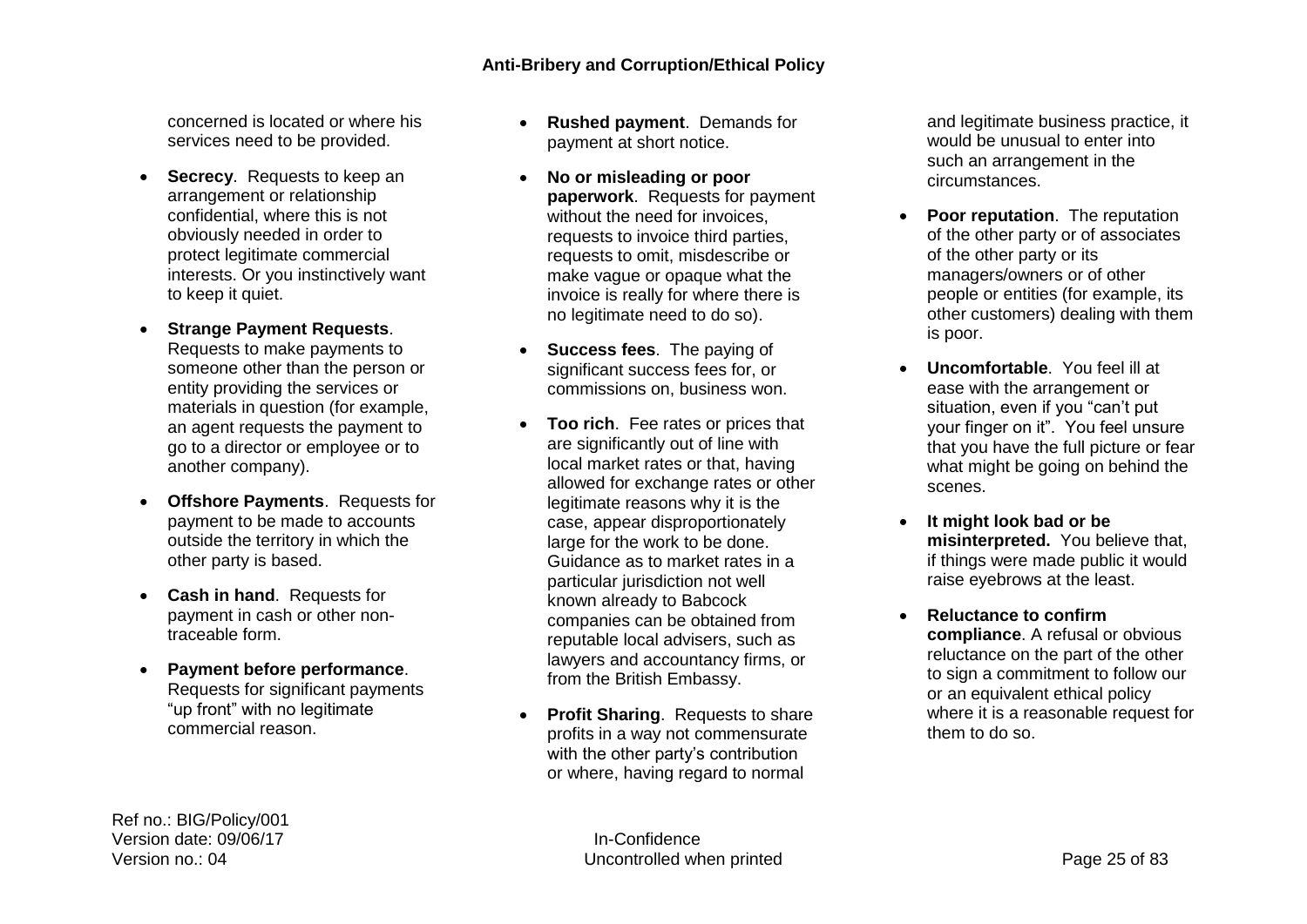concerned is located or where his services need to be provided.

- **Secrecy**. Requests to keep an arrangement or relationship confidential, where this is not obviously needed in order to protect legitimate commercial interests. Or you instinctively want to keep it quiet.
- **Strange Payment Requests**. Requests to make payments to someone other than the person or entity providing the services or materials in question (for example, an agent requests the payment to go to a director or employee or to another company).
- **Offshore Payments**. Requests for payment to be made to accounts outside the territory in which the other party is based.
- **Cash in hand**. Requests for payment in cash or other non-traceable form.
- **Payment before performance**. Requests for significant payments "up front" with no legitimate commercial reason.
- **Rushed payment**. Demands for payment at short notice.
- **No or misleading or poor paperwork**. Requests for payment without the need for invoices, requests to invoice third parties, requests to omit, misdescribe or make vague or opaque what the invoice is really for where there is no legitimate need to do so).
- **Success fees**. The paying of significant success fees for, or commissions on, business won.
- **Too rich**. Fee rates or prices that are significantly out of line with local market rates or that, having allowed for exchange rates or other legitimate reasons why it is the case, appear disproportionately large for the work to be done. Guidance as to market rates in a particular jurisdiction not well known already to Babcock companies can be obtained from reputable local advisers, such as lawyers and accountancy firms, or from the British Embassy.
- **Profit Sharing**. Requests to share profits in a way not commensurate with the other party's contribution or where, having regard to normal and legitimate business practice, it would be unusual to enter into such an arrangement in the circumstances.
- **Poor reputation**. The reputation of the other party or of associates of the other party or its managers/owners or of other people or entities (for example, its other customers) dealing with them is poor.
- **Uncomfortable**. You feel ill at ease with the arrangement or situation, even if you "can't put your finger on it". You feel unsure that you have the full picture or fear what might be going on behind the scenes.
- **It might look bad or be misinterpreted.** You believe that, if things were made public it would raise eyebrows at the least.
- **Reluctance to confirm compliance**. A refusal or obvious reluctance on the part of the other to sign a commitment to follow our or an equivalent ethical policy where it is a reasonable request for them to do so.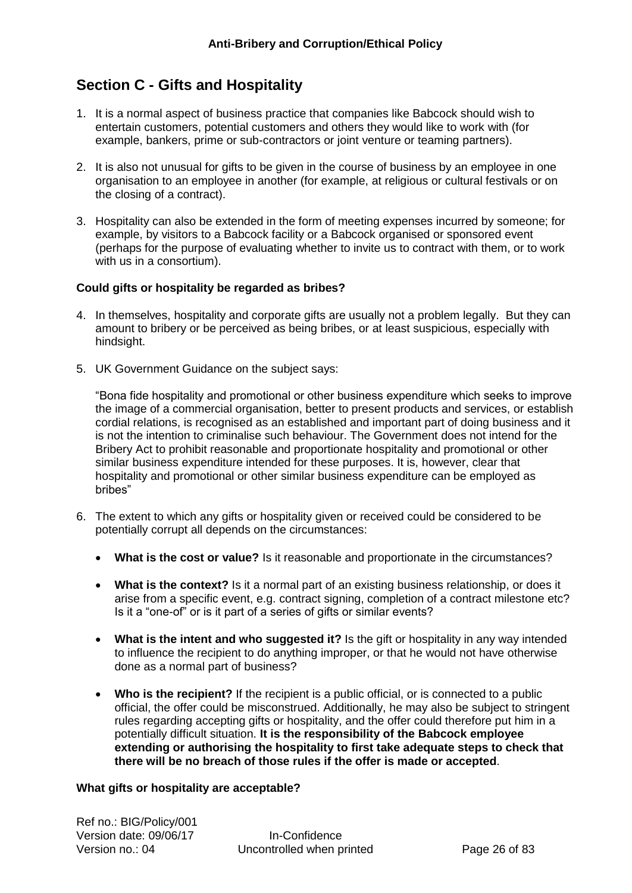## Section C - Gifts and Hospitality

1. It is a normal aspect of business practice that companies like Babcock should wish to entertain customers, potential customers and others they would like to work with (for example, bankers, prime or sub-contractors or joint venture or teaming partners).

2. It is also not unusual for gifts to be given in the course of business by an employee in one organisation to an employee in another (for example, at religious or cultural festivals or on the closing of a contract).

3. Hospitality can also be extended in the form of meeting expenses incurred by someone; for example, by visitors to a Babcock facility or a Babcock organised or sponsored event (perhaps for the purpose of evaluating whether to invite us to contract with them, or to work with us in a consortium).

**Could gifts or hospitality be regarded as bribes?**

4. In themselves, hospitality and corporate gifts are usually not a problem legally. But they can amount to bribery or be perceived as being bribes, or at least suspicious, especially with hindsight.

5. UK Government Guidance on the subject says:

   "Bona fide hospitality and promotional or other business expenditure which seeks to improve the image of a commercial organisation, better to present products and services, or establish cordial relations, is recognised as an established and important part of doing business and it is not the intention to criminalise such behaviour. The Government does not intend for the Bribery Act to prohibit reasonable and proportionate hospitality and promotional or other similar business expenditure intended for these purposes. It is, however, clear that hospitality and promotional or other similar business expenditure can be employed as bribes"

6. The extent to which any gifts or hospitality given or received could be considered to be potentially corrupt all depends on the circumstances:

   - **What is the cost or value?** Is it reasonable and proportionate in the circumstances?

   - **What is the context?** Is it a normal part of an existing business relationship, or does it arise from a specific event, e.g. contract signing, completion of a contract milestone etc? Is it a "one-of" or is it part of a series of gifts or similar events?

   - **What is the intent and who suggested it?** Is the gift or hospitality in any way intended to influence the recipient to do anything improper, or that he would not have otherwise done as a normal part of business?

   - **Who is the recipient?** If the recipient is a public official, or is connected to a public official, the offer could be misconstrued. Additionally, he may also be subject to stringent rules regarding accepting gifts or hospitality, and the offer could therefore put him in a potentially difficult situation. **It is the responsibility of the Babcock employee extending or authorising the hospitality to first take adequate steps to check that there will be no breach of those rules if the offer is made or accepted**.

**What gifts or hospitality are acceptable?**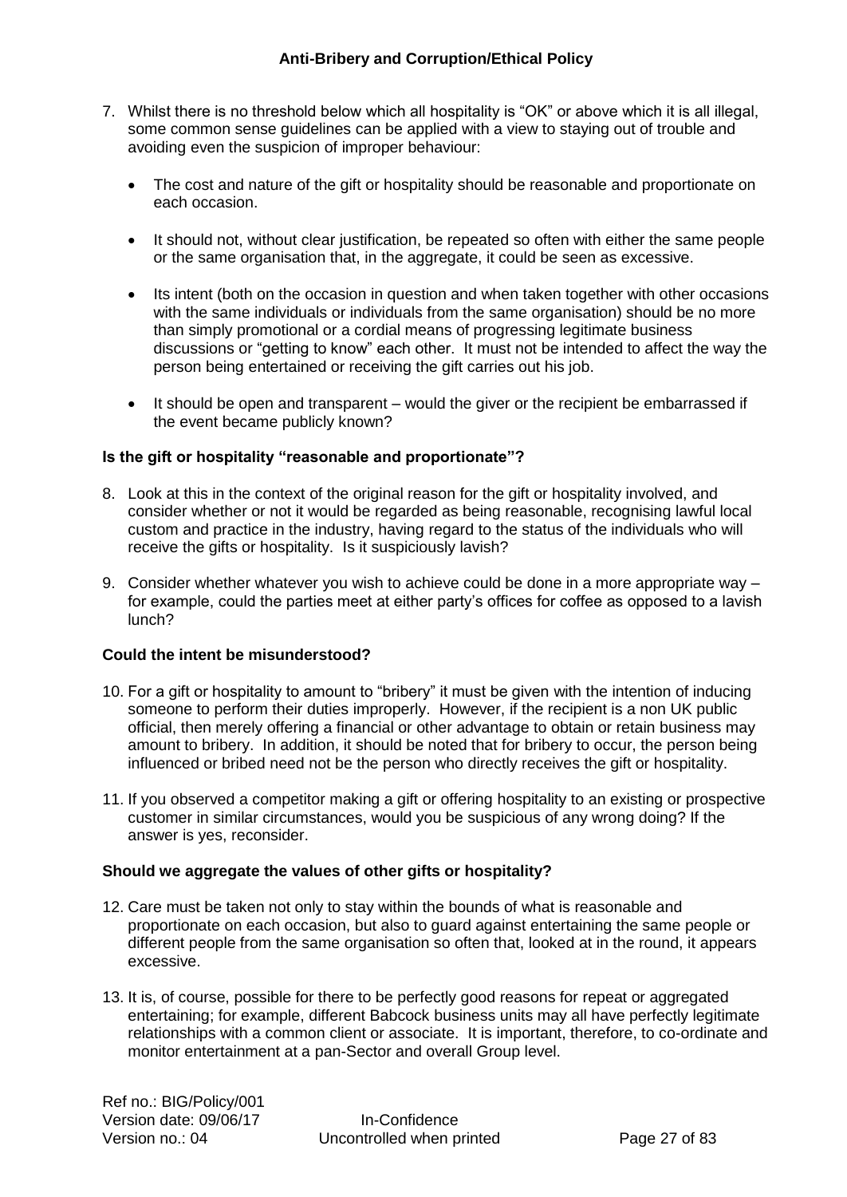7. Whilst there is no threshold below which all hospitality is "OK" or above which it is all illegal, some common sense guidelines can be applied with a view to staying out of trouble and avoiding even the suspicion of improper behaviour:

   - The cost and nature of the gift or hospitality should be reasonable and proportionate on each occasion.
   - It should not, without clear justification, be repeated so often with either the same people or the same organisation that, in the aggregate, it could be seen as excessive.
   - Its intent (both on the occasion in question and when taken together with other occasions with the same individuals or individuals from the same organisation) should be no more than simply promotional or a cordial means of progressing legitimate business discussions or "getting to know" each other. It must not be intended to affect the way the person being entertained or receiving the gift carries out his job.
   - It should be open and transparent – would the giver or the recipient be embarrassed if the event became publicly known?

**Is the gift or hospitality "reasonable and proportionate"?**

8. Look at this in the context of the original reason for the gift or hospitality involved, and consider whether or not it would be regarded as being reasonable, recognising lawful local custom and practice in the industry, having regard to the status of the individuals who will receive the gifts or hospitality. Is it suspiciously lavish?

9. Consider whether whatever you wish to achieve could be done in a more appropriate way – for example, could the parties meet at either party's offices for coffee as opposed to a lavish lunch?

**Could the intent be misunderstood?**

10. For a gift or hospitality to amount to "bribery" it must be given with the intention of inducing someone to perform their duties improperly. However, if the recipient is a non UK public official, then merely offering a financial or other advantage to obtain or retain business may amount to bribery. In addition, it should be noted that for bribery to occur, the person being influenced or bribed need not be the person who directly receives the gift or hospitality.

11. If you observed a competitor making a gift or offering hospitality to an existing or prospective customer in similar circumstances, would you be suspicious of any wrong doing? If the answer is yes, reconsider.

**Should we aggregate the values of other gifts or hospitality?**

12. Care must be taken not only to stay within the bounds of what is reasonable and proportionate on each occasion, but also to guard against entertaining the same people or different people from the same organisation so often that, looked at in the round, it appears excessive.

13. It is, of course, possible for there to be perfectly good reasons for repeat or aggregated entertaining; for example, different Babcock business units may all have perfectly legitimate relationships with a common client or associate. It is important, therefore, to co-ordinate and monitor entertainment at a pan-Sector and overall Group level.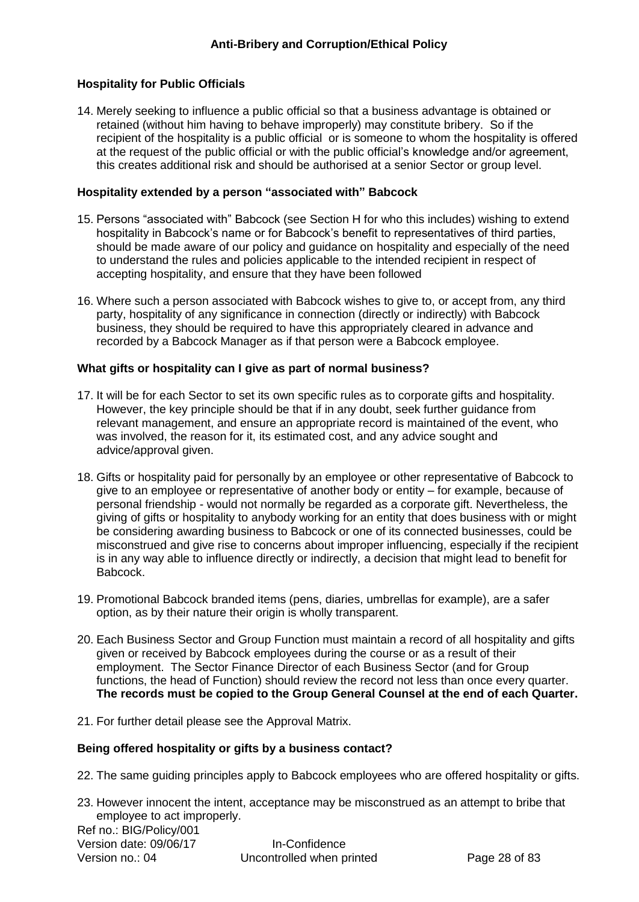**Hospitality for Public Officials**

14. Merely seeking to influence a public official so that a business advantage is obtained or retained (without him having to behave improperly) may constitute bribery. So if the recipient of the hospitality is a public official or is someone to whom the hospitality is offered at the request of the public official or with the public official's knowledge and/or agreement, this creates additional risk and should be authorised at a senior Sector or group level.

**Hospitality extended by a person "associated with" Babcock**

15. Persons "associated with" Babcock (see Section H for who this includes) wishing to extend hospitality in Babcock's name or for Babcock's benefit to representatives of third parties, should be made aware of our policy and guidance on hospitality and especially of the need to understand the rules and policies applicable to the intended recipient in respect of accepting hospitality, and ensure that they have been followed

16. Where such a person associated with Babcock wishes to give to, or accept from, any third party, hospitality of any significance in connection (directly or indirectly) with Babcock business, they should be required to have this appropriately cleared in advance and recorded by a Babcock Manager as if that person were a Babcock employee.

**What gifts or hospitality can I give as part of normal business?**

17. It will be for each Sector to set its own specific rules as to corporate gifts and hospitality. However, the key principle should be that if in any doubt, seek further guidance from relevant management, and ensure an appropriate record is maintained of the event, who was involved, the reason for it, its estimated cost, and any advice sought and advice/approval given.

18. Gifts or hospitality paid for personally by an employee or other representative of Babcock to give to an employee or representative of another body or entity – for example, because of personal friendship - would not normally be regarded as a corporate gift. Nevertheless, the giving of gifts or hospitality to anybody working for an entity that does business with or might be considering awarding business to Babcock or one of its connected businesses, could be misconstrued and give rise to concerns about improper influencing, especially if the recipient is in any way able to influence directly or indirectly, a decision that might lead to benefit for Babcock.

19. Promotional Babcock branded items (pens, diaries, umbrellas for example), are a safer option, as by their nature their origin is wholly transparent.

20. Each Business Sector and Group Function must maintain a record of all hospitality and gifts given or received by Babcock employees during the course or as a result of their employment. The Sector Finance Director of each Business Sector (and for Group functions, the head of Function) should review the record not less than once every quarter. **The records must be copied to the Group General Counsel at the end of each Quarter.**

21. For further detail please see the Approval Matrix.

**Being offered hospitality or gifts by a business contact?**

22. The same guiding principles apply to Babcock employees who are offered hospitality or gifts.

23. However innocent the intent, acceptance may be misconstrued as an attempt to bribe that employee to act improperly.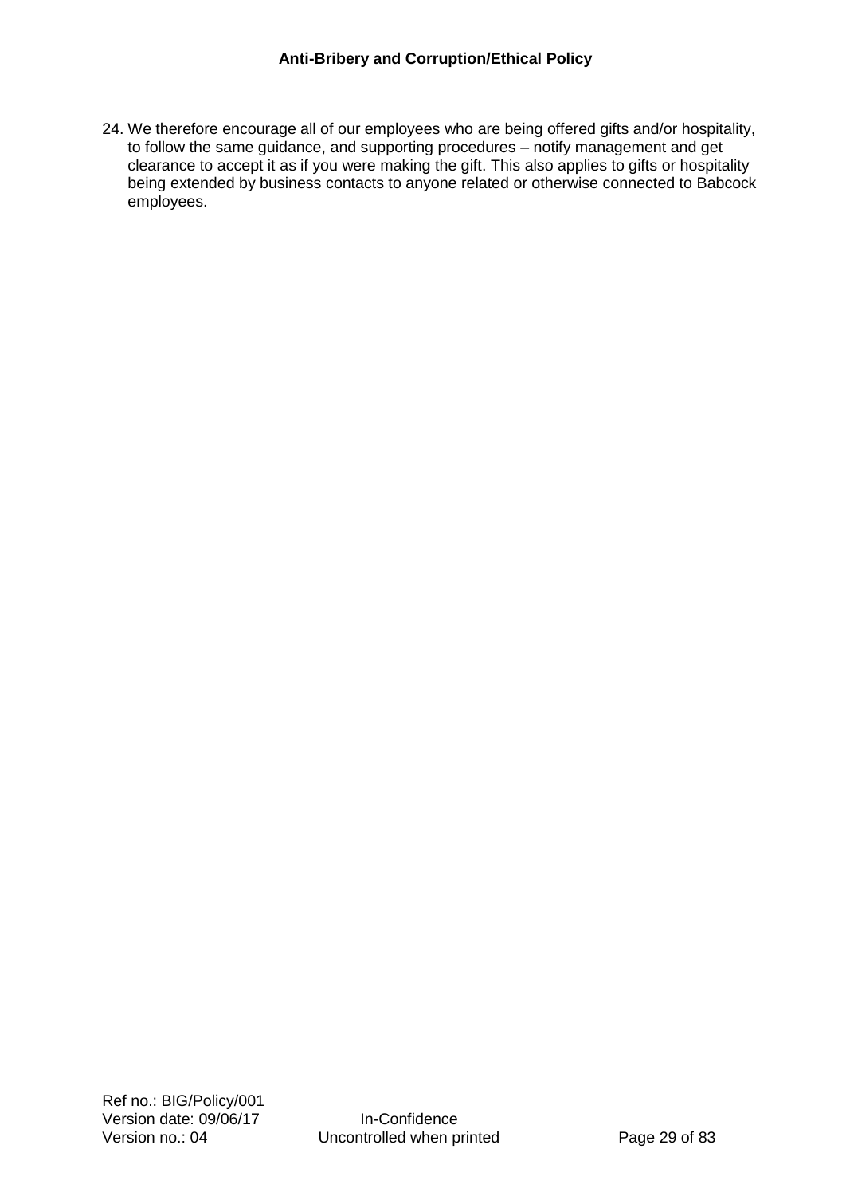24. We therefore encourage all of our employees who are being offered gifts and/or hospitality, to follow the same guidance, and supporting procedures – notify management and get clearance to accept it as if you were making the gift. This also applies to gifts or hospitality being extended by business contacts to anyone related or otherwise connected to Babcock employees.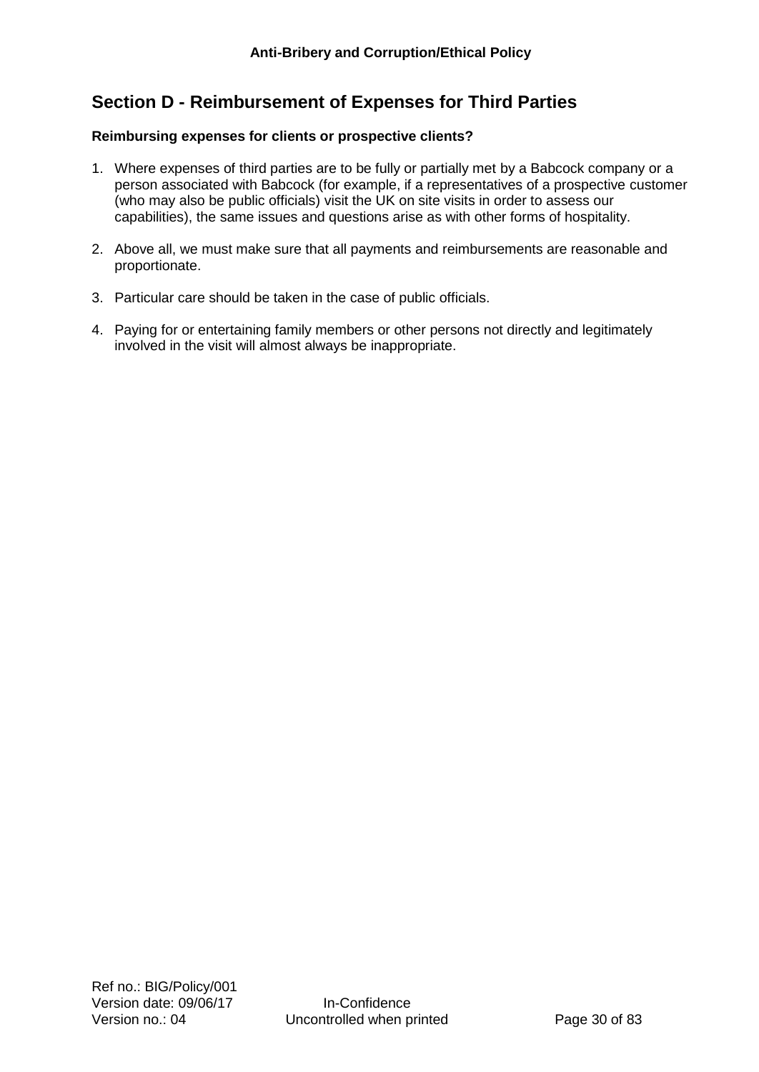## Section D - Reimbursement of Expenses for Third Parties

**Reimbursing expenses for clients or prospective clients?**

1. Where expenses of third parties are to be fully or partially met by a Babcock company or a person associated with Babcock (for example, if a representatives of a prospective customer (who may also be public officials) visit the UK on site visits in order to assess our capabilities), the same issues and questions arise as with other forms of hospitality.

2. Above all, we must make sure that all payments and reimbursements are reasonable and proportionate.

3. Particular care should be taken in the case of public officials.

4. Paying for or entertaining family members or other persons not directly and legitimately involved in the visit will almost always be inappropriate.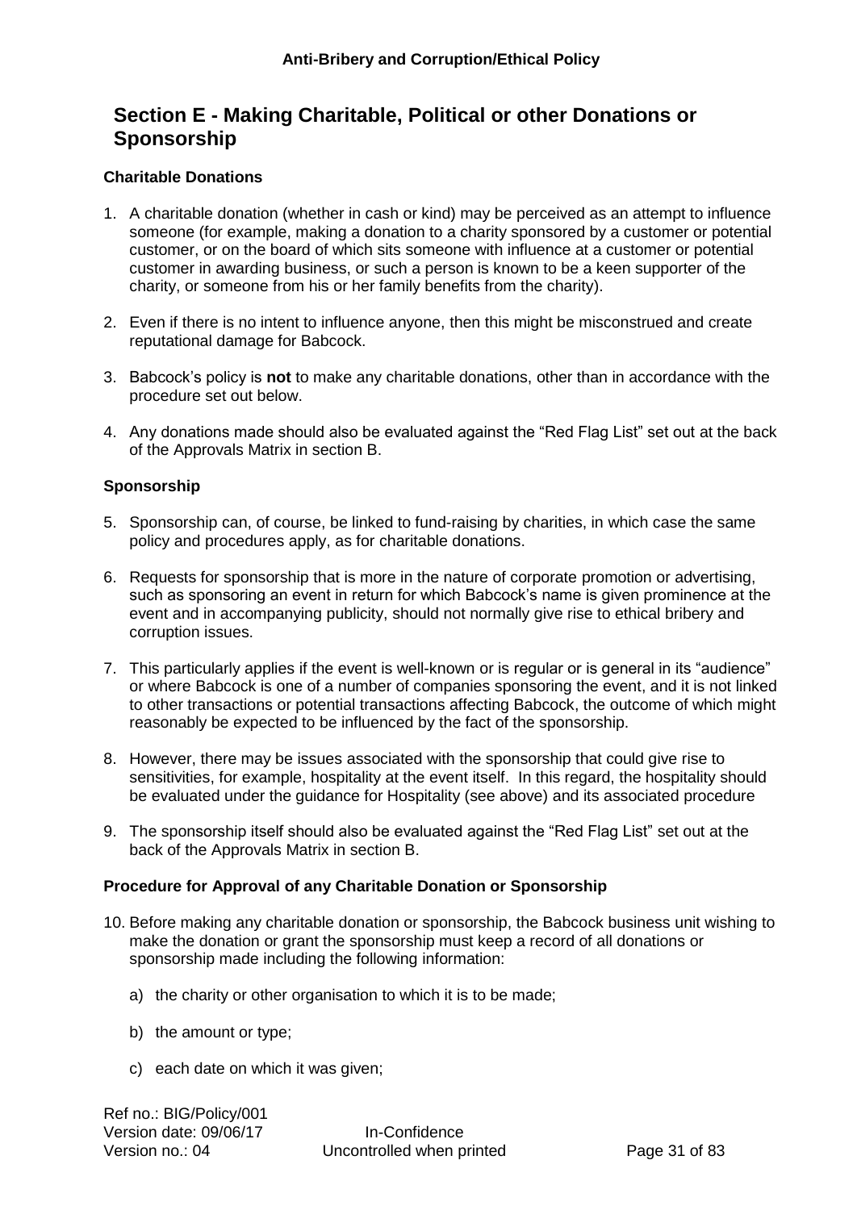## Section E - Making Charitable, Political or other Donations or Sponsorship

**Charitable Donations**

1. A charitable donation (whether in cash or kind) may be perceived as an attempt to influence someone (for example, making a donation to a charity sponsored by a customer or potential customer, or on the board of which sits someone with influence at a customer or potential customer in awarding business, or such a person is known to be a keen supporter of the charity, or someone from his or her family benefits from the charity).

2. Even if there is no intent to influence anyone, then this might be misconstrued and create reputational damage for Babcock.

3. Babcock's policy is **not** to make any charitable donations, other than in accordance with the procedure set out below.

4. Any donations made should also be evaluated against the "Red Flag List" set out at the back of the Approvals Matrix in section B.

**Sponsorship**

5. Sponsorship can, of course, be linked to fund-raising by charities, in which case the same policy and procedures apply, as for charitable donations.

6. Requests for sponsorship that is more in the nature of corporate promotion or advertising, such as sponsoring an event in return for which Babcock's name is given prominence at the event and in accompanying publicity, should not normally give rise to ethical bribery and corruption issues.

7. This particularly applies if the event is well-known or is regular or is general in its "audience" or where Babcock is one of a number of companies sponsoring the event, and it is not linked to other transactions or potential transactions affecting Babcock, the outcome of which might reasonably be expected to be influenced by the fact of the sponsorship.

8. However, there may be issues associated with the sponsorship that could give rise to sensitivities, for example, hospitality at the event itself. In this regard, the hospitality should be evaluated under the guidance for Hospitality (see above) and its associated procedure

9. The sponsorship itself should also be evaluated against the "Red Flag List" set out at the back of the Approvals Matrix in section B.

**Procedure for Approval of any Charitable Donation or Sponsorship**

10. Before making any charitable donation or sponsorship, the Babcock business unit wishing to make the donation or grant the sponsorship must keep a record of all donations or sponsorship made including the following information:

    a) the charity or other organisation to which it is to be made;

    b) the amount or type;

    c) each date on which it was given;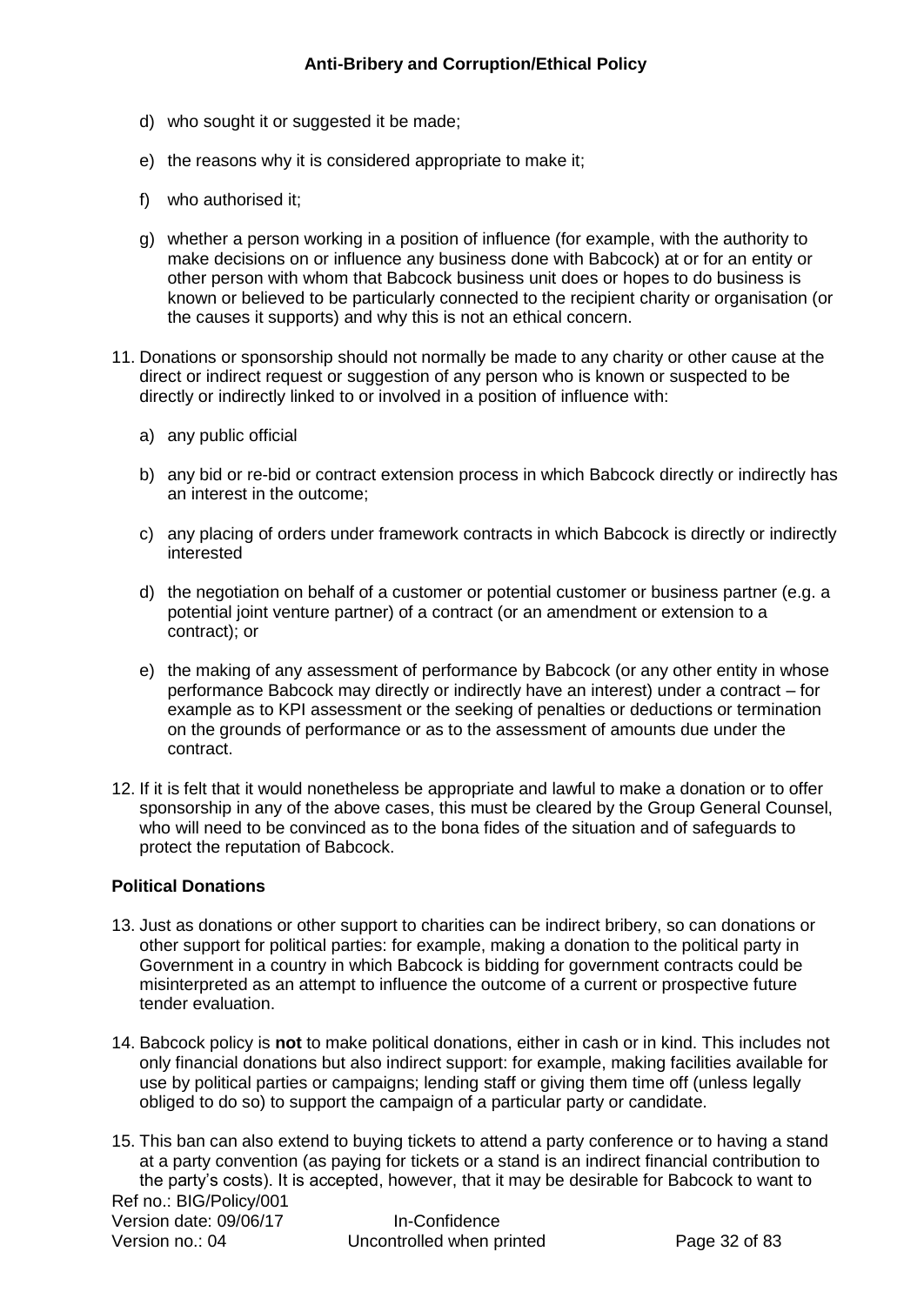d) who sought it or suggested it be made;

e) the reasons why it is considered appropriate to make it;

f) who authorised it;

g) whether a person working in a position of influence (for example, with the authority to make decisions on or influence any business done with Babcock) at or for an entity or other person with whom that Babcock business unit does or hopes to do business is known or believed to be particularly connected to the recipient charity or organisation (or the causes it supports) and why this is not an ethical concern.

11. Donations or sponsorship should not normally be made to any charity or other cause at the direct or indirect request or suggestion of any person who is known or suspected to be directly or indirectly linked to or involved in a position of influence with:

    a) any public official

    b) any bid or re-bid or contract extension process in which Babcock directly or indirectly has an interest in the outcome;

    c) any placing of orders under framework contracts in which Babcock is directly or indirectly interested

    d) the negotiation on behalf of a customer or potential customer or business partner (e.g. a potential joint venture partner) of a contract (or an amendment or extension to a contract); or

    e) the making of any assessment of performance by Babcock (or any other entity in whose performance Babcock may directly or indirectly have an interest) under a contract – for example as to KPI assessment or the seeking of penalties or deductions or termination on the grounds of performance or as to the assessment of amounts due under the contract.

12. If it is felt that it would nonetheless be appropriate and lawful to make a donation or to offer sponsorship in any of the above cases, this must be cleared by the Group General Counsel, who will need to be convinced as to the bona fides of the situation and of safeguards to protect the reputation of Babcock.

**Political Donations**

13. Just as donations or other support to charities can be indirect bribery, so can donations or other support for political parties: for example, making a donation to the political party in Government in a country in which Babcock is bidding for government contracts could be misinterpreted as an attempt to influence the outcome of a current or prospective future tender evaluation.

14. Babcock policy is **not** to make political donations, either in cash or in kind. This includes not only financial donations but also indirect support: for example, making facilities available for use by political parties or campaigns; lending staff or giving them time off (unless legally obliged to do so) to support the campaign of a particular party or candidate.

15. This ban can also extend to buying tickets to attend a party conference or to having a stand at a party convention (as paying for tickets or a stand is an indirect financial contribution to the party's costs). It is accepted, however, that it may be desirable for Babcock to want to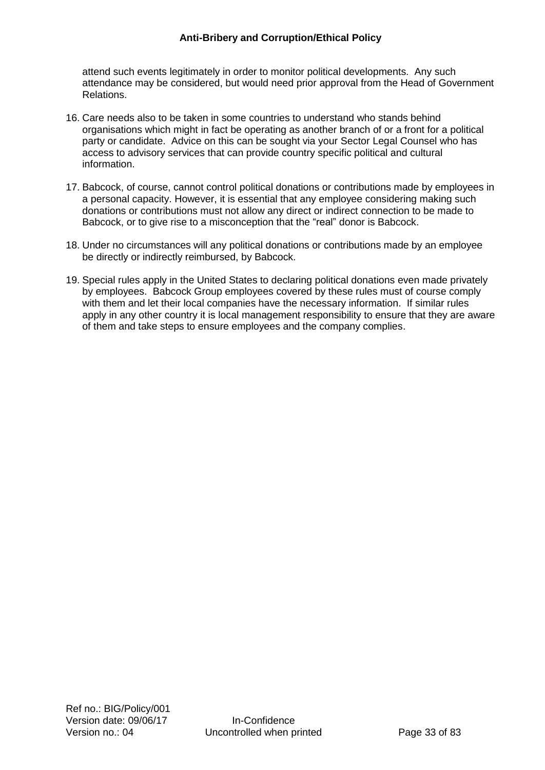attend such events legitimately in order to monitor political developments. Any such attendance may be considered, but would need prior approval from the Head of Government Relations.

16. Care needs also to be taken in some countries to understand who stands behind organisations which might in fact be operating as another branch of or a front for a political party or candidate. Advice on this can be sought via your Sector Legal Counsel who has access to advisory services that can provide country specific political and cultural information.

17. Babcock, of course, cannot control political donations or contributions made by employees in a personal capacity. However, it is essential that any employee considering making such donations or contributions must not allow any direct or indirect connection to be made to Babcock, or to give rise to a misconception that the "real" donor is Babcock.

18. Under no circumstances will any political donations or contributions made by an employee be directly or indirectly reimbursed, by Babcock.

19. Special rules apply in the United States to declaring political donations even made privately by employees. Babcock Group employees covered by these rules must of course comply with them and let their local companies have the necessary information. If similar rules apply in any other country it is local management responsibility to ensure that they are aware of them and take steps to ensure employees and the company complies.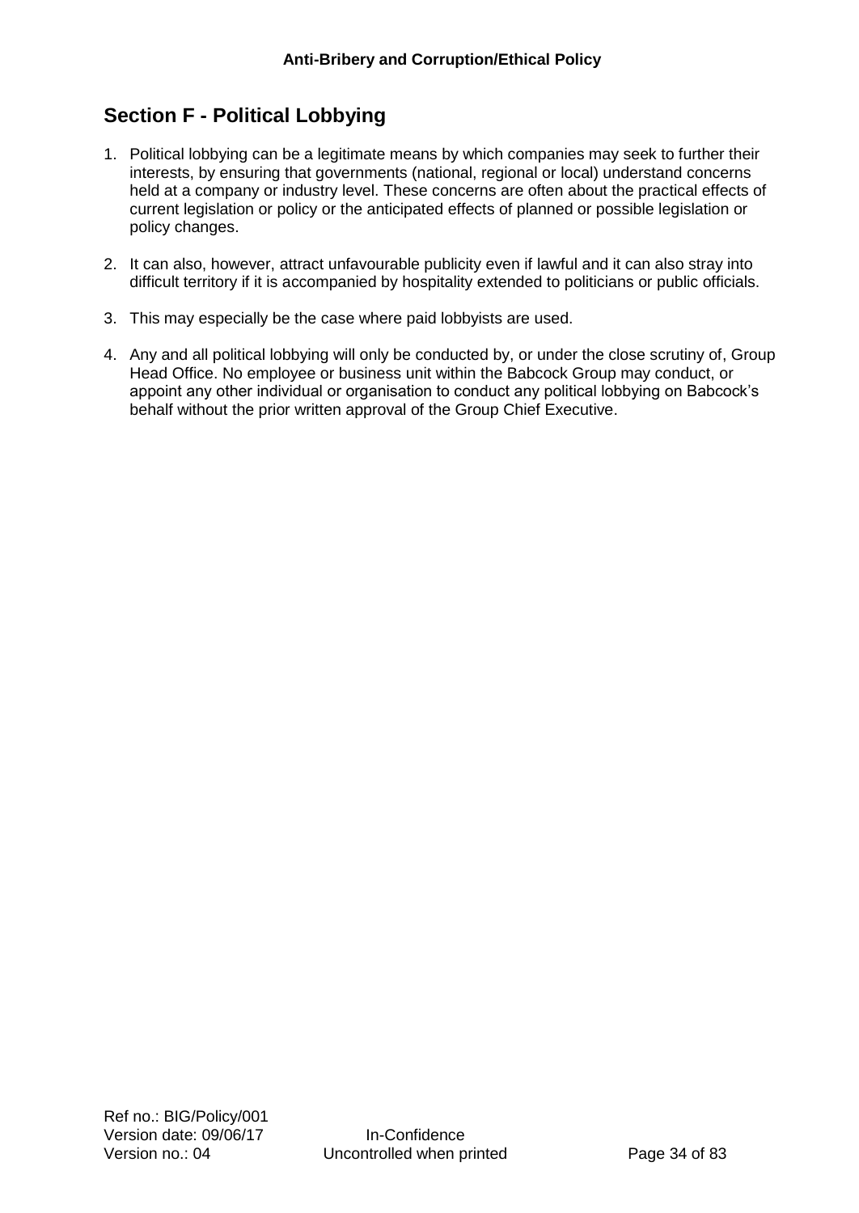## Section F - Political Lobbying

1. Political lobbying can be a legitimate means by which companies may seek to further their interests, by ensuring that governments (national, regional or local) understand concerns held at a company or industry level. These concerns are often about the practical effects of current legislation or policy or the anticipated effects of planned or possible legislation or policy changes.

2. It can also, however, attract unfavourable publicity even if lawful and it can also stray into difficult territory if it is accompanied by hospitality extended to politicians or public officials.

3. This may especially be the case where paid lobbyists are used.

4. Any and all political lobbying will only be conducted by, or under the close scrutiny of, Group Head Office. No employee or business unit within the Babcock Group may conduct, or appoint any other individual or organisation to conduct any political lobbying on Babcock's behalf without the prior written approval of the Group Chief Executive.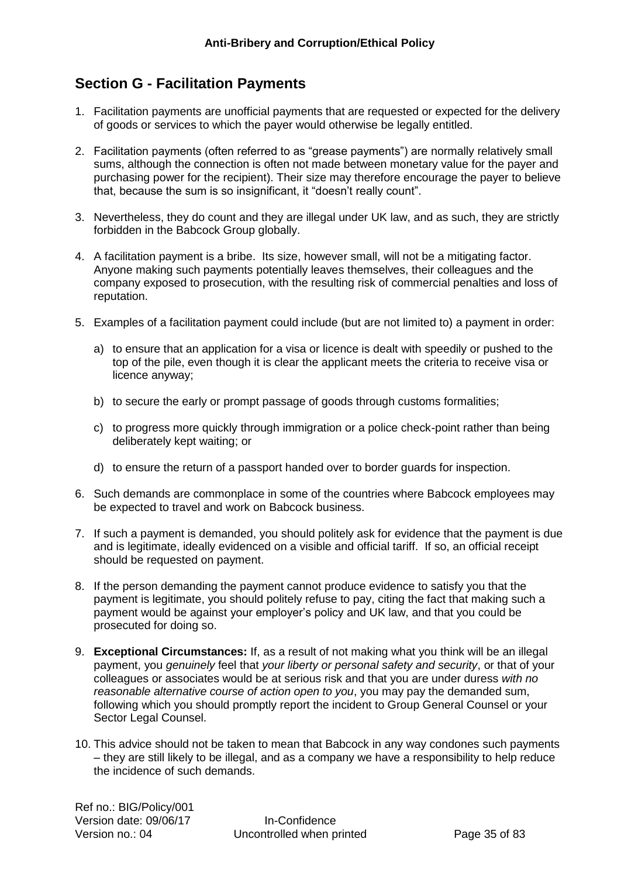## Section G - Facilitation Payments

1. Facilitation payments are unofficial payments that are requested or expected for the delivery of goods or services to which the payer would otherwise be legally entitled.

2. Facilitation payments (often referred to as "grease payments") are normally relatively small sums, although the connection is often not made between monetary value for the payer and purchasing power for the recipient). Their size may therefore encourage the payer to believe that, because the sum is so insignificant, it "doesn't really count".

3. Nevertheless, they do count and they are illegal under UK law, and as such, they are strictly forbidden in the Babcock Group globally.

4. A facilitation payment is a bribe. Its size, however small, will not be a mitigating factor. Anyone making such payments potentially leaves themselves, their colleagues and the company exposed to prosecution, with the resulting risk of commercial penalties and loss of reputation.

5. Examples of a facilitation payment could include (but are not limited to) a payment in order:

   a) to ensure that an application for a visa or licence is dealt with speedily or pushed to the top of the pile, even though it is clear the applicant meets the criteria to receive visa or licence anyway;

   b) to secure the early or prompt passage of goods through customs formalities;

   c) to progress more quickly through immigration or a police check-point rather than being deliberately kept waiting; or

   d) to ensure the return of a passport handed over to border guards for inspection.

6. Such demands are commonplace in some of the countries where Babcock employees may be expected to travel and work on Babcock business.

7. If such a payment is demanded, you should politely ask for evidence that the payment is due and is legitimate, ideally evidenced on a visible and official tariff. If so, an official receipt should be requested on payment.

8. If the person demanding the payment cannot produce evidence to satisfy you that the payment is legitimate, you should politely refuse to pay, citing the fact that making such a payment would be against your employer's policy and UK law, and that you could be prosecuted for doing so.

9. **Exceptional Circumstances:** If, as a result of not making what you think will be an illegal payment, you *genuinely* feel that *your liberty or personal safety and security*, or that of your colleagues or associates would be at serious risk and that you are under duress *with no reasonable alternative course of action open to you*, you may pay the demanded sum, following which you should promptly report the incident to Group General Counsel or your Sector Legal Counsel.

10. This advice should not be taken to mean that Babcock in any way condones such payments – they are still likely to be illegal, and as a company we have a responsibility to help reduce the incidence of such demands.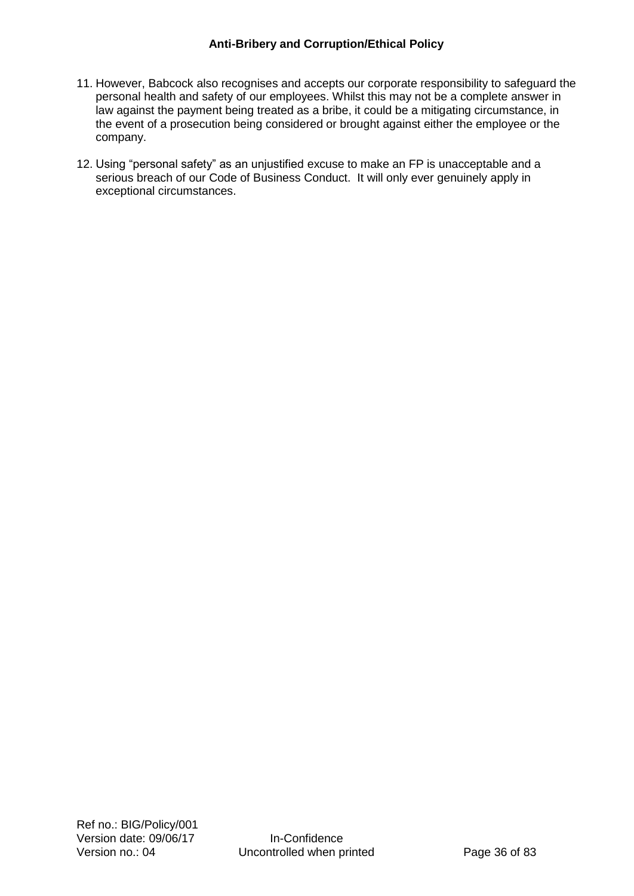11. However, Babcock also recognises and accepts our corporate responsibility to safeguard the personal health and safety of our employees. Whilst this may not be a complete answer in law against the payment being treated as a bribe, it could be a mitigating circumstance, in the event of a prosecution being considered or brought against either the employee or the company.

12. Using "personal safety" as an unjustified excuse to make an FP is unacceptable and a serious breach of our Code of Business Conduct. It will only ever genuinely apply in exceptional circumstances.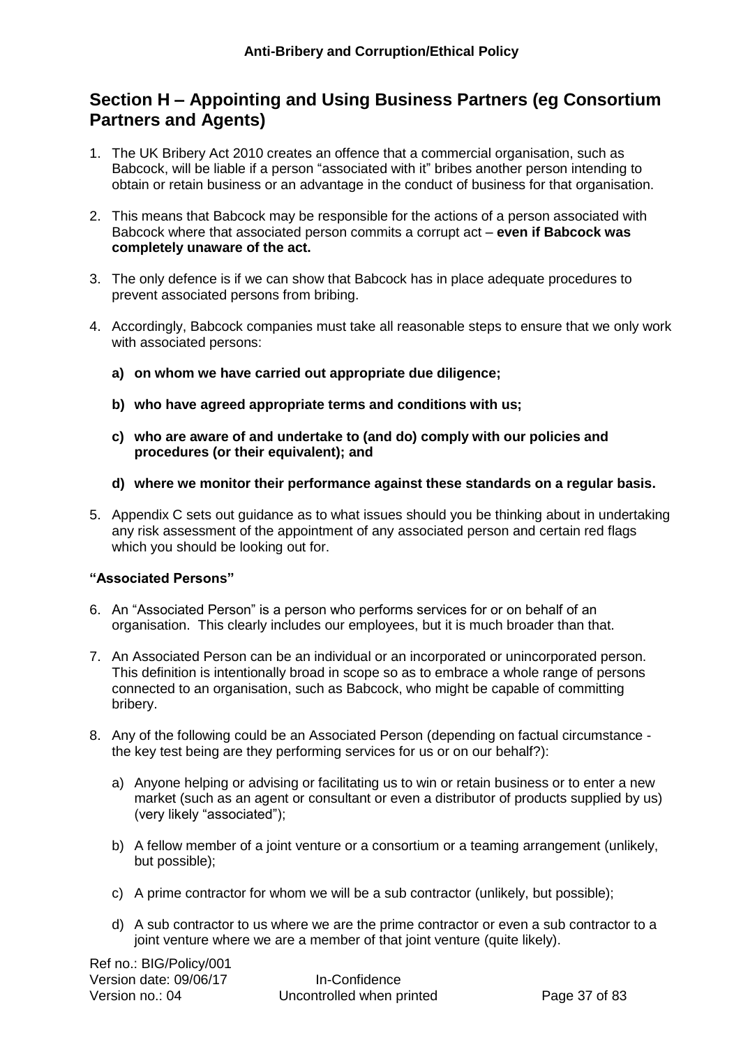## Section H – Appointing and Using Business Partners (eg Consortium Partners and Agents)

1. The UK Bribery Act 2010 creates an offence that a commercial organisation, such as Babcock, will be liable if a person "associated with it" bribes another person intending to obtain or retain business or an advantage in the conduct of business for that organisation.

2. This means that Babcock may be responsible for the actions of a person associated with Babcock where that associated person commits a corrupt act – **even if Babcock was completely unaware of the act.**

3. The only defence is if we can show that Babcock has in place adequate procedures to prevent associated persons from bribing.

4. Accordingly, Babcock companies must take all reasonable steps to ensure that we only work with associated persons:

   **a) on whom we have carried out appropriate due diligence;**

   **b) who have agreed appropriate terms and conditions with us;**

   **c) who are aware of and undertake to (and do) comply with our policies and procedures (or their equivalent); and**

   **d) where we monitor their performance against these standards on a regular basis.**

5. Appendix C sets out guidance as to what issues should you be thinking about in undertaking any risk assessment of the appointment of any associated person and certain red flags which you should be looking out for.

**"Associated Persons"**

6. An "Associated Person" is a person who performs services for or on behalf of an organisation. This clearly includes our employees, but it is much broader than that.

7. An Associated Person can be an individual or an incorporated or unincorporated person. This definition is intentionally broad in scope so as to embrace a whole range of persons connected to an organisation, such as Babcock, who might be capable of committing bribery.

8. Any of the following could be an Associated Person (depending on factual circumstance - the key test being are they performing services for us or on our behalf?):

   a) Anyone helping or advising or facilitating us to win or retain business or to enter a new market (such as an agent or consultant or even a distributor of products supplied by us) (very likely "associated");

   b) A fellow member of a joint venture or a consortium or a teaming arrangement (unlikely, but possible);

   c) A prime contractor for whom we will be a sub contractor (unlikely, but possible);

   d) A sub contractor to us where we are the prime contractor or even a sub contractor to a joint venture where we are a member of that joint venture (quite likely).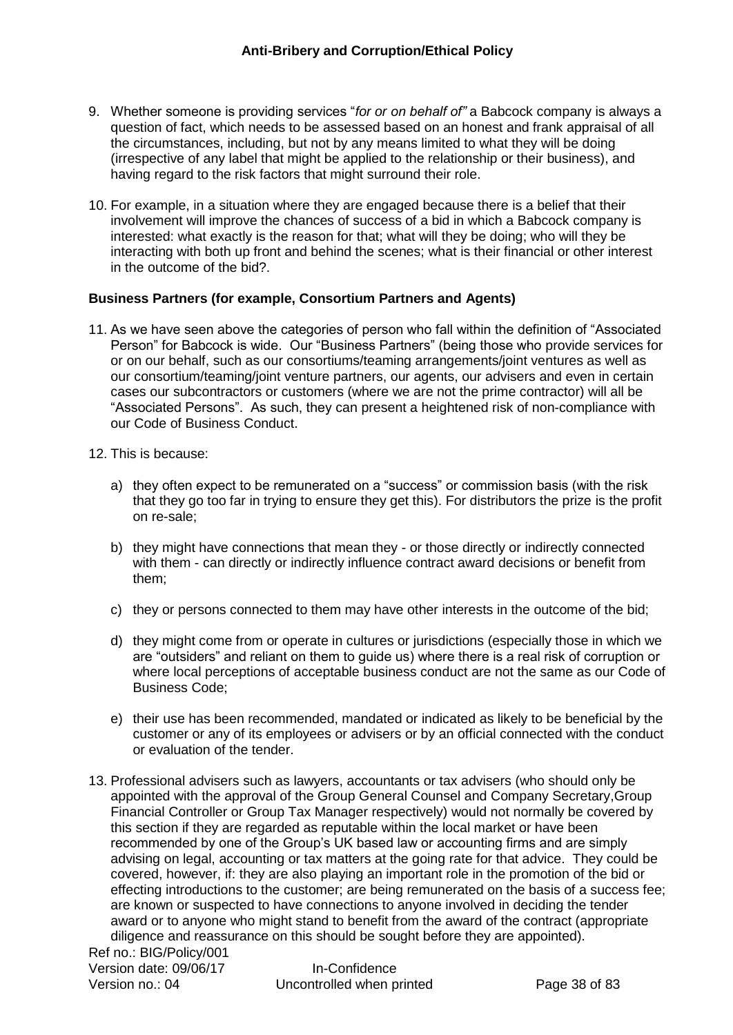9. Whether someone is providing services "*for or on behalf of"* a Babcock company is always a question of fact, which needs to be assessed based on an honest and frank appraisal of all the circumstances, including, but not by any means limited to what they will be doing (irrespective of any label that might be applied to the relationship or their business), and having regard to the risk factors that might surround their role.

10. For example, in a situation where they are engaged because there is a belief that their involvement will improve the chances of success of a bid in which a Babcock company is interested: what exactly is the reason for that; what will they be doing; who will they be interacting with both up front and behind the scenes; what is their financial or other interest in the outcome of the bid?.

**Business Partners (for example, Consortium Partners and Agents)**

11. As we have seen above the categories of person who fall within the definition of "Associated Person" for Babcock is wide. Our "Business Partners" (being those who provide services for or on our behalf, such as our consortiums/teaming arrangements/joint ventures as well as our consortium/teaming/joint venture partners, our agents, our advisers and even in certain cases our subcontractors or customers (where we are not the prime contractor) will all be "Associated Persons". As such, they can present a heightened risk of non-compliance with our Code of Business Conduct.

12. This is because:

    a) they often expect to be remunerated on a "success" or commission basis (with the risk that they go too far in trying to ensure they get this). For distributors the prize is the profit on re-sale;

    b) they might have connections that mean they - or those directly or indirectly connected with them - can directly or indirectly influence contract award decisions or benefit from them;

    c) they or persons connected to them may have other interests in the outcome of the bid;

    d) they might come from or operate in cultures or jurisdictions (especially those in which we are "outsiders" and reliant on them to guide us) where there is a real risk of corruption or where local perceptions of acceptable business conduct are not the same as our Code of Business Code;

    e) their use has been recommended, mandated or indicated as likely to be beneficial by the customer or any of its employees or advisers or by an official connected with the conduct or evaluation of the tender.

13. Professional advisers such as lawyers, accountants or tax advisers (who should only be appointed with the approval of the Group General Counsel and Company Secretary,Group Financial Controller or Group Tax Manager respectively) would not normally be covered by this section if they are regarded as reputable within the local market or have been recommended by one of the Group's UK based law or accounting firms and are simply advising on legal, accounting or tax matters at the going rate for that advice. They could be covered, however, if: they are also playing an important role in the promotion of the bid or effecting introductions to the customer; are being remunerated on the basis of a success fee; are known or suspected to have connections to anyone involved in deciding the tender award or to anyone who might stand to benefit from the award of the contract (appropriate diligence and reassurance on this should be sought before they are appointed).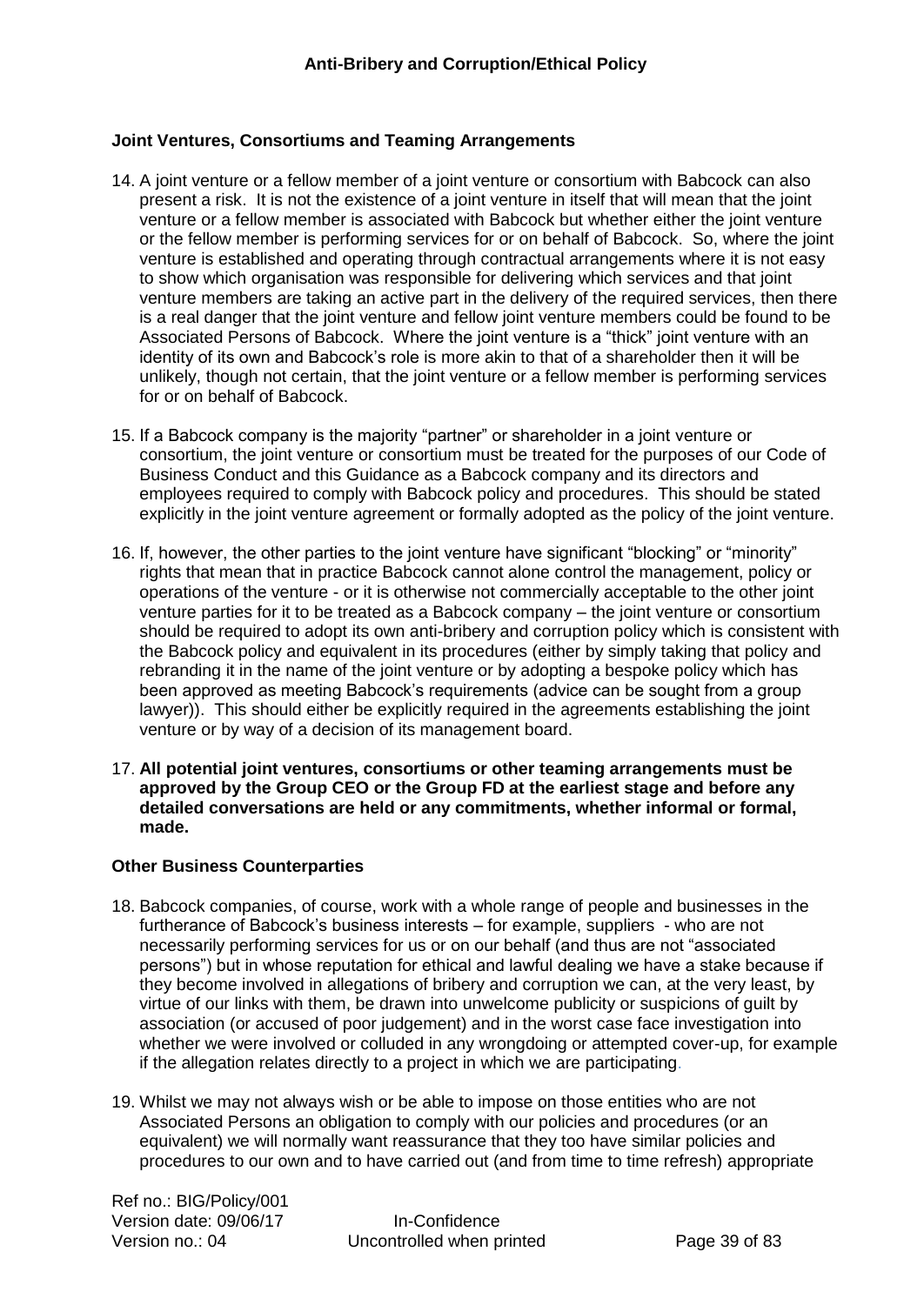## Joint Ventures, Consortiums and Teaming Arrangements

14. A joint venture or a fellow member of a joint venture or consortium with Babcock can also present a risk. It is not the existence of a joint venture in itself that will mean that the joint venture or a fellow member is associated with Babcock but whether either the joint venture or the fellow member is performing services for or on behalf of Babcock. So, where the joint venture is established and operating through contractual arrangements where it is not easy to show which organisation was responsible for delivering which services and that joint venture members are taking an active part in the delivery of the required services, then there is a real danger that the joint venture and fellow joint venture members could be found to be Associated Persons of Babcock. Where the joint venture is a "thick" joint venture with an identity of its own and Babcock's role is more akin to that of a shareholder then it will be unlikely, though not certain, that the joint venture or a fellow member is performing services for or on behalf of Babcock.

15. If a Babcock company is the majority "partner" or shareholder in a joint venture or consortium, the joint venture or consortium must be treated for the purposes of our Code of Business Conduct and this Guidance as a Babcock company and its directors and employees required to comply with Babcock policy and procedures. This should be stated explicitly in the joint venture agreement or formally adopted as the policy of the joint venture.

16. If, however, the other parties to the joint venture have significant "blocking" or "minority" rights that mean that in practice Babcock cannot alone control the management, policy or operations of the venture - or it is otherwise not commercially acceptable to the other joint venture parties for it to be treated as a Babcock company – the joint venture or consortium should be required to adopt its own anti-bribery and corruption policy which is consistent with the Babcock policy and equivalent in its procedures (either by simply taking that policy and rebranding it in the name of the joint venture or by adopting a bespoke policy which has been approved as meeting Babcock's requirements (advice can be sought from a group lawyer)). This should either be explicitly required in the agreements establishing the joint venture or by way of a decision of its management board.

17. **All potential joint ventures, consortiums or other teaming arrangements must be approved by the Group CEO or the Group FD at the earliest stage and before any detailed conversations are held or any commitments, whether informal or formal, made.**

## Other Business Counterparties

18. Babcock companies, of course, work with a whole range of people and businesses in the furtherance of Babcock's business interests – for example, suppliers - who are not necessarily performing services for us or on our behalf (and thus are not "associated persons") but in whose reputation for ethical and lawful dealing we have a stake because if they become involved in allegations of bribery and corruption we can, at the very least, by virtue of our links with them, be drawn into unwelcome publicity or suspicions of guilt by association (or accused of poor judgement) and in the worst case face investigation into whether we were involved or colluded in any wrongdoing or attempted cover-up, for example if the allegation relates directly to a project in which we are participating.

19. Whilst we may not always wish or be able to impose on those entities who are not Associated Persons an obligation to comply with our policies and procedures (or an equivalent) we will normally want reassurance that they too have similar policies and procedures to our own and to have carried out (and from time to time refresh) appropriate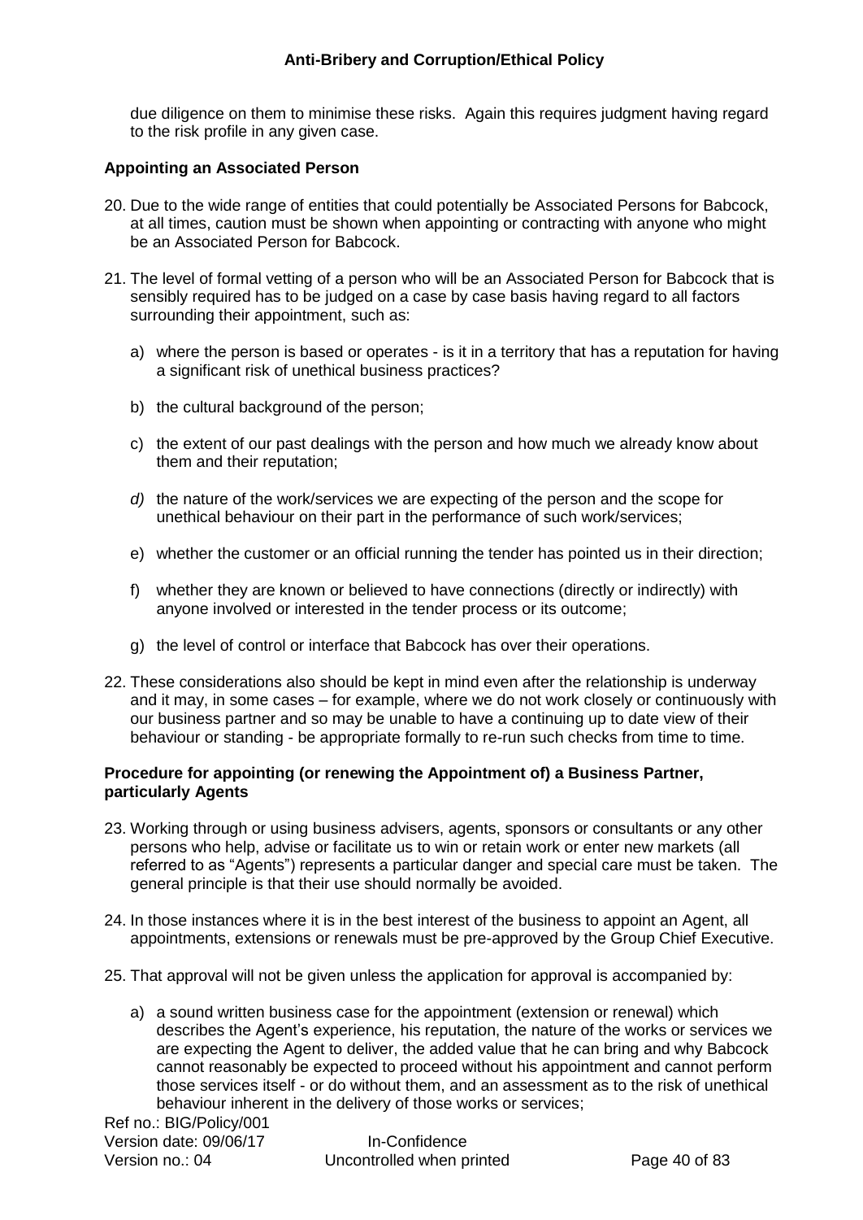due diligence on them to minimise these risks. Again this requires judgment having regard to the risk profile in any given case.

**Appointing an Associated Person**

20. Due to the wide range of entities that could potentially be Associated Persons for Babcock, at all times, caution must be shown when appointing or contracting with anyone who might be an Associated Person for Babcock.

21. The level of formal vetting of a person who will be an Associated Person for Babcock that is sensibly required has to be judged on a case by case basis having regard to all factors surrounding their appointment, such as:

    a) where the person is based or operates - is it in a territory that has a reputation for having a significant risk of unethical business practices?

    b) the cultural background of the person;

    c) the extent of our past dealings with the person and how much we already know about them and their reputation;

    *d)* the nature of the work/services we are expecting of the person and the scope for unethical behaviour on their part in the performance of such work/services;

    e) whether the customer or an official running the tender has pointed us in their direction;

    f) whether they are known or believed to have connections (directly or indirectly) with anyone involved or interested in the tender process or its outcome;

    g) the level of control or interface that Babcock has over their operations.

22. These considerations also should be kept in mind even after the relationship is underway and it may, in some cases – for example, where we do not work closely or continuously with our business partner and so may be unable to have a continuing up to date view of their behaviour or standing - be appropriate formally to re-run such checks from time to time.

**Procedure for appointing (or renewing the Appointment of) a Business Partner, particularly Agents**

23. Working through or using business advisers, agents, sponsors or consultants or any other persons who help, advise or facilitate us to win or retain work or enter new markets (all referred to as "Agents") represents a particular danger and special care must be taken. The general principle is that their use should normally be avoided.

24. In those instances where it is in the best interest of the business to appoint an Agent, all appointments, extensions or renewals must be pre-approved by the Group Chief Executive.

25. That approval will not be given unless the application for approval is accompanied by:

    a) a sound written business case for the appointment (extension or renewal) which describes the Agent's experience, his reputation, the nature of the works or services we are expecting the Agent to deliver, the added value that he can bring and why Babcock cannot reasonably be expected to proceed without his appointment and cannot perform those services itself - or do without them, and an assessment as to the risk of unethical behaviour inherent in the delivery of those works or services;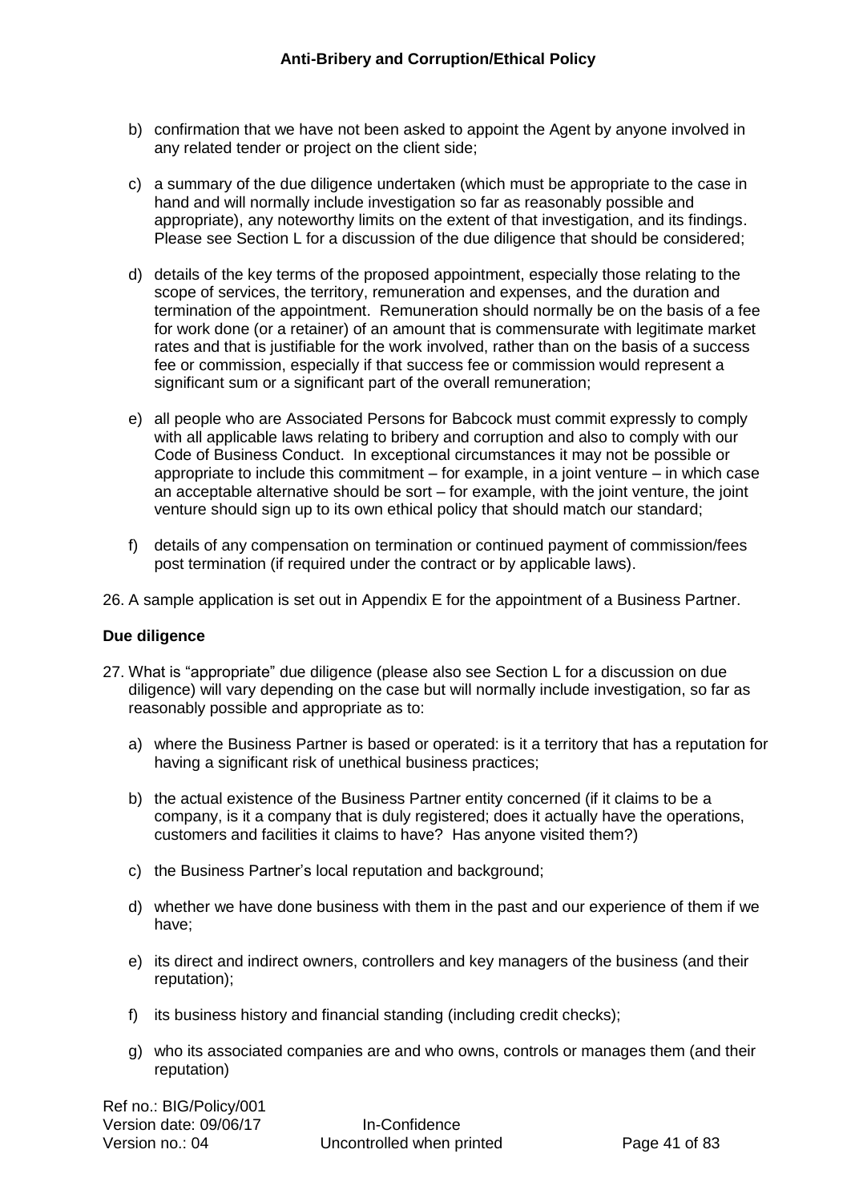b) confirmation that we have not been asked to appoint the Agent by anyone involved in any related tender or project on the client side;

c) a summary of the due diligence undertaken (which must be appropriate to the case in hand and will normally include investigation so far as reasonably possible and appropriate), any noteworthy limits on the extent of that investigation, and its findings. Please see Section L for a discussion of the due diligence that should be considered;

d) details of the key terms of the proposed appointment, especially those relating to the scope of services, the territory, remuneration and expenses, and the duration and termination of the appointment. Remuneration should normally be on the basis of a fee for work done (or a retainer) of an amount that is commensurate with legitimate market rates and that is justifiable for the work involved, rather than on the basis of a success fee or commission, especially if that success fee or commission would represent a significant sum or a significant part of the overall remuneration;

e) all people who are Associated Persons for Babcock must commit expressly to comply with all applicable laws relating to bribery and corruption and also to comply with our Code of Business Conduct. In exceptional circumstances it may not be possible or appropriate to include this commitment – for example, in a joint venture – in which case an acceptable alternative should be sort – for example, with the joint venture, the joint venture should sign up to its own ethical policy that should match our standard;

f) details of any compensation on termination or continued payment of commission/fees post termination (if required under the contract or by applicable laws).

26. A sample application is set out in Appendix E for the appointment of a Business Partner.

**Due diligence**

27. What is "appropriate" due diligence (please also see Section L for a discussion on due diligence) will vary depending on the case but will normally include investigation, so far as reasonably possible and appropriate as to:

    a) where the Business Partner is based or operated: is it a territory that has a reputation for having a significant risk of unethical business practices;

    b) the actual existence of the Business Partner entity concerned (if it claims to be a company, is it a company that is duly registered; does it actually have the operations, customers and facilities it claims to have? Has anyone visited them?)

    c) the Business Partner's local reputation and background;

    d) whether we have done business with them in the past and our experience of them if we have;

    e) its direct and indirect owners, controllers and key managers of the business (and their reputation);

    f) its business history and financial standing (including credit checks);

    g) who its associated companies are and who owns, controls or manages them (and their reputation)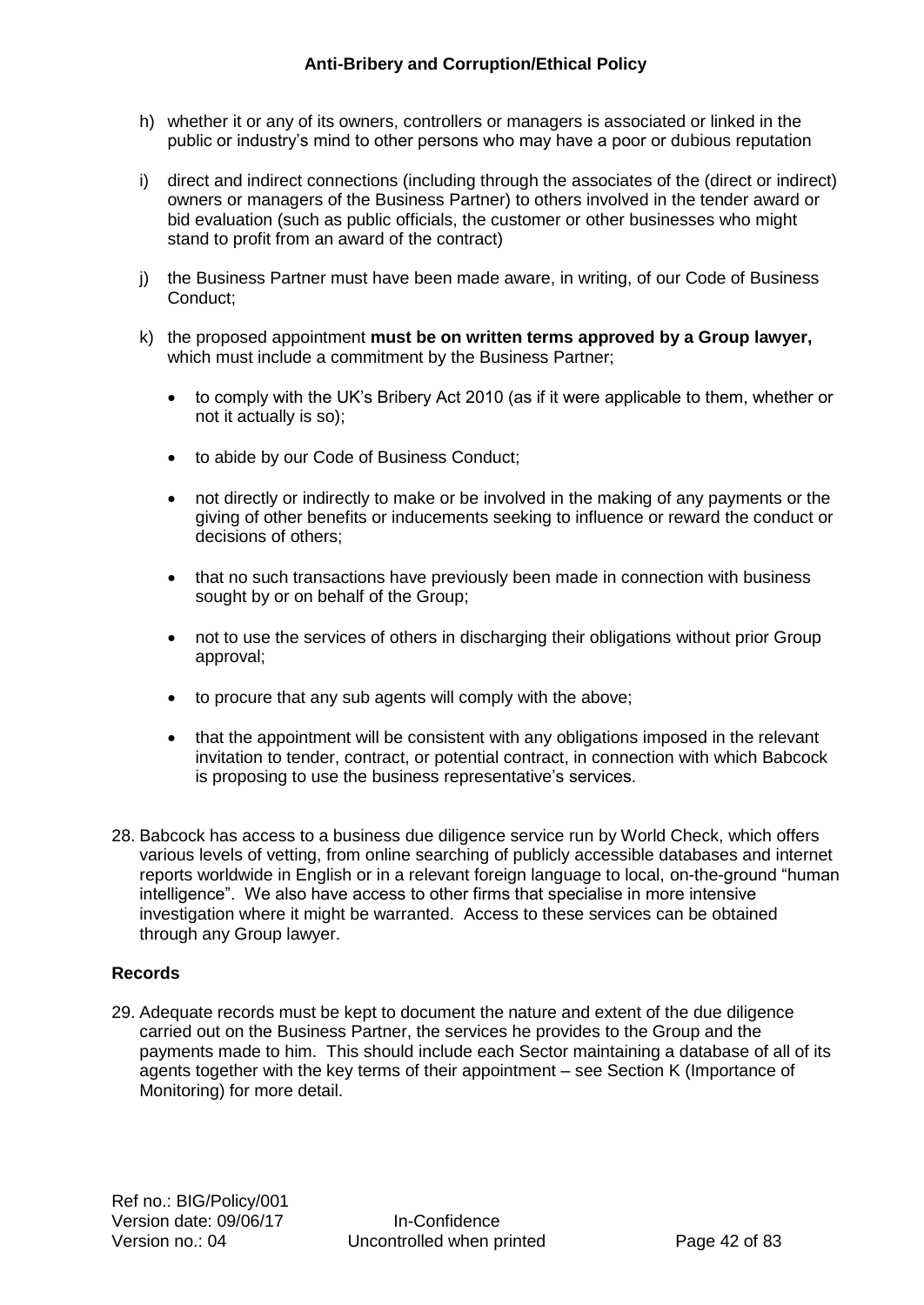h) whether it or any of its owners, controllers or managers is associated or linked in the public or industry's mind to other persons who may have a poor or dubious reputation

i) direct and indirect connections (including through the associates of the (direct or indirect) owners or managers of the Business Partner) to others involved in the tender award or bid evaluation (such as public officials, the customer or other businesses who might stand to profit from an award of the contract)

j) the Business Partner must have been made aware, in writing, of our Code of Business Conduct;

k) the proposed appointment **must be on written terms approved by a Group lawyer,** which must include a commitment by the Business Partner;

- to comply with the UK's Bribery Act 2010 (as if it were applicable to them, whether or not it actually is so);
- to abide by our Code of Business Conduct;
- not directly or indirectly to make or be involved in the making of any payments or the giving of other benefits or inducements seeking to influence or reward the conduct or decisions of others;
- that no such transactions have previously been made in connection with business sought by or on behalf of the Group;
- not to use the services of others in discharging their obligations without prior Group approval;
- to procure that any sub agents will comply with the above;
- that the appointment will be consistent with any obligations imposed in the relevant invitation to tender, contract, or potential contract, in connection with which Babcock is proposing to use the business representative's services.

28. Babcock has access to a business due diligence service run by World Check, which offers various levels of vetting, from online searching of publicly accessible databases and internet reports worldwide in English or in a relevant foreign language to local, on-the-ground "human intelligence". We also have access to other firms that specialise in more intensive investigation where it might be warranted. Access to these services can be obtained through any Group lawyer.

**Records**

29. Adequate records must be kept to document the nature and extent of the due diligence carried out on the Business Partner, the services he provides to the Group and the payments made to him. This should include each Sector maintaining a database of all of its agents together with the key terms of their appointment – see Section K (Importance of Monitoring) for more detail.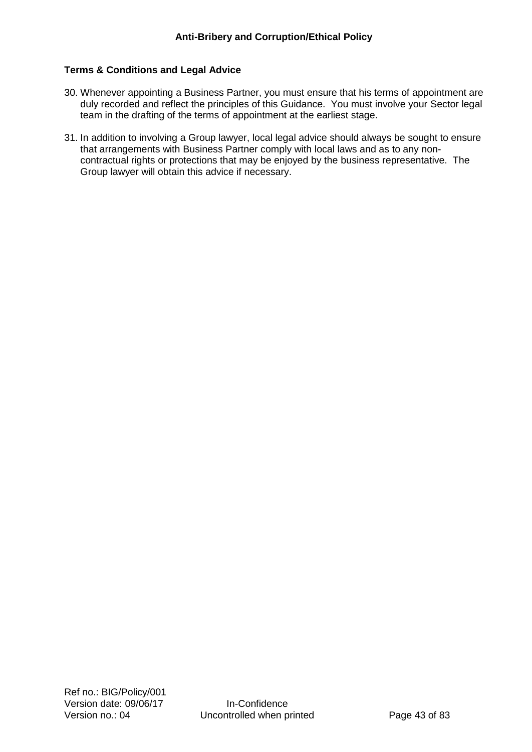**Terms & Conditions and Legal Advice**

30. Whenever appointing a Business Partner, you must ensure that his terms of appointment are duly recorded and reflect the principles of this Guidance. You must involve your Sector legal team in the drafting of the terms of appointment at the earliest stage.

31. In addition to involving a Group lawyer, local legal advice should always be sought to ensure that arrangements with Business Partner comply with local laws and as to any non-contractual rights or protections that may be enjoyed by the business representative. The Group lawyer will obtain this advice if necessary.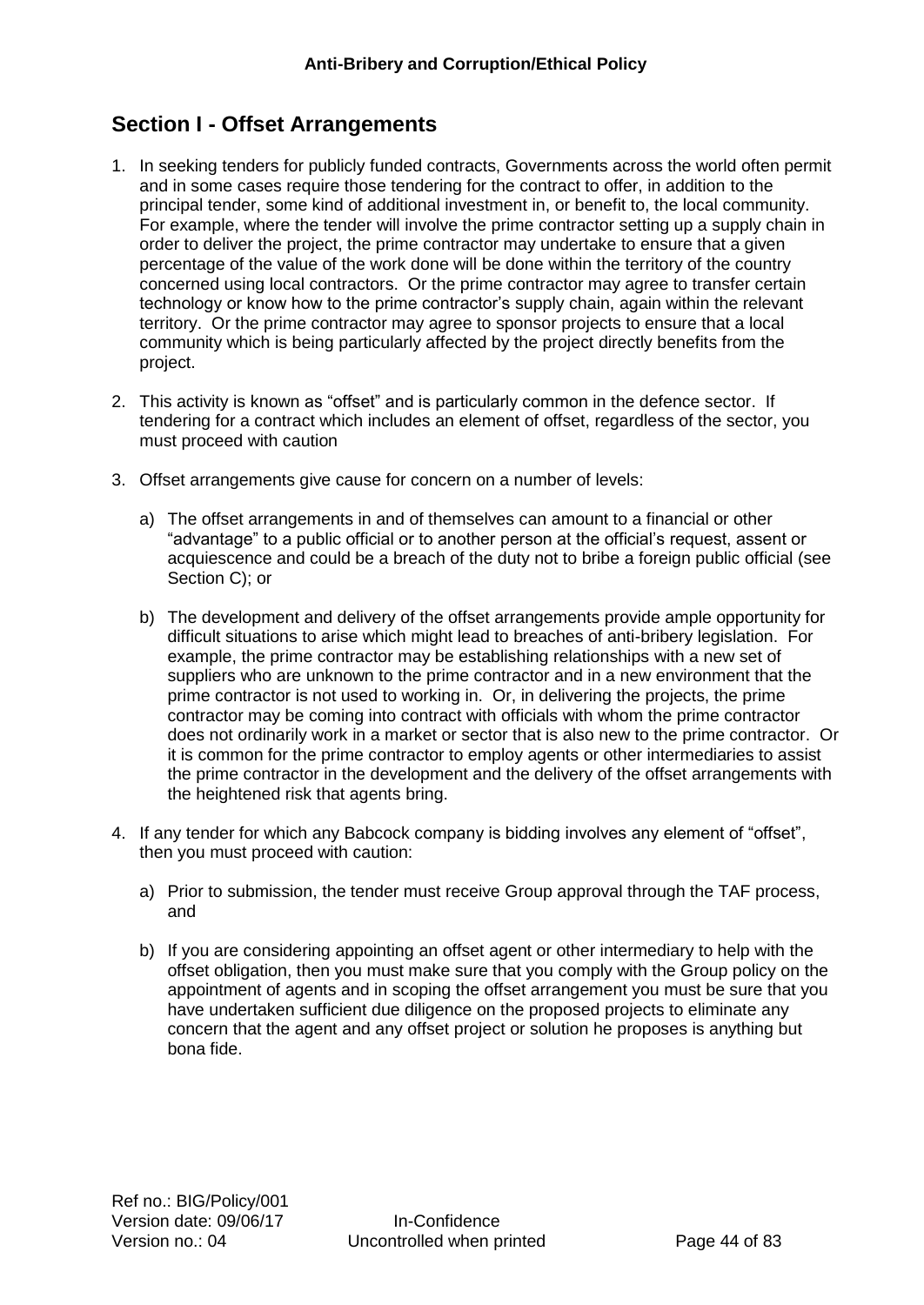## Section I - Offset Arrangements

1. In seeking tenders for publicly funded contracts, Governments across the world often permit and in some cases require those tendering for the contract to offer, in addition to the principal tender, some kind of additional investment in, or benefit to, the local community. For example, where the tender will involve the prime contractor setting up a supply chain in order to deliver the project, the prime contractor may undertake to ensure that a given percentage of the value of the work done will be done within the territory of the country concerned using local contractors. Or the prime contractor may agree to transfer certain technology or know how to the prime contractor's supply chain, again within the relevant territory. Or the prime contractor may agree to sponsor projects to ensure that a local community which is being particularly affected by the project directly benefits from the project.

2. This activity is known as "offset" and is particularly common in the defence sector. If tendering for a contract which includes an element of offset, regardless of the sector, you must proceed with caution

3. Offset arrangements give cause for concern on a number of levels:

   a) The offset arrangements in and of themselves can amount to a financial or other "advantage" to a public official or to another person at the official's request, assent or acquiescence and could be a breach of the duty not to bribe a foreign public official (see Section C); or

   b) The development and delivery of the offset arrangements provide ample opportunity for difficult situations to arise which might lead to breaches of anti-bribery legislation. For example, the prime contractor may be establishing relationships with a new set of suppliers who are unknown to the prime contractor and in a new environment that the prime contractor is not used to working in. Or, in delivering the projects, the prime contractor may be coming into contract with officials with whom the prime contractor does not ordinarily work in a market or sector that is also new to the prime contractor. Or it is common for the prime contractor to employ agents or other intermediaries to assist the prime contractor in the development and the delivery of the offset arrangements with the heightened risk that agents bring.

4. If any tender for which any Babcock company is bidding involves any element of "offset", then you must proceed with caution:

   a) Prior to submission, the tender must receive Group approval through the TAF process, and

   b) If you are considering appointing an offset agent or other intermediary to help with the offset obligation, then you must make sure that you comply with the Group policy on the appointment of agents and in scoping the offset arrangement you must be sure that you have undertaken sufficient due diligence on the proposed projects to eliminate any concern that the agent and any offset project or solution he proposes is anything but bona fide.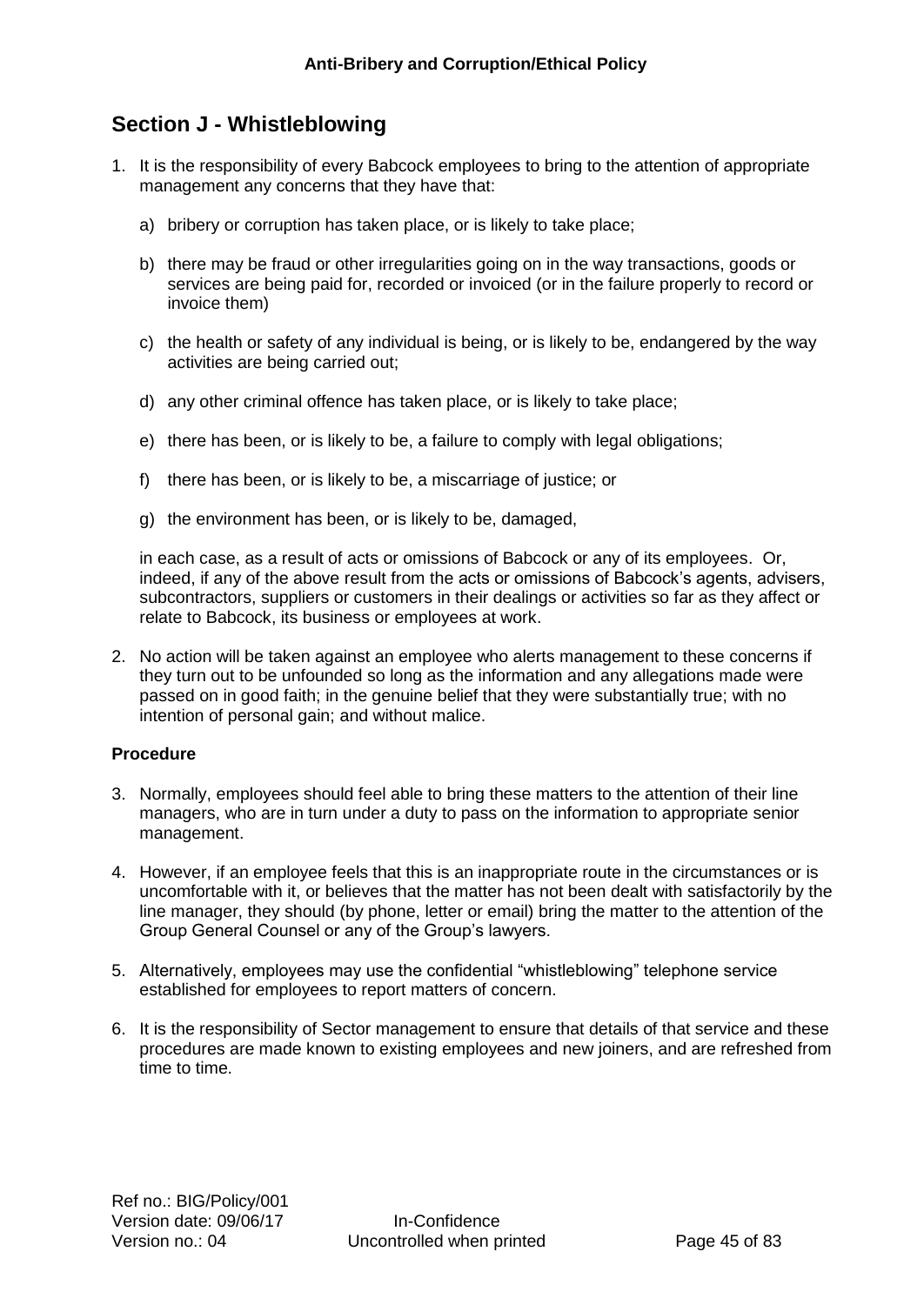## Section J - Whistleblowing

1. It is the responsibility of every Babcock employees to bring to the attention of appropriate management any concerns that they have that:

   a) bribery or corruption has taken place, or is likely to take place;

   b) there may be fraud or other irregularities going on in the way transactions, goods or services are being paid for, recorded or invoiced (or in the failure properly to record or invoice them)

   c) the health or safety of any individual is being, or is likely to be, endangered by the way activities are being carried out;

   d) any other criminal offence has taken place, or is likely to take place;

   e) there has been, or is likely to be, a failure to comply with legal obligations;

   f) there has been, or is likely to be, a miscarriage of justice; or

   g) the environment has been, or is likely to be, damaged,

   in each case, as a result of acts or omissions of Babcock or any of its employees. Or, indeed, if any of the above result from the acts or omissions of Babcock's agents, advisers, subcontractors, suppliers or customers in their dealings or activities so far as they affect or relate to Babcock, its business or employees at work.

2. No action will be taken against an employee who alerts management to these concerns if they turn out to be unfounded so long as the information and any allegations made were passed on in good faith; in the genuine belief that they were substantially true; with no intention of personal gain; and without malice.

**Procedure**

3. Normally, employees should feel able to bring these matters to the attention of their line managers, who are in turn under a duty to pass on the information to appropriate senior management.

4. However, if an employee feels that this is an inappropriate route in the circumstances or is uncomfortable with it, or believes that the matter has not been dealt with satisfactorily by the line manager, they should (by phone, letter or email) bring the matter to the attention of the Group General Counsel or any of the Group's lawyers.

5. Alternatively, employees may use the confidential "whistleblowing" telephone service established for employees to report matters of concern.

6. It is the responsibility of Sector management to ensure that details of that service and these procedures are made known to existing employees and new joiners, and are refreshed from time to time.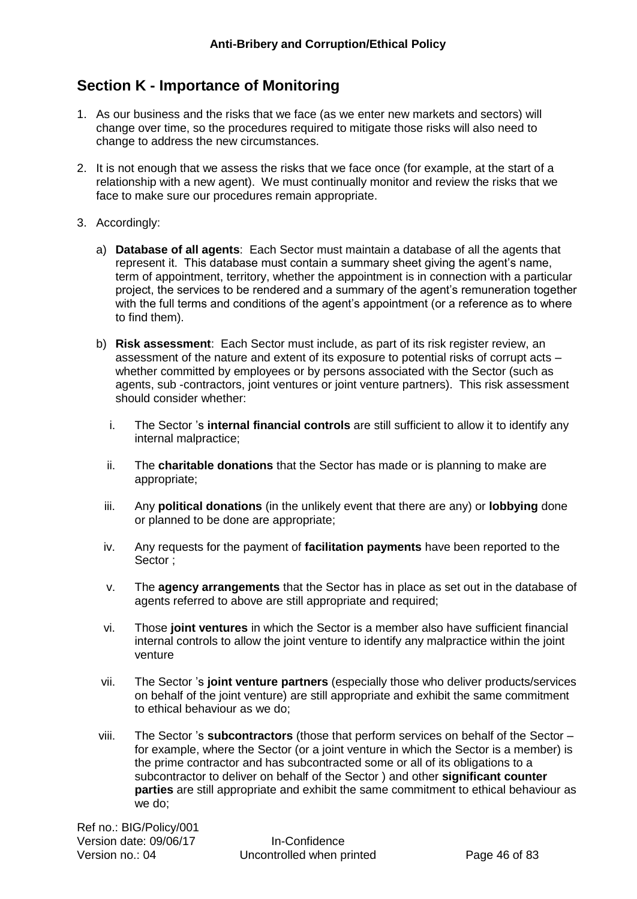## Section K - Importance of Monitoring

1. As our business and the risks that we face (as we enter new markets and sectors) will change over time, so the procedures required to mitigate those risks will also need to change to address the new circumstances.

2. It is not enough that we assess the risks that we face once (for example, at the start of a relationship with a new agent). We must continually monitor and review the risks that we face to make sure our procedures remain appropriate.

3. Accordingly:

   a) **Database of all agents**: Each Sector must maintain a database of all the agents that represent it. This database must contain a summary sheet giving the agent's name, term of appointment, territory, whether the appointment is in connection with a particular project, the services to be rendered and a summary of the agent's remuneration together with the full terms and conditions of the agent's appointment (or a reference as to where to find them).

   b) **Risk assessment**: Each Sector must include, as part of its risk register review, an assessment of the nature and extent of its exposure to potential risks of corrupt acts – whether committed by employees or by persons associated with the Sector (such as agents, sub -contractors, joint ventures or joint venture partners). This risk assessment should consider whether:

      i. The Sector 's **internal financial controls** are still sufficient to allow it to identify any internal malpractice;

      ii. The **charitable donations** that the Sector has made or is planning to make are appropriate;

      iii. Any **political donations** (in the unlikely event that there are any) or **lobbying** done or planned to be done are appropriate;

      iv. Any requests for the payment of **facilitation payments** have been reported to the Sector ;

      v. The **agency arrangements** that the Sector has in place as set out in the database of agents referred to above are still appropriate and required;

      vi. Those **joint ventures** in which the Sector is a member also have sufficient financial internal controls to allow the joint venture to identify any malpractice within the joint venture

      vii. The Sector 's **joint venture partners** (especially those who deliver products/services on behalf of the joint venture) are still appropriate and exhibit the same commitment to ethical behaviour as we do;

      viii. The Sector 's **subcontractors** (those that perform services on behalf of the Sector – for example, where the Sector (or a joint venture in which the Sector is a member) is the prime contractor and has subcontracted some or all of its obligations to a subcontractor to deliver on behalf of the Sector ) and other **significant counter parties** are still appropriate and exhibit the same commitment to ethical behaviour as we do;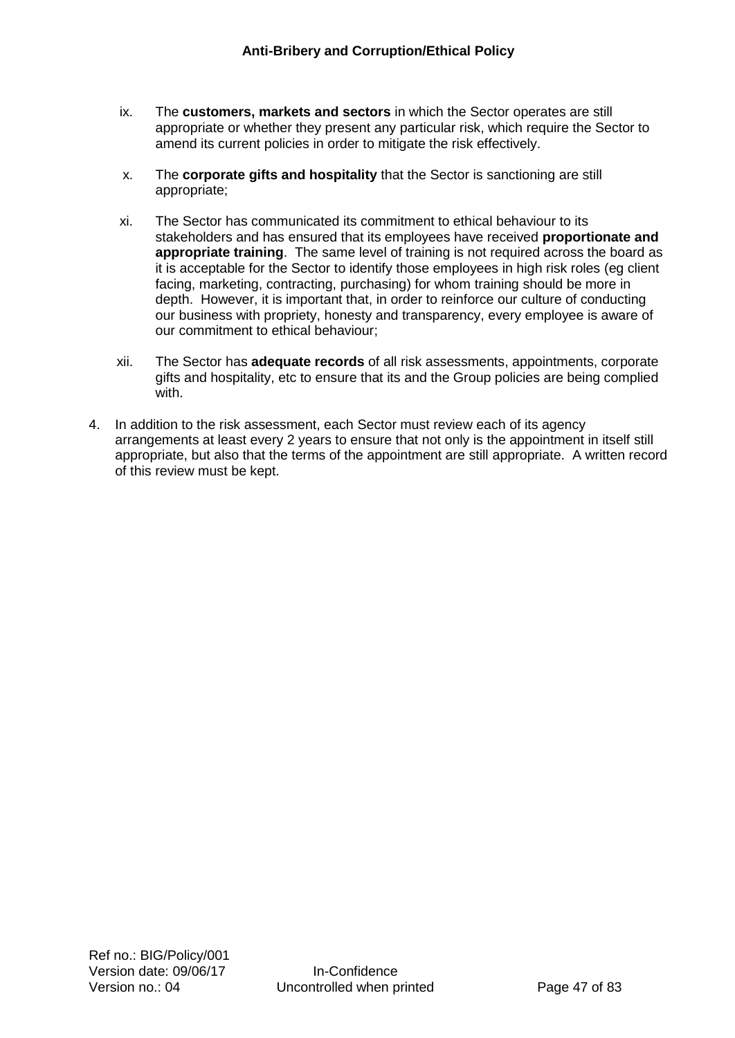ix. The **customers, markets and sectors** in which the Sector operates are still appropriate or whether they present any particular risk, which require the Sector to amend its current policies in order to mitigate the risk effectively.

x. The **corporate gifts and hospitality** that the Sector is sanctioning are still appropriate;

xi. The Sector has communicated its commitment to ethical behaviour to its stakeholders and has ensured that its employees have received **proportionate and appropriate training**. The same level of training is not required across the board as it is acceptable for the Sector to identify those employees in high risk roles (eg client facing, marketing, contracting, purchasing) for whom training should be more in depth. However, it is important that, in order to reinforce our culture of conducting our business with propriety, honesty and transparency, every employee is aware of our commitment to ethical behaviour;

xii. The Sector has **adequate records** of all risk assessments, appointments, corporate gifts and hospitality, etc to ensure that its and the Group policies are being complied with.

4. In addition to the risk assessment, each Sector must review each of its agency arrangements at least every 2 years to ensure that not only is the appointment in itself still appropriate, but also that the terms of the appointment are still appropriate. A written record of this review must be kept.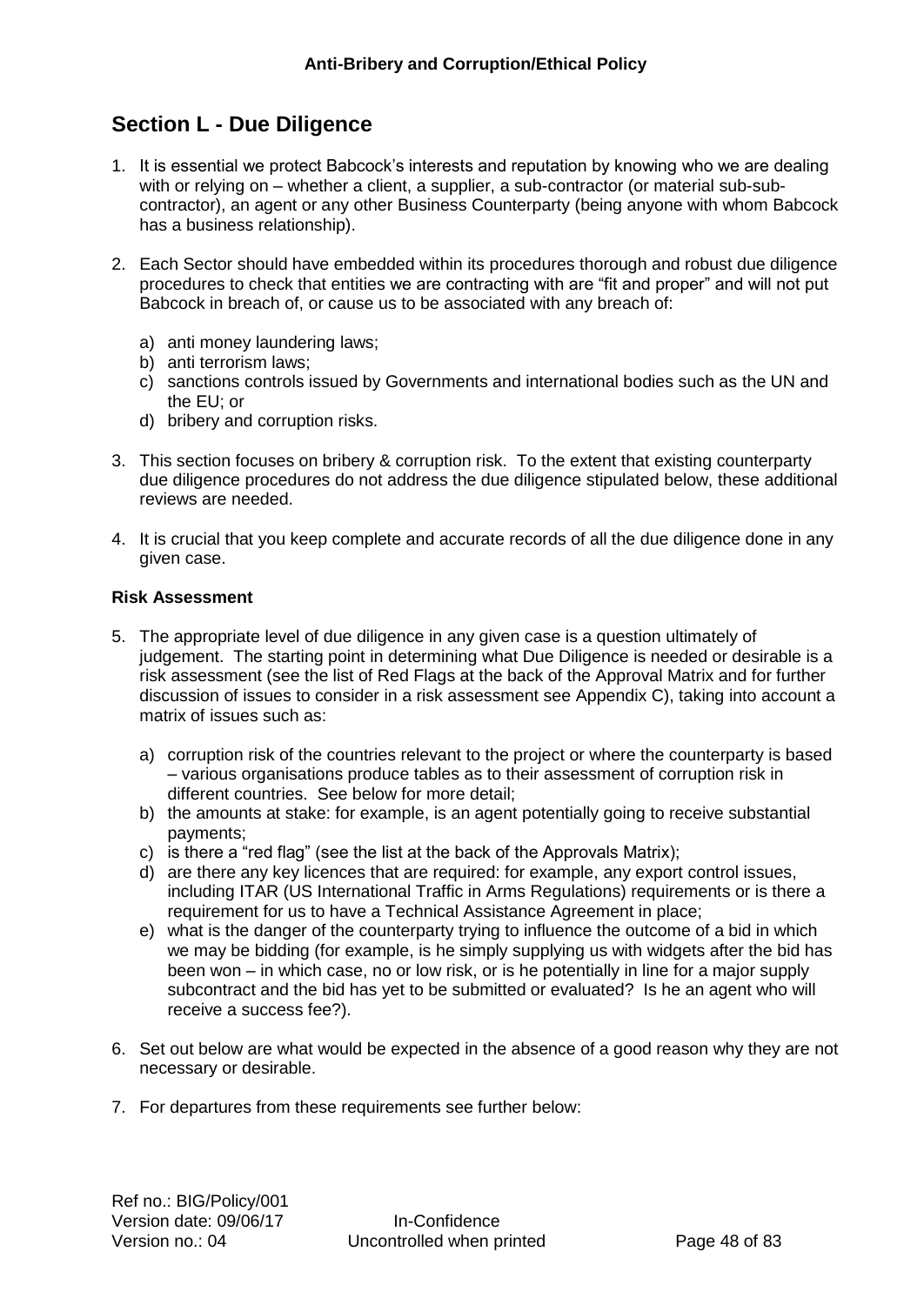## Section L - Due Diligence

1. It is essential we protect Babcock's interests and reputation by knowing who we are dealing with or relying on – whether a client, a supplier, a sub-contractor (or material sub-sub-contractor), an agent or any other Business Counterparty (being anyone with whom Babcock has a business relationship).

2. Each Sector should have embedded within its procedures thorough and robust due diligence procedures to check that entities we are contracting with are "fit and proper" and will not put Babcock in breach of, or cause us to be associated with any breach of:

    a) anti money laundering laws;
    b) anti terrorism laws;
    c) sanctions controls issued by Governments and international bodies such as the UN and the EU; or
    d) bribery and corruption risks.

3. This section focuses on bribery & corruption risk. To the extent that existing counterparty due diligence procedures do not address the due diligence stipulated below, these additional reviews are needed.

4. It is crucial that you keep complete and accurate records of all the due diligence done in any given case.

**Risk Assessment**

5. The appropriate level of due diligence in any given case is a question ultimately of judgement. The starting point in determining what Due Diligence is needed or desirable is a risk assessment (see the list of Red Flags at the back of the Approval Matrix and for further discussion of issues to consider in a risk assessment see Appendix C), taking into account a matrix of issues such as:

    a) corruption risk of the countries relevant to the project or where the counterparty is based – various organisations produce tables as to their assessment of corruption risk in different countries. See below for more detail;
    b) the amounts at stake: for example, is an agent potentially going to receive substantial payments;
    c) is there a "red flag" (see the list at the back of the Approvals Matrix);
    d) are there any key licences that are required: for example, any export control issues, including ITAR (US International Traffic in Arms Regulations) requirements or is there a requirement for us to have a Technical Assistance Agreement in place;
    e) what is the danger of the counterparty trying to influence the outcome of a bid in which we may be bidding (for example, is he simply supplying us with widgets after the bid has been won – in which case, no or low risk, or is he potentially in line for a major supply subcontract and the bid has yet to be submitted or evaluated? Is he an agent who will receive a success fee?).

6. Set out below are what would be expected in the absence of a good reason why they are not necessary or desirable.

7. For departures from these requirements see further below: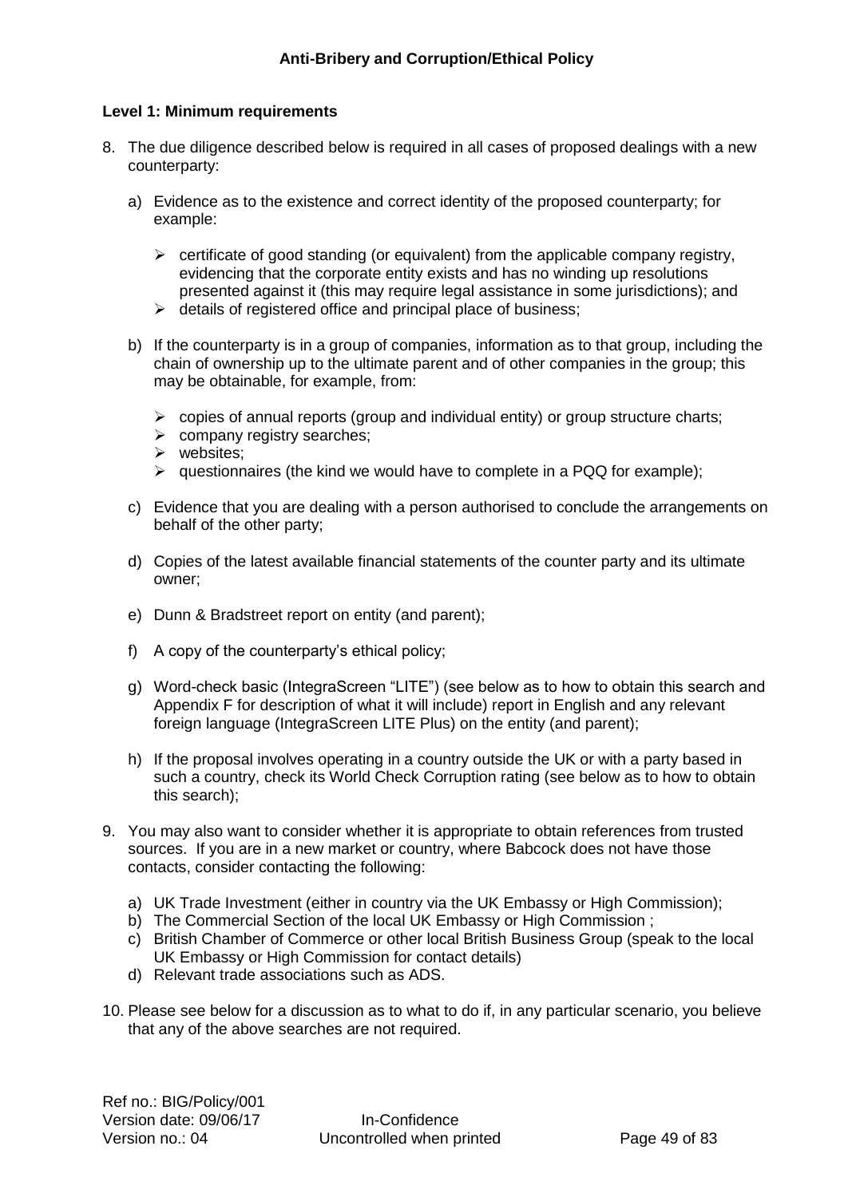### Level 1: Minimum requirements

8. The due diligence described below is required in all cases of proposed dealings with a new counterparty:

   a) Evidence as to the existence and correct identity of the proposed counterparty; for example:

      - certificate of good standing (or equivalent) from the applicable company registry, evidencing that the corporate entity exists and has no winding up resolutions presented against it (this may require legal assistance in some jurisdictions); and
      - details of registered office and principal place of business;

   b) If the counterparty is in a group of companies, information as to that group, including the chain of ownership up to the ultimate parent and of other companies in the group; this may be obtainable, for example, from:

      - copies of annual reports (group and individual entity) or group structure charts;
      - company registry searches;
      - websites;
      - questionnaires (the kind we would have to complete in a PQQ for example);

   c) Evidence that you are dealing with a person authorised to conclude the arrangements on behalf of the other party;

   d) Copies of the latest available financial statements of the counter party and its ultimate owner;

   e) Dunn & Bradstreet report on entity (and parent);

   f) A copy of the counterparty's ethical policy;

   g) Word-check basic (IntegraScreen "LITE") (see below as to how to obtain this search and Appendix F for description of what it will include) report in English and any relevant foreign language (IntegraScreen LITE Plus) on the entity (and parent);

   h) If the proposal involves operating in a country outside the UK or with a party based in such a country, check its World Check Corruption rating (see below as to how to obtain this search);

9. You may also want to consider whether it is appropriate to obtain references from trusted sources. If you are in a new market or country, where Babcock does not have those contacts, consider contacting the following:

   a) UK Trade Investment (either in country via the UK Embassy or High Commission);
   b) The Commercial Section of the local UK Embassy or High Commission ;
   c) British Chamber of Commerce or other local British Business Group (speak to the local UK Embassy or High Commission for contact details)
   d) Relevant trade associations such as ADS.

10. Please see below for a discussion as to what to do if, in any particular scenario, you believe that any of the above searches are not required.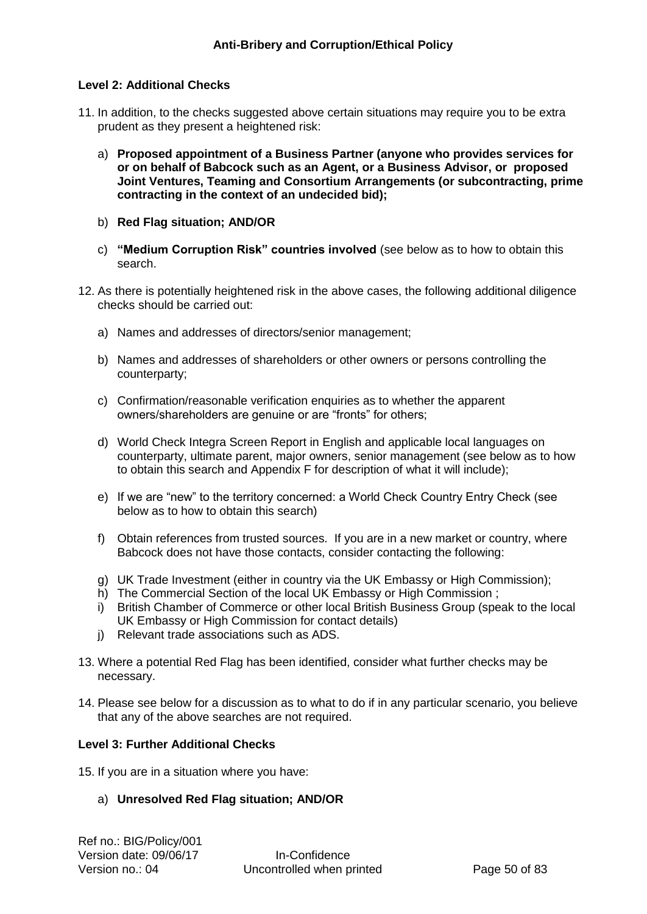**Level 2: Additional Checks**

11. In addition, to the checks suggested above certain situations may require you to be extra prudent as they present a heightened risk:

    a) **Proposed appointment of a Business Partner (anyone who provides services for or on behalf of Babcock such as an Agent, or a Business Advisor, or proposed Joint Ventures, Teaming and Consortium Arrangements (or subcontracting, prime contracting in the context of an undecided bid);**

    b) **Red Flag situation; AND/OR**

    c) **"Medium Corruption Risk" countries involved** (see below as to how to obtain this search.

12. As there is potentially heightened risk in the above cases, the following additional diligence checks should be carried out:

    a) Names and addresses of directors/senior management;

    b) Names and addresses of shareholders or other owners or persons controlling the counterparty;

    c) Confirmation/reasonable verification enquiries as to whether the apparent owners/shareholders are genuine or are "fronts" for others;

    d) World Check Integra Screen Report in English and applicable local languages on counterparty, ultimate parent, major owners, senior management (see below as to how to obtain this search and Appendix F for description of what it will include);

    e) If we are "new" to the territory concerned: a World Check Country Entry Check (see below as to how to obtain this search)

    f) Obtain references from trusted sources. If you are in a new market or country, where Babcock does not have those contacts, consider contacting the following:

    g) UK Trade Investment (either in country via the UK Embassy or High Commission);
    h) The Commercial Section of the local UK Embassy or High Commission ;
    i) British Chamber of Commerce or other local British Business Group (speak to the local UK Embassy or High Commission for contact details)
    j) Relevant trade associations such as ADS.

13. Where a potential Red Flag has been identified, consider what further checks may be necessary.

14. Please see below for a discussion as to what to do if in any particular scenario, you believe that any of the above searches are not required.

**Level 3: Further Additional Checks**

15. If you are in a situation where you have:

    a) **Unresolved Red Flag situation; AND/OR**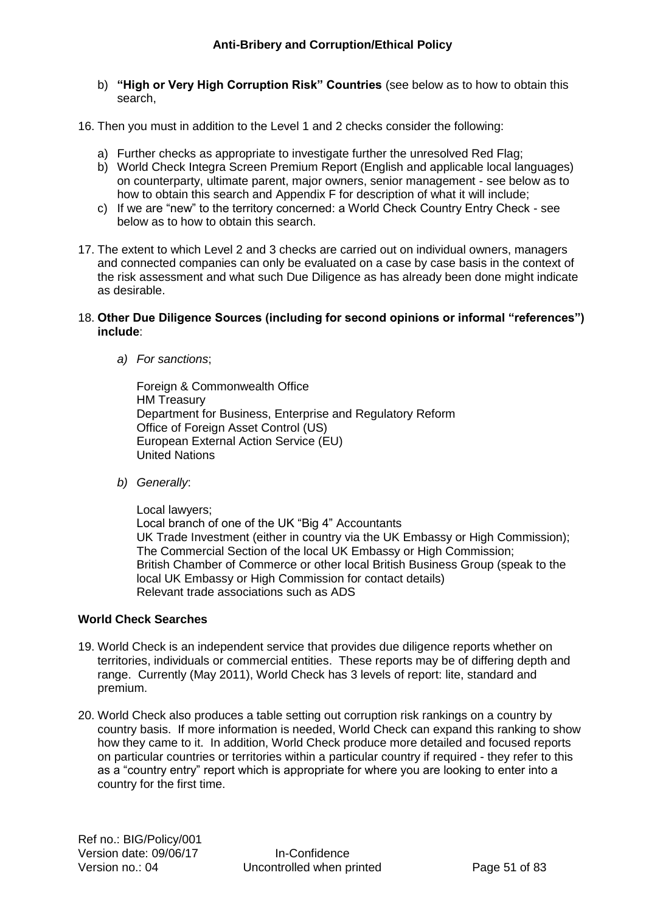b) **"High or Very High Corruption Risk" Countries** (see below as to how to obtain this search,

16. Then you must in addition to the Level 1 and 2 checks consider the following:

    a) Further checks as appropriate to investigate further the unresolved Red Flag;
    b) World Check Integra Screen Premium Report (English and applicable local languages) on counterparty, ultimate parent, major owners, senior management - see below as to how to obtain this search and Appendix F for description of what it will include;
    c) If we are "new" to the territory concerned: a World Check Country Entry Check - see below as to how to obtain this search.

17. The extent to which Level 2 and 3 checks are carried out on individual owners, managers and connected companies can only be evaluated on a case by case basis in the context of the risk assessment and what such Due Diligence as has already been done might indicate as desirable.

18. **Other Due Diligence Sources (including for second opinions or informal "references") include**:

    a) *For sanctions*;

       Foreign & Commonwealth Office
       HM Treasury
       Department for Business, Enterprise and Regulatory Reform
       Office of Foreign Asset Control (US)
       European External Action Service (EU)
       United Nations

    b) *Generally*:

       Local lawyers;
       Local branch of one of the UK "Big 4" Accountants
       UK Trade Investment (either in country via the UK Embassy or High Commission);
       The Commercial Section of the local UK Embassy or High Commission;
       British Chamber of Commerce or other local British Business Group (speak to the local UK Embassy or High Commission for contact details)
       Relevant trade associations such as ADS

**World Check Searches**

19. World Check is an independent service that provides due diligence reports whether on territories, individuals or commercial entities. These reports may be of differing depth and range. Currently (May 2011), World Check has 3 levels of report: lite, standard and premium.

20. World Check also produces a table setting out corruption risk rankings on a country by country basis. If more information is needed, World Check can expand this ranking to show how they came to it. In addition, World Check produce more detailed and focused reports on particular countries or territories within a particular country if required - they refer to this as a "country entry" report which is appropriate for where you are looking to enter into a country for the first time.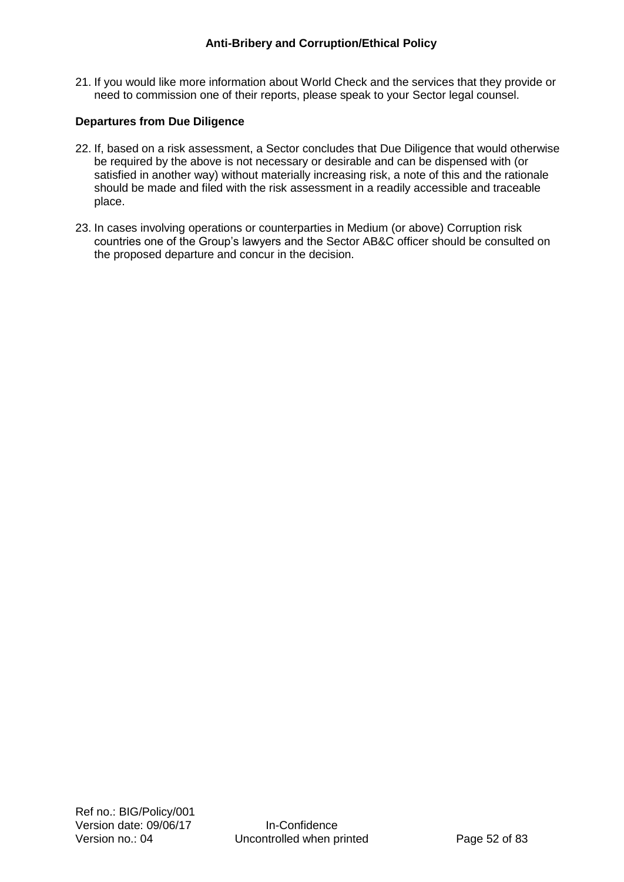21. If you would like more information about World Check and the services that they provide or need to commission one of their reports, please speak to your Sector legal counsel.

**Departures from Due Diligence**

22. If, based on a risk assessment, a Sector concludes that Due Diligence that would otherwise be required by the above is not necessary or desirable and can be dispensed with (or satisfied in another way) without materially increasing risk, a note of this and the rationale should be made and filed with the risk assessment in a readily accessible and traceable place.

23. In cases involving operations or counterparties in Medium (or above) Corruption risk countries one of the Group's lawyers and the Sector AB&C officer should be consulted on the proposed departure and concur in the decision.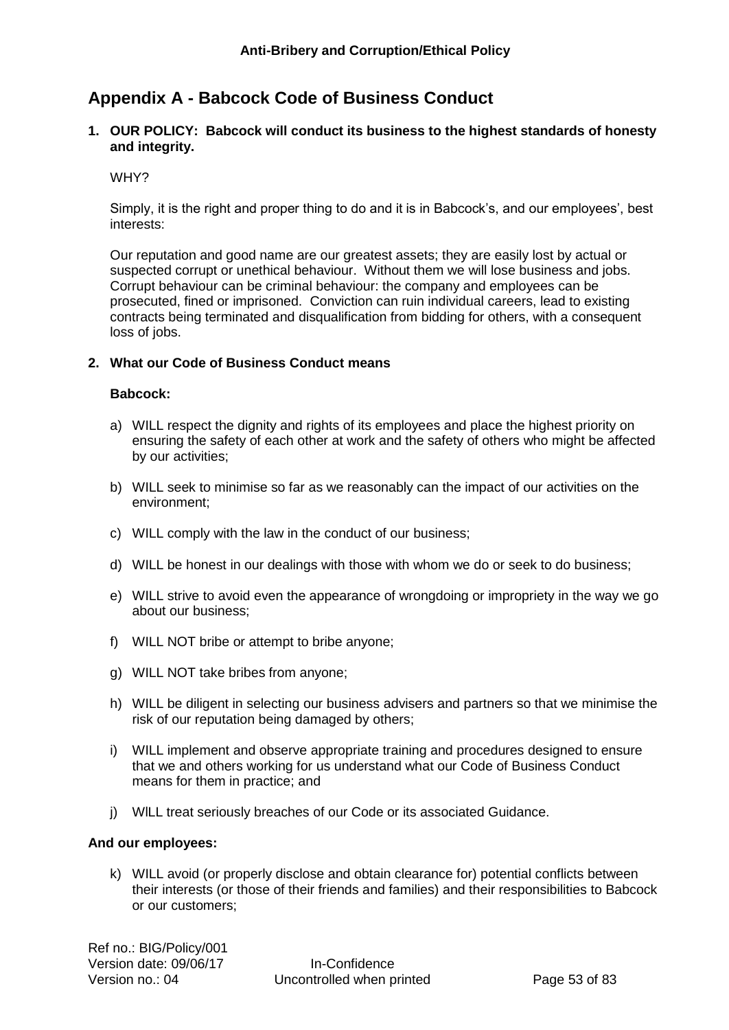# Appendix A - Babcock Code of Business Conduct

**1. OUR POLICY: Babcock will conduct its business to the highest standards of honesty and integrity.**

WHY?

Simply, it is the right and proper thing to do and it is in Babcock's, and our employees', best interests:

Our reputation and good name are our greatest assets; they are easily lost by actual or suspected corrupt or unethical behaviour. Without them we will lose business and jobs. Corrupt behaviour can be criminal behaviour: the company and employees can be prosecuted, fined or imprisoned. Conviction can ruin individual careers, lead to existing contracts being terminated and disqualification from bidding for others, with a consequent loss of jobs.

**2. What our Code of Business Conduct means**

**Babcock:**

a) WILL respect the dignity and rights of its employees and place the highest priority on ensuring the safety of each other at work and the safety of others who might be affected by our activities;

b) WILL seek to minimise so far as we reasonably can the impact of our activities on the environment;

c) WILL comply with the law in the conduct of our business;

d) WILL be honest in our dealings with those with whom we do or seek to do business;

e) WILL strive to avoid even the appearance of wrongdoing or impropriety in the way we go about our business;

f) WILL NOT bribe or attempt to bribe anyone;

g) WILL NOT take bribes from anyone;

h) WILL be diligent in selecting our business advisers and partners so that we minimise the risk of our reputation being damaged by others;

i) WILL implement and observe appropriate training and procedures designed to ensure that we and others working for us understand what our Code of Business Conduct means for them in practice; and

j) WILL treat seriously breaches of our Code or its associated Guidance.

**And our employees:**

k) WILL avoid (or properly disclose and obtain clearance for) potential conflicts between their interests (or those of their friends and families) and their responsibilities to Babcock or our customers;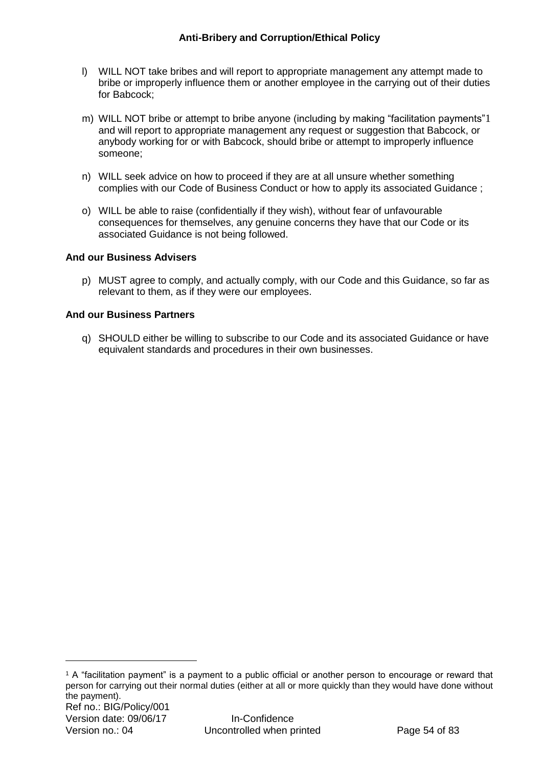l) WILL NOT take bribes and will report to appropriate management any attempt made to bribe or improperly influence them or another employee in the carrying out of their duties for Babcock;

m) WILL NOT bribe or attempt to bribe anyone (including by making "facilitation payments"[1] and will report to appropriate management any request or suggestion that Babcock, or anybody working for or with Babcock, should bribe or attempt to improperly influence someone;

n) WILL seek advice on how to proceed if they are at all unsure whether something complies with our Code of Business Conduct or how to apply its associated Guidance ;

o) WILL be able to raise (confidentially if they wish), without fear of unfavourable consequences for themselves, any genuine concerns they have that our Code or its associated Guidance is not being followed.

**And our Business Advisers**

p) MUST agree to comply, and actually comply, with our Code and this Guidance, so far as relevant to them, as if they were our employees.

**And our Business Partners**

q) SHOULD either be willing to subscribe to our Code and its associated Guidance or have equivalent standards and procedures in their own businesses.

[1] A "facilitation payment" is a payment to a public official or another person to encourage or reward that person for carrying out their normal duties (either at all or more quickly than they would have done without the payment).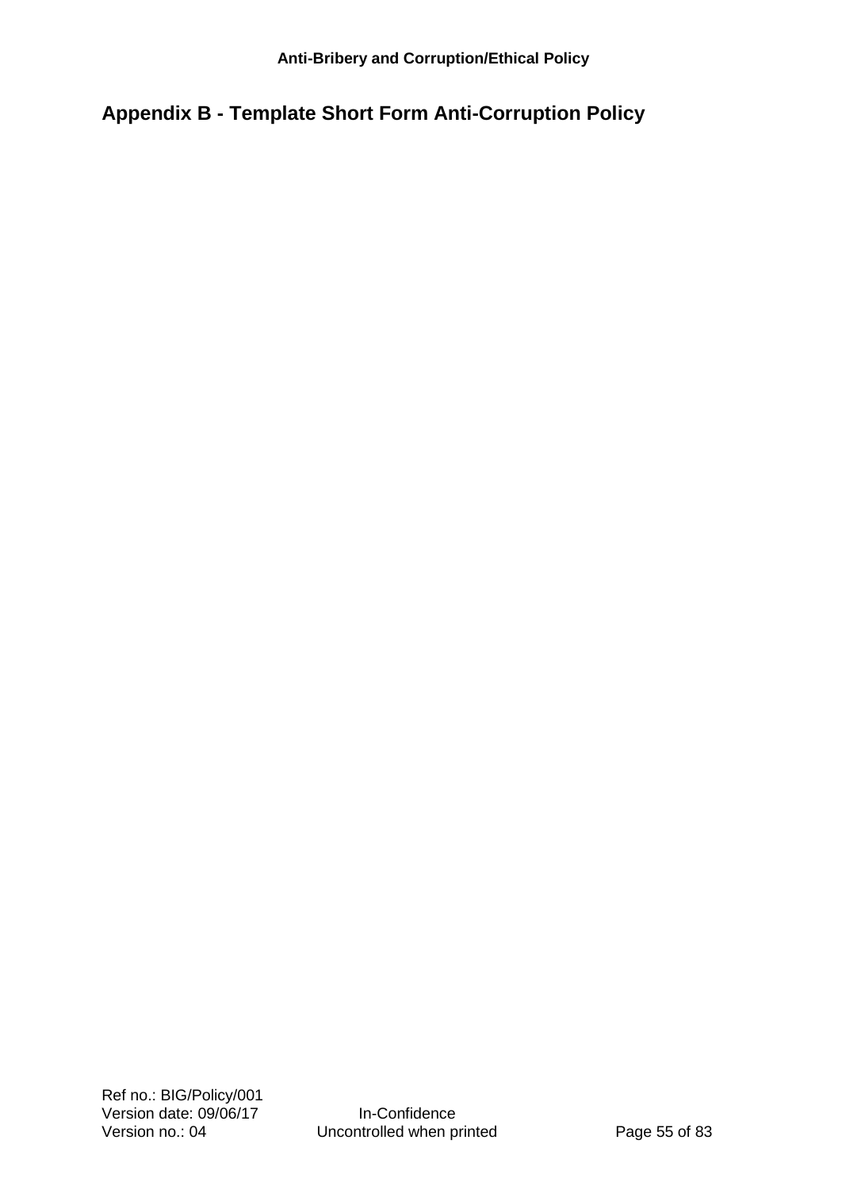## Appendix B - Template Short Form Anti-Corruption Policy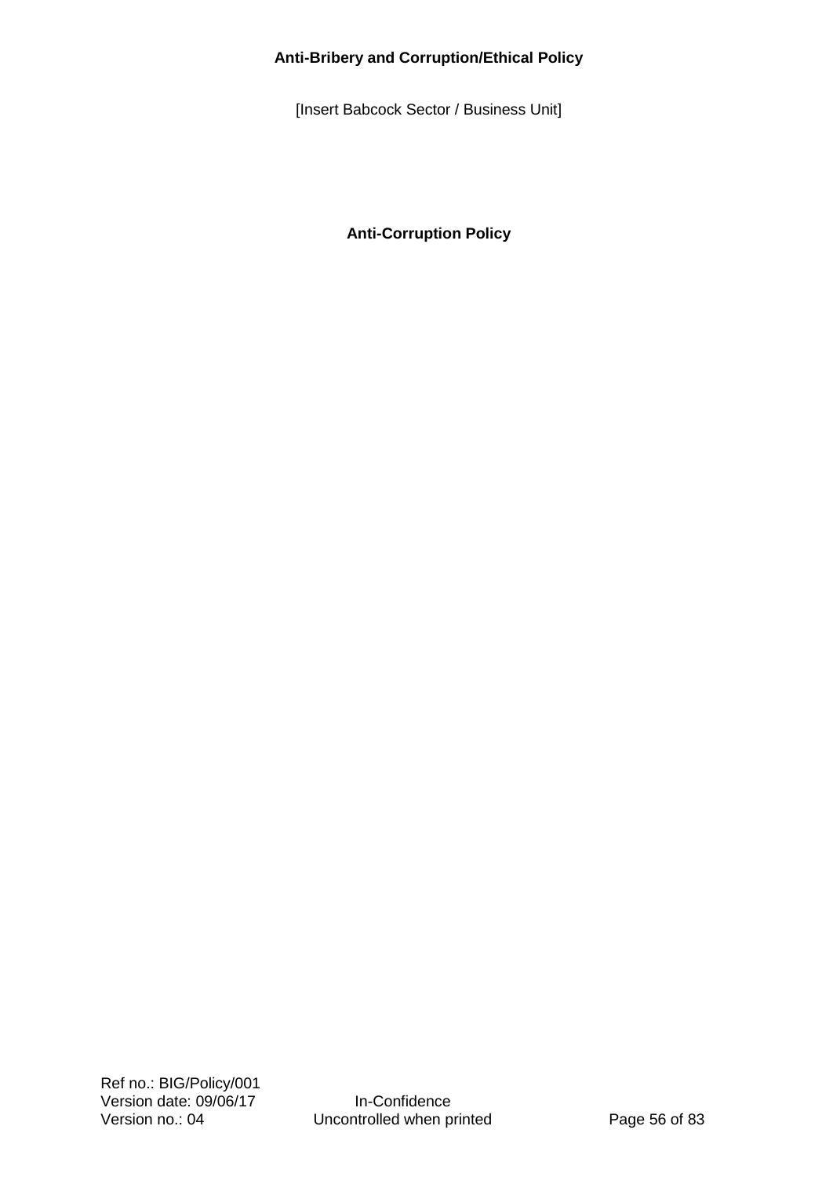**Anti-Bribery and Corruption/Ethical Policy**

[Insert Babcock Sector / Business Unit]

# Anti-Corruption Policy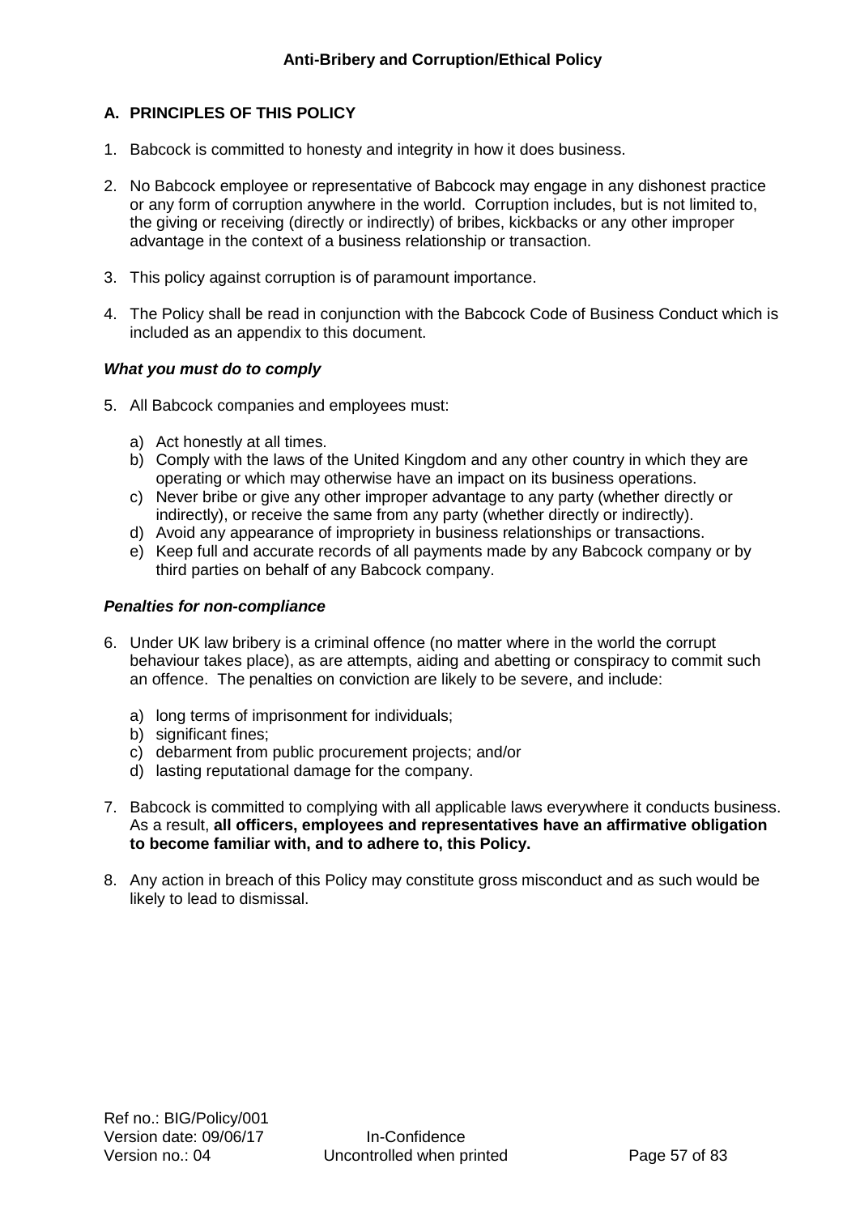## Anti-Bribery and Corruption/Ethical Policy

### A. PRINCIPLES OF THIS POLICY

1. Babcock is committed to honesty and integrity in how it does business.

2. No Babcock employee or representative of Babcock may engage in any dishonest practice or any form of corruption anywhere in the world. Corruption includes, but is not limited to, the giving or receiving (directly or indirectly) of bribes, kickbacks or any other improper advantage in the context of a business relationship or transaction.

3. This policy against corruption is of paramount importance.

4. The Policy shall be read in conjunction with the Babcock Code of Business Conduct which is included as an appendix to this document.

***What you must do to comply***

5. All Babcock companies and employees must:

   a) Act honestly at all times.
   b) Comply with the laws of the United Kingdom and any other country in which they are operating or which may otherwise have an impact on its business operations.
   c) Never bribe or give any other improper advantage to any party (whether directly or indirectly), or receive the same from any party (whether directly or indirectly).
   d) Avoid any appearance of impropriety in business relationships or transactions.
   e) Keep full and accurate records of all payments made by any Babcock company or by third parties on behalf of any Babcock company.

***Penalties for non-compliance***

6. Under UK law bribery is a criminal offence (no matter where in the world the corrupt behaviour takes place), as are attempts, aiding and abetting or conspiracy to commit such an offence. The penalties on conviction are likely to be severe, and include:

   a) long terms of imprisonment for individuals;
   b) significant fines;
   c) debarment from public procurement projects; and/or
   d) lasting reputational damage for the company.

7. Babcock is committed to complying with all applicable laws everywhere it conducts business. As a result, **all officers, employees and representatives have an affirmative obligation to become familiar with, and to adhere to, this Policy.**

8. Any action in breach of this Policy may constitute gross misconduct and as such would be likely to lead to dismissal.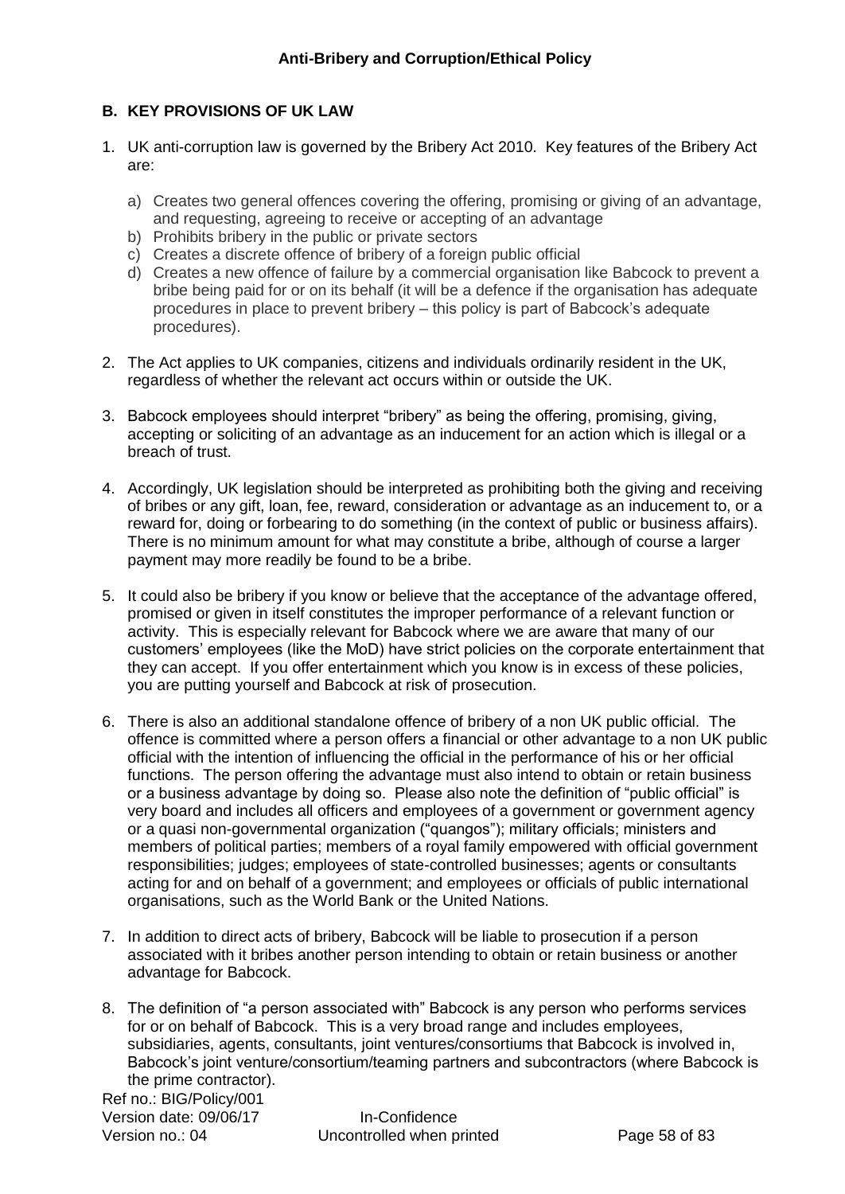## B. KEY PROVISIONS OF UK LAW

1. UK anti-corruption law is governed by the Bribery Act 2010. Key features of the Bribery Act are:

   a) Creates two general offences covering the offering, promising or giving of an advantage, and requesting, agreeing to receive or accepting of an advantage
   b) Prohibits bribery in the public or private sectors
   c) Creates a discrete offence of bribery of a foreign public official
   d) Creates a new offence of failure by a commercial organisation like Babcock to prevent a bribe being paid for or on its behalf (it will be a defence if the organisation has adequate procedures in place to prevent bribery – this policy is part of Babcock's adequate procedures).

2. The Act applies to UK companies, citizens and individuals ordinarily resident in the UK, regardless of whether the relevant act occurs within or outside the UK.

3. Babcock employees should interpret "bribery" as being the offering, promising, giving, accepting or soliciting of an advantage as an inducement for an action which is illegal or a breach of trust.

4. Accordingly, UK legislation should be interpreted as prohibiting both the giving and receiving of bribes or any gift, loan, fee, reward, consideration or advantage as an inducement to, or a reward for, doing or forbearing to do something (in the context of public or business affairs). There is no minimum amount for what may constitute a bribe, although of course a larger payment may more readily be found to be a bribe.

5. It could also be bribery if you know or believe that the acceptance of the advantage offered, promised or given in itself constitutes the improper performance of a relevant function or activity. This is especially relevant for Babcock where we are aware that many of our customers' employees (like the MoD) have strict policies on the corporate entertainment that they can accept. If you offer entertainment which you know is in excess of these policies, you are putting yourself and Babcock at risk of prosecution.

6. There is also an additional standalone offence of bribery of a non UK public official. The offence is committed where a person offers a financial or other advantage to a non UK public official with the intention of influencing the official in the performance of his or her official functions. The person offering the advantage must also intend to obtain or retain business or a business advantage by doing so. Please also note the definition of "public official" is very board and includes all officers and employees of a government or government agency or a quasi non-governmental organization ("quangos"); military officials; ministers and members of political parties; members of a royal family empowered with official government responsibilities; judges; employees of state-controlled businesses; agents or consultants acting for and on behalf of a government; and employees or officials of public international organisations, such as the World Bank or the United Nations.

7. In addition to direct acts of bribery, Babcock will be liable to prosecution if a person associated with it bribes another person intending to obtain or retain business or another advantage for Babcock.

8. The definition of "a person associated with" Babcock is any person who performs services for or on behalf of Babcock. This is a very broad range and includes employees, subsidiaries, agents, consultants, joint ventures/consortiums that Babcock is involved in, Babcock's joint venture/consortium/teaming partners and subcontractors (where Babcock is the prime contractor).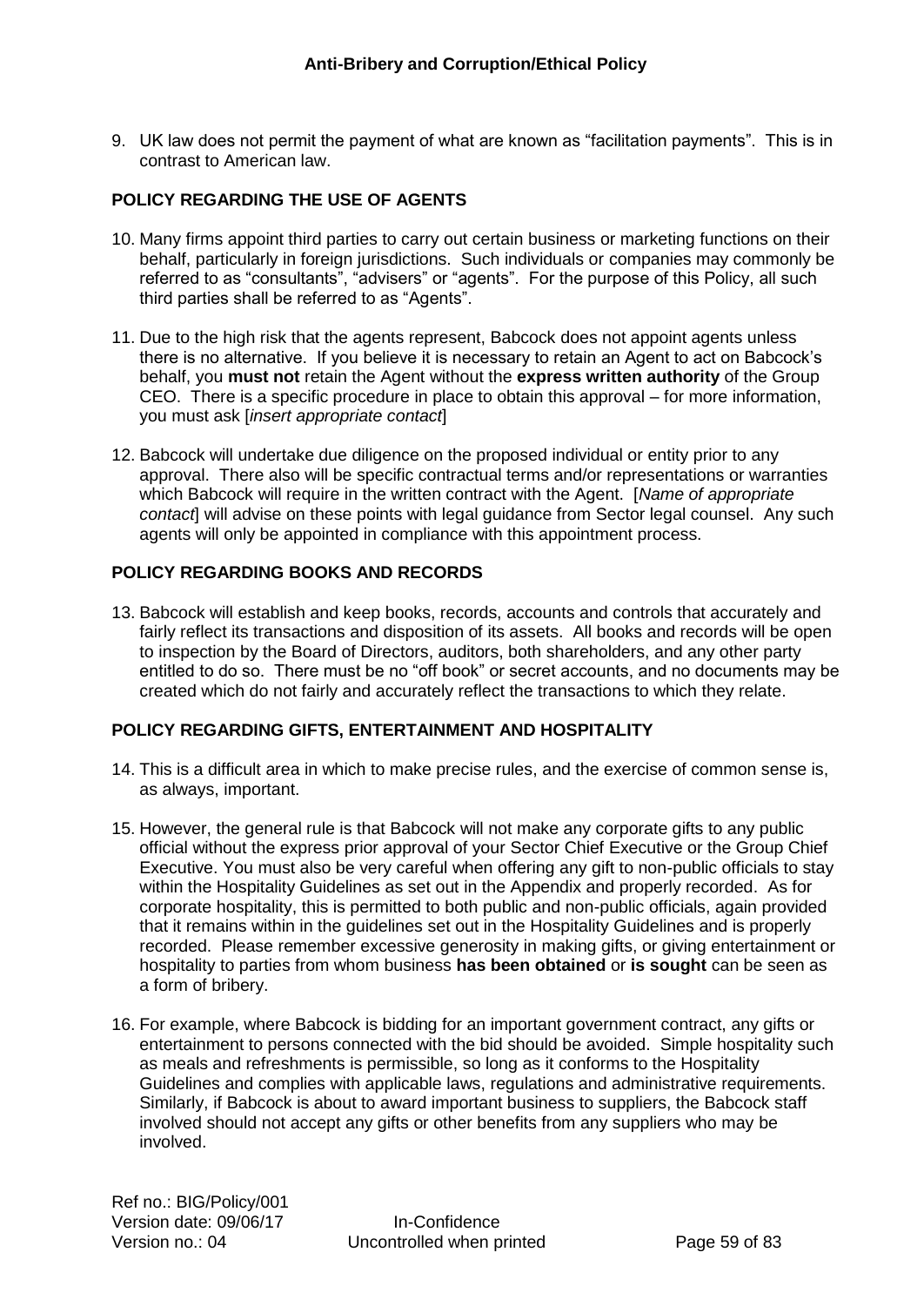9. UK law does not permit the payment of what are known as "facilitation payments". This is in contrast to American law.

**POLICY REGARDING THE USE OF AGENTS**

10. Many firms appoint third parties to carry out certain business or marketing functions on their behalf, particularly in foreign jurisdictions. Such individuals or companies may commonly be referred to as "consultants", "advisers" or "agents". For the purpose of this Policy, all such third parties shall be referred to as "Agents".

11. Due to the high risk that the agents represent, Babcock does not appoint agents unless there is no alternative. If you believe it is necessary to retain an Agent to act on Babcock's behalf, you **must not** retain the Agent without the **express written authority** of the Group CEO. There is a specific procedure in place to obtain this approval – for more information, you must ask [*insert appropriate contact*]

12. Babcock will undertake due diligence on the proposed individual or entity prior to any approval. There also will be specific contractual terms and/or representations or warranties which Babcock will require in the written contract with the Agent. [*Name of appropriate contact*] will advise on these points with legal guidance from Sector legal counsel. Any such agents will only be appointed in compliance with this appointment process.

**POLICY REGARDING BOOKS AND RECORDS**

13. Babcock will establish and keep books, records, accounts and controls that accurately and fairly reflect its transactions and disposition of its assets. All books and records will be open to inspection by the Board of Directors, auditors, both shareholders, and any other party entitled to do so. There must be no "off book" or secret accounts, and no documents may be created which do not fairly and accurately reflect the transactions to which they relate.

**POLICY REGARDING GIFTS, ENTERTAINMENT AND HOSPITALITY**

14. This is a difficult area in which to make precise rules, and the exercise of common sense is, as always, important.

15. However, the general rule is that Babcock will not make any corporate gifts to any public official without the express prior approval of your Sector Chief Executive or the Group Chief Executive. You must also be very careful when offering any gift to non-public officials to stay within the Hospitality Guidelines as set out in the Appendix and properly recorded. As for corporate hospitality, this is permitted to both public and non-public officials, again provided that it remains within in the guidelines set out in the Hospitality Guidelines and is properly recorded. Please remember excessive generosity in making gifts, or giving entertainment or hospitality to parties from whom business **has been obtained** or **is sought** can be seen as a form of bribery.

16. For example, where Babcock is bidding for an important government contract, any gifts or entertainment to persons connected with the bid should be avoided. Simple hospitality such as meals and refreshments is permissible, so long as it conforms to the Hospitality Guidelines and complies with applicable laws, regulations and administrative requirements. Similarly, if Babcock is about to award important business to suppliers, the Babcock staff involved should not accept any gifts or other benefits from any suppliers who may be involved.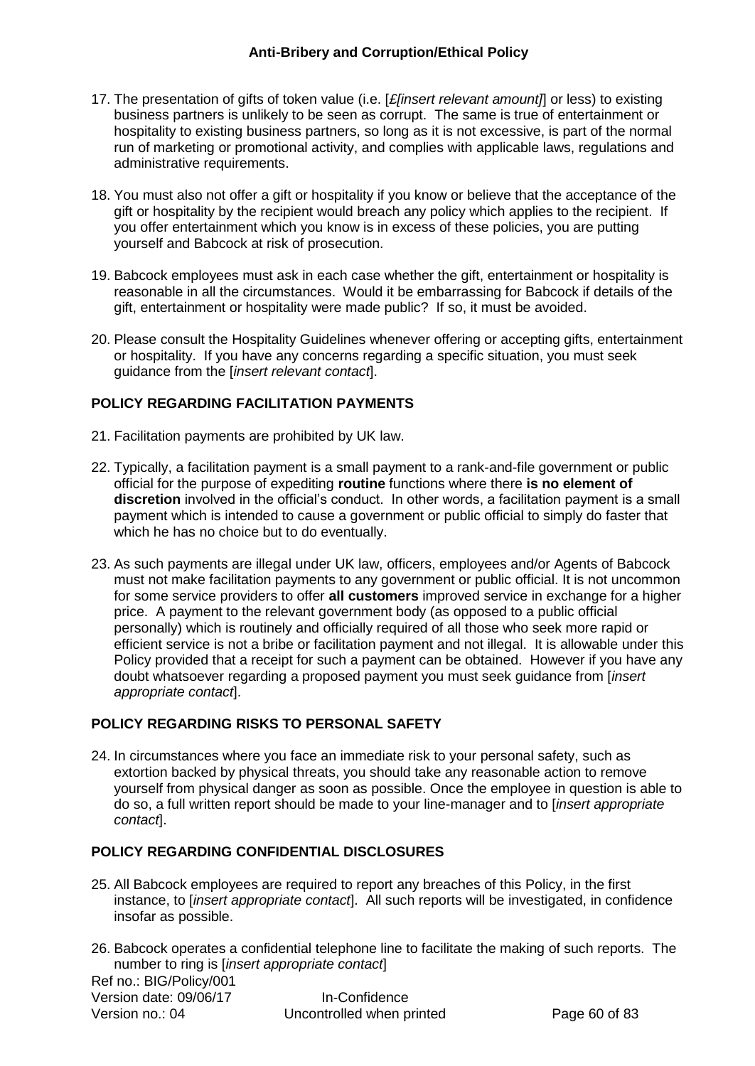17. The presentation of gifts of token value (i.e. [*£[insert relevant amount]*] or less) to existing business partners is unlikely to be seen as corrupt. The same is true of entertainment or hospitality to existing business partners, so long as it is not excessive, is part of the normal run of marketing or promotional activity, and complies with applicable laws, regulations and administrative requirements.

18. You must also not offer a gift or hospitality if you know or believe that the acceptance of the gift or hospitality by the recipient would breach any policy which applies to the recipient. If you offer entertainment which you know is in excess of these policies, you are putting yourself and Babcock at risk of prosecution.

19. Babcock employees must ask in each case whether the gift, entertainment or hospitality is reasonable in all the circumstances. Would it be embarrassing for Babcock if details of the gift, entertainment or hospitality were made public? If so, it must be avoided.

20. Please consult the Hospitality Guidelines whenever offering or accepting gifts, entertainment or hospitality. If you have any concerns regarding a specific situation, you must seek guidance from the [*insert relevant contact*].

### POLICY REGARDING FACILITATION PAYMENTS

21. Facilitation payments are prohibited by UK law.

22. Typically, a facilitation payment is a small payment to a rank-and-file government or public official for the purpose of expediting **routine** functions where there **is no element of discretion** involved in the official's conduct. In other words, a facilitation payment is a small payment which is intended to cause a government or public official to simply do faster that which he has no choice but to do eventually.

23. As such payments are illegal under UK law, officers, employees and/or Agents of Babcock must not make facilitation payments to any government or public official. It is not uncommon for some service providers to offer **all customers** improved service in exchange for a higher price. A payment to the relevant government body (as opposed to a public official personally) which is routinely and officially required of all those who seek more rapid or efficient service is not a bribe or facilitation payment and not illegal. It is allowable under this Policy provided that a receipt for such a payment can be obtained. However if you have any doubt whatsoever regarding a proposed payment you must seek guidance from [*insert appropriate contact*].

### POLICY REGARDING RISKS TO PERSONAL SAFETY

24. In circumstances where you face an immediate risk to your personal safety, such as extortion backed by physical threats, you should take any reasonable action to remove yourself from physical danger as soon as possible. Once the employee in question is able to do so, a full written report should be made to your line-manager and to [*insert appropriate contact*].

### POLICY REGARDING CONFIDENTIAL DISCLOSURES

25. All Babcock employees are required to report any breaches of this Policy, in the first instance, to [*insert appropriate contact*]. All such reports will be investigated, in confidence insofar as possible.

26. Babcock operates a confidential telephone line to facilitate the making of such reports. The number to ring is [*insert appropriate contact*]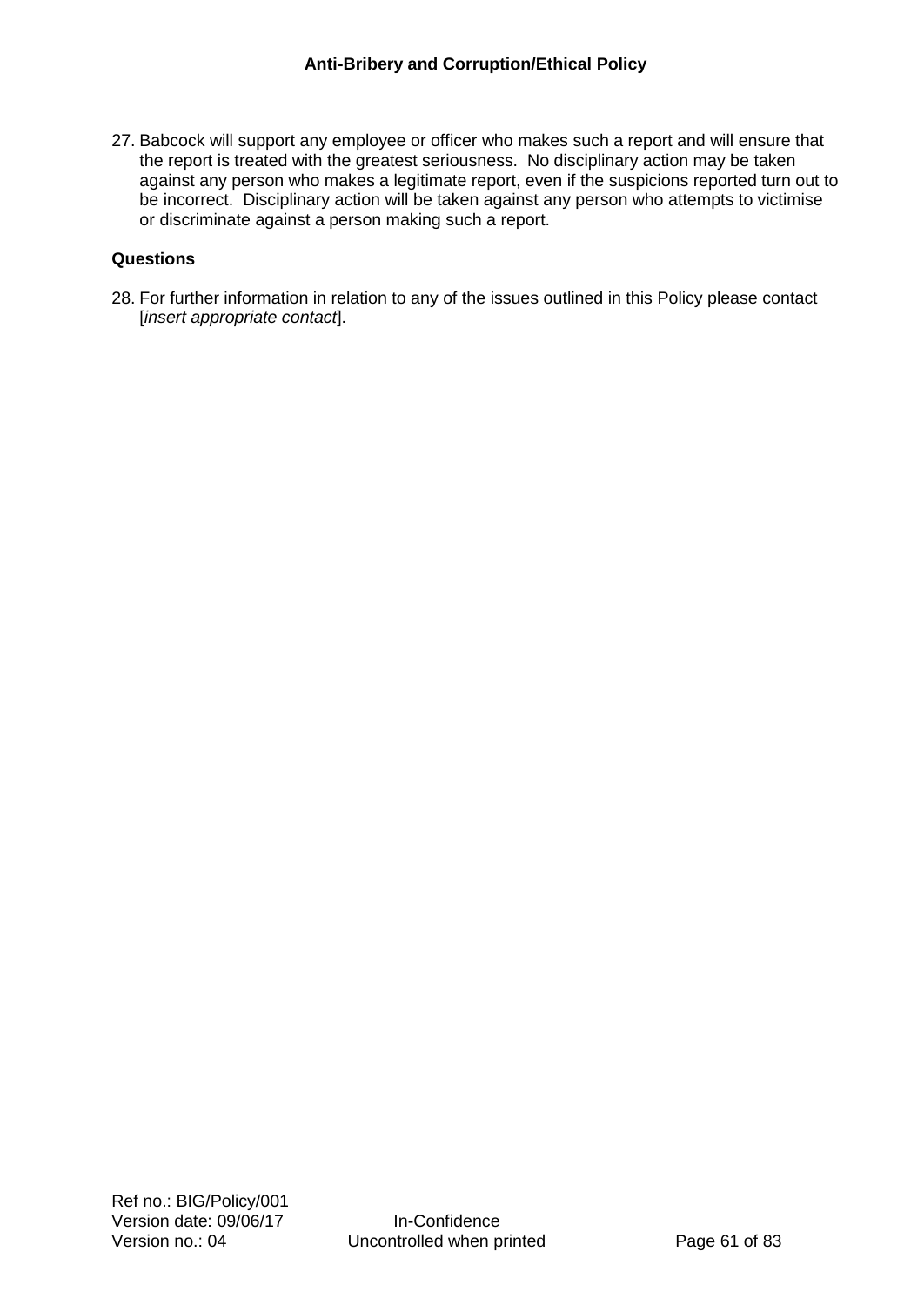27. Babcock will support any employee or officer who makes such a report and will ensure that the report is treated with the greatest seriousness. No disciplinary action may be taken against any person who makes a legitimate report, even if the suspicions reported turn out to be incorrect. Disciplinary action will be taken against any person who attempts to victimise or discriminate against a person making such a report.

**Questions**

28. For further information in relation to any of the issues outlined in this Policy please contact [*insert appropriate contact*].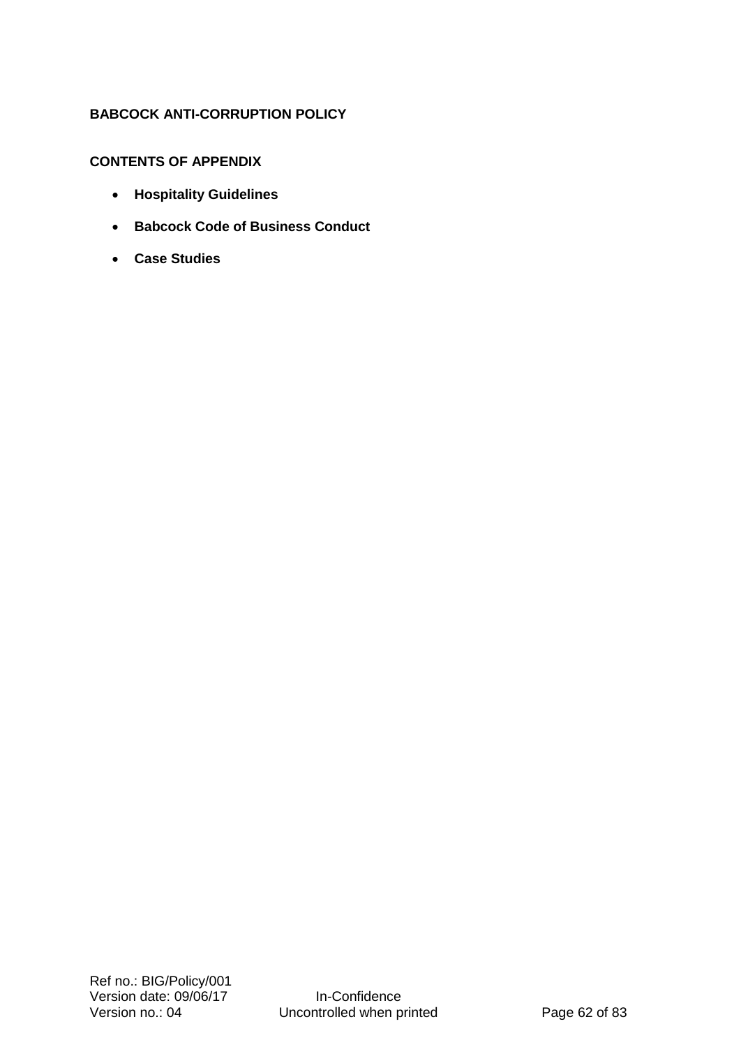**BABCOCK ANTI-CORRUPTION POLICY**

**CONTENTS OF APPENDIX**

- **Hospitality Guidelines**
- **Babcock Code of Business Conduct**
- **Case Studies**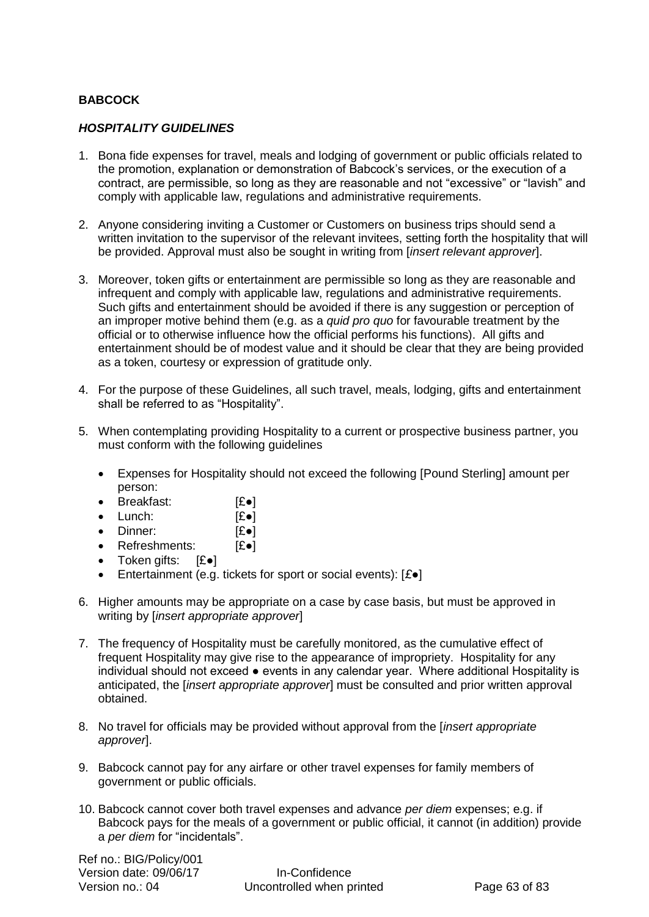**BABCOCK**

***HOSPITALITY GUIDELINES***

1. Bona fide expenses for travel, meals and lodging of government or public officials related to the promotion, explanation or demonstration of Babcock's services, or the execution of a contract, are permissible, so long as they are reasonable and not "excessive" or "lavish" and comply with applicable law, regulations and administrative requirements.

2. Anyone considering inviting a Customer or Customers on business trips should send a written invitation to the supervisor of the relevant invitees, setting forth the hospitality that will be provided. Approval must also be sought in writing from [*insert relevant approver*].

3. Moreover, token gifts or entertainment are permissible so long as they are reasonable and infrequent and comply with applicable law, regulations and administrative requirements. Such gifts and entertainment should be avoided if there is any suggestion or perception of an improper motive behind them (e.g. as a *quid pro quo* for favourable treatment by the official or to otherwise influence how the official performs his functions). All gifts and entertainment should be of modest value and it should be clear that they are being provided as a token, courtesy or expression of gratitude only.

4. For the purpose of these Guidelines, all such travel, meals, lodging, gifts and entertainment shall be referred to as "Hospitality".

5. When contemplating providing Hospitality to a current or prospective business partner, you must conform with the following guidelines

   - Expenses for Hospitality should not exceed the following [Pound Sterling] amount per person:
   - Breakfast: [£●]
   - Lunch: [£●]
   - Dinner: [£●]
   - Refreshments: [£●]
   - Token gifts: [£●]
   - Entertainment (e.g. tickets for sport or social events): [£●]

6. Higher amounts may be appropriate on a case by case basis, but must be approved in writing by [*insert appropriate approver*]

7. The frequency of Hospitality must be carefully monitored, as the cumulative effect of frequent Hospitality may give rise to the appearance of impropriety. Hospitality for any individual should not exceed ● events in any calendar year. Where additional Hospitality is anticipated, the [*insert appropriate approver*] must be consulted and prior written approval obtained.

8. No travel for officials may be provided without approval from the [*insert appropriate approver*].

9. Babcock cannot pay for any airfare or other travel expenses for family members of government or public officials.

10. Babcock cannot cover both travel expenses and advance *per diem* expenses; e.g. if Babcock pays for the meals of a government or public official, it cannot (in addition) provide a *per diem* for "incidentals".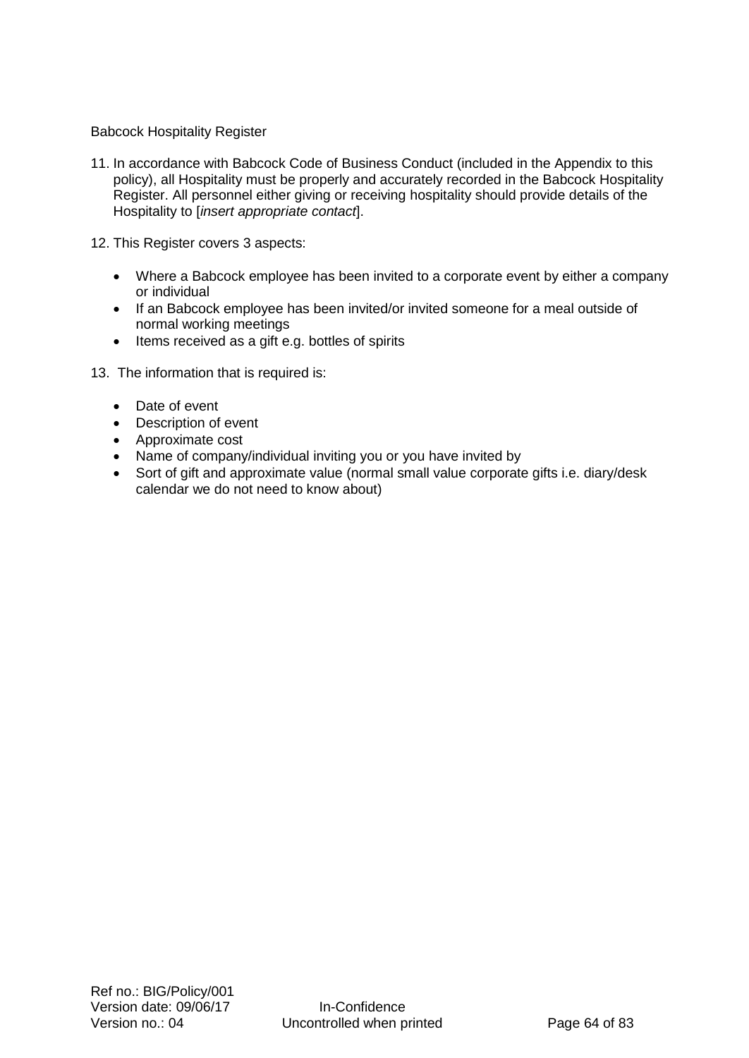Babcock Hospitality Register

11. In accordance with Babcock Code of Business Conduct (included in the Appendix to this policy), all Hospitality must be properly and accurately recorded in the Babcock Hospitality Register. All personnel either giving or receiving hospitality should provide details of the Hospitality to [*insert appropriate contact*].

12. This Register covers 3 aspects:

- Where a Babcock employee has been invited to a corporate event by either a company or individual
- If an Babcock employee has been invited/or invited someone for a meal outside of normal working meetings
- Items received as a gift e.g. bottles of spirits

13. The information that is required is:

- Date of event
- Description of event
- Approximate cost
- Name of company/individual inviting you or you have invited by
- Sort of gift and approximate value (normal small value corporate gifts i.e. diary/desk calendar we do not need to know about)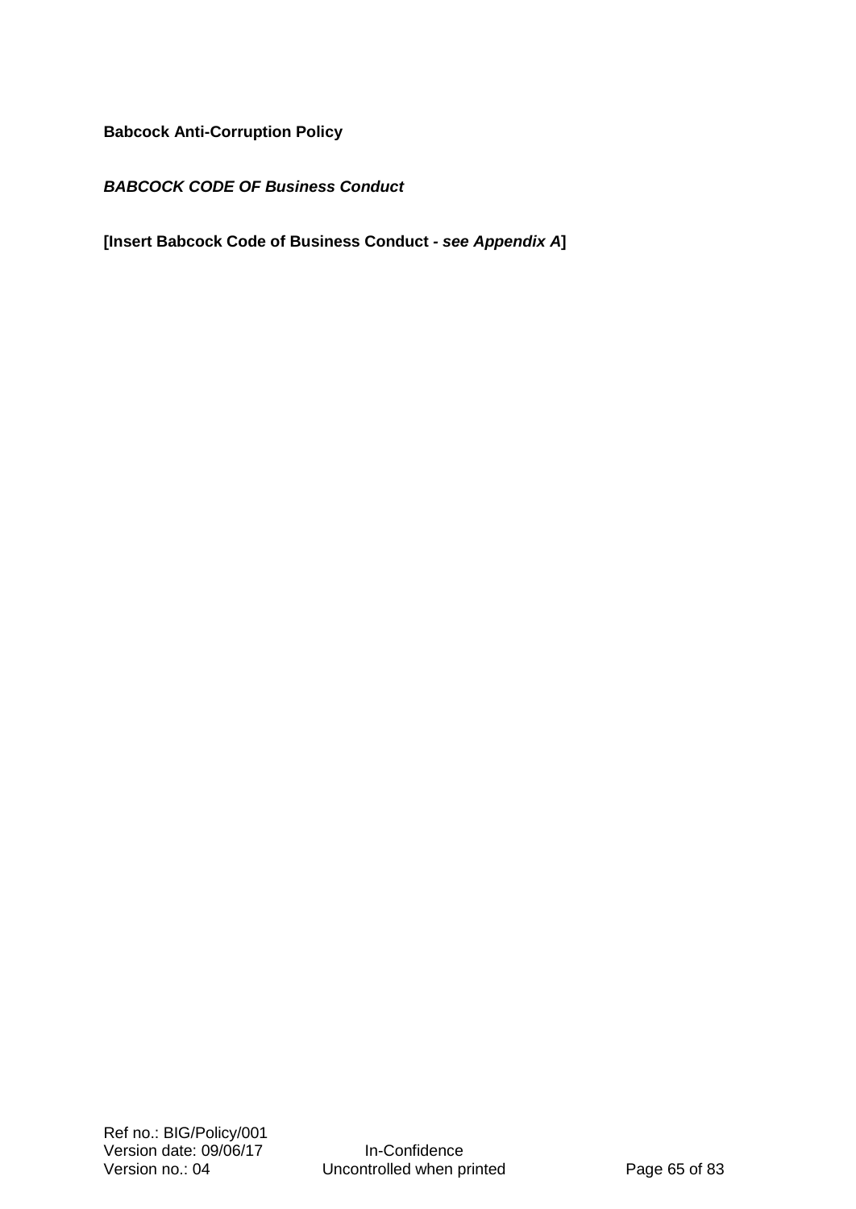**Babcock Anti-Corruption Policy**

***BABCOCK CODE OF Business Conduct***

**[Insert Babcock Code of Business Conduct - *see Appendix A*]**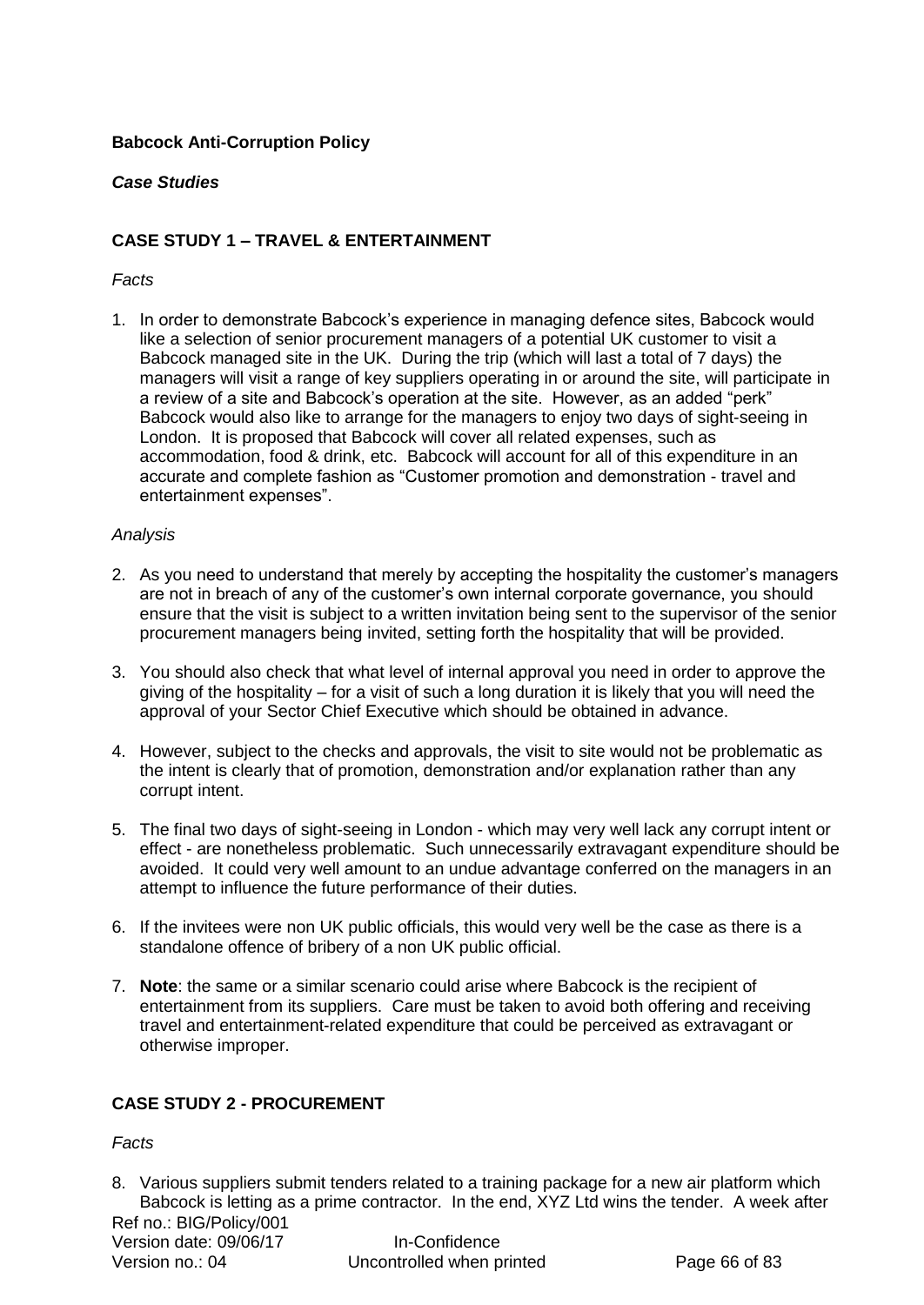**Babcock Anti-Corruption Policy**

***Case Studies***

**CASE STUDY 1 – TRAVEL & ENTERTAINMENT**

*Facts*

1. In order to demonstrate Babcock's experience in managing defence sites, Babcock would like a selection of senior procurement managers of a potential UK customer to visit a Babcock managed site in the UK. During the trip (which will last a total of 7 days) the managers will visit a range of key suppliers operating in or around the site, will participate in a review of a site and Babcock's operation at the site. However, as an added "perk" Babcock would also like to arrange for the managers to enjoy two days of sight-seeing in London. It is proposed that Babcock will cover all related expenses, such as accommodation, food & drink, etc. Babcock will account for all of this expenditure in an accurate and complete fashion as "Customer promotion and demonstration - travel and entertainment expenses".

*Analysis*

2. As you need to understand that merely by accepting the hospitality the customer's managers are not in breach of any of the customer's own internal corporate governance, you should ensure that the visit is subject to a written invitation being sent to the supervisor of the senior procurement managers being invited, setting forth the hospitality that will be provided.

3. You should also check that what level of internal approval you need in order to approve the giving of the hospitality – for a visit of such a long duration it is likely that you will need the approval of your Sector Chief Executive which should be obtained in advance.

4. However, subject to the checks and approvals, the visit to site would not be problematic as the intent is clearly that of promotion, demonstration and/or explanation rather than any corrupt intent.

5. The final two days of sight-seeing in London - which may very well lack any corrupt intent or effect - are nonetheless problematic. Such unnecessarily extravagant expenditure should be avoided. It could very well amount to an undue advantage conferred on the managers in an attempt to influence the future performance of their duties.

6. If the invitees were non UK public officials, this would very well be the case as there is a standalone offence of bribery of a non UK public official.

7. **Note**: the same or a similar scenario could arise where Babcock is the recipient of entertainment from its suppliers. Care must be taken to avoid both offering and receiving travel and entertainment-related expenditure that could be perceived as extravagant or otherwise improper.

**CASE STUDY 2 - PROCUREMENT**

*Facts*

8. Various suppliers submit tenders related to a training package for a new air platform which Babcock is letting as a prime contractor. In the end, XYZ Ltd wins the tender. A week after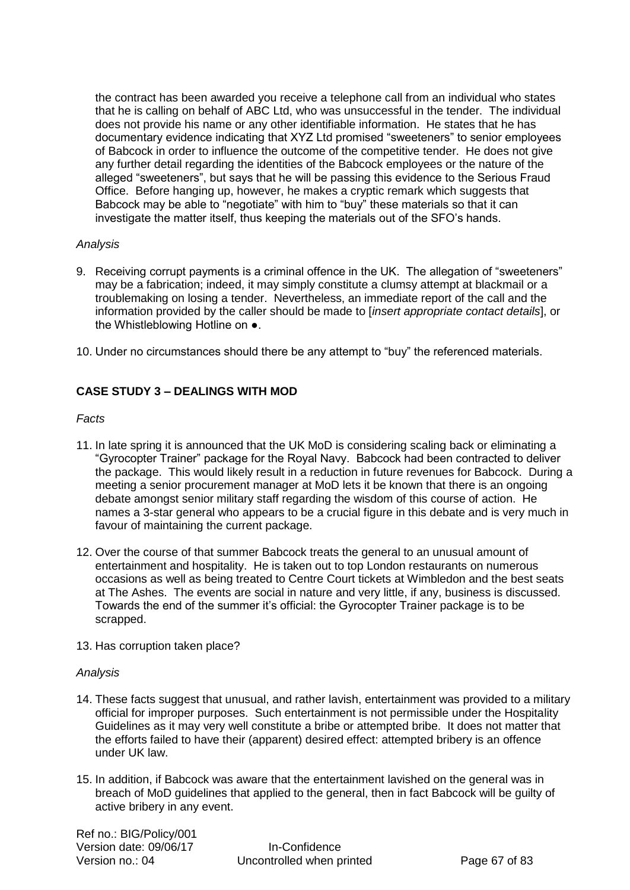the contract has been awarded you receive a telephone call from an individual who states that he is calling on behalf of ABC Ltd, who was unsuccessful in the tender. The individual does not provide his name or any other identifiable information. He states that he has documentary evidence indicating that XYZ Ltd promised "sweeteners" to senior employees of Babcock in order to influence the outcome of the competitive tender. He does not give any further detail regarding the identities of the Babcock employees or the nature of the alleged "sweeteners", but says that he will be passing this evidence to the Serious Fraud Office. Before hanging up, however, he makes a cryptic remark which suggests that Babcock may be able to "negotiate" with him to "buy" these materials so that it can investigate the matter itself, thus keeping the materials out of the SFO's hands.

*Analysis*

9. Receiving corrupt payments is a criminal offence in the UK. The allegation of "sweeteners" may be a fabrication; indeed, it may simply constitute a clumsy attempt at blackmail or a troublemaking on losing a tender. Nevertheless, an immediate report of the call and the information provided by the caller should be made to [*insert appropriate contact details*], or the Whistleblowing Hotline on ●.

10. Under no circumstances should there be any attempt to "buy" the referenced materials.

**CASE STUDY 3 – DEALINGS WITH MOD**

*Facts*

11. In late spring it is announced that the UK MoD is considering scaling back or eliminating a "Gyrocopter Trainer" package for the Royal Navy. Babcock had been contracted to deliver the package. This would likely result in a reduction in future revenues for Babcock. During a meeting a senior procurement manager at MoD lets it be known that there is an ongoing debate amongst senior military staff regarding the wisdom of this course of action. He names a 3-star general who appears to be a crucial figure in this debate and is very much in favour of maintaining the current package.

12. Over the course of that summer Babcock treats the general to an unusual amount of entertainment and hospitality. He is taken out to top London restaurants on numerous occasions as well as being treated to Centre Court tickets at Wimbledon and the best seats at The Ashes. The events are social in nature and very little, if any, business is discussed. Towards the end of the summer it's official: the Gyrocopter Trainer package is to be scrapped.

13. Has corruption taken place?

*Analysis*

14. These facts suggest that unusual, and rather lavish, entertainment was provided to a military official for improper purposes. Such entertainment is not permissible under the Hospitality Guidelines as it may very well constitute a bribe or attempted bribe. It does not matter that the efforts failed to have their (apparent) desired effect: attempted bribery is an offence under UK law.

15. In addition, if Babcock was aware that the entertainment lavished on the general was in breach of MoD guidelines that applied to the general, then in fact Babcock will be guilty of active bribery in any event.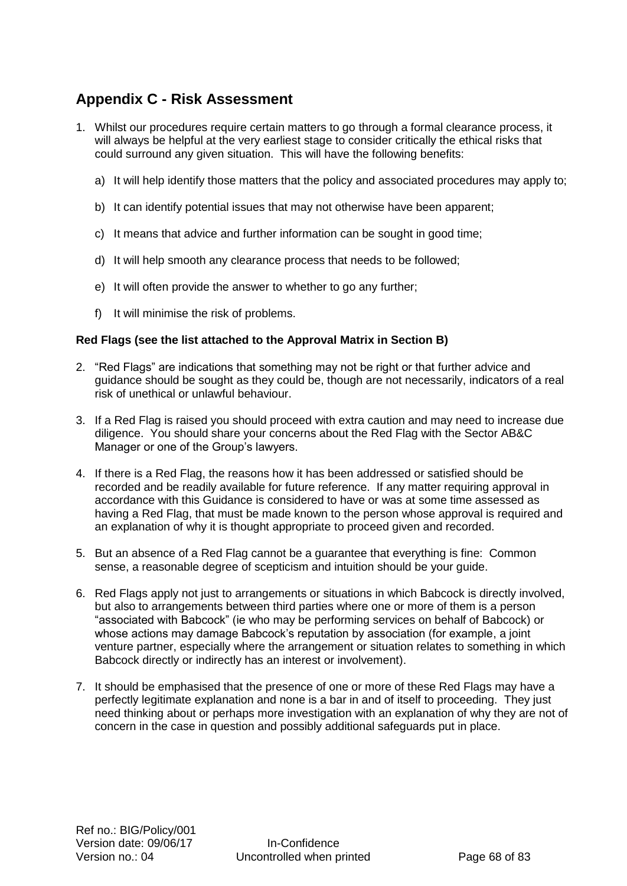## Appendix C - Risk Assessment

1. Whilst our procedures require certain matters to go through a formal clearance process, it will always be helpful at the very earliest stage to consider critically the ethical risks that could surround any given situation. This will have the following benefits:

   a) It will help identify those matters that the policy and associated procedures may apply to;

   b) It can identify potential issues that may not otherwise have been apparent;

   c) It means that advice and further information can be sought in good time;

   d) It will help smooth any clearance process that needs to be followed;

   e) It will often provide the answer to whether to go any further;

   f) It will minimise the risk of problems.

**Red Flags (see the list attached to the Approval Matrix in Section B)**

2. "Red Flags" are indications that something may not be right or that further advice and guidance should be sought as they could be, though are not necessarily, indicators of a real risk of unethical or unlawful behaviour.

3. If a Red Flag is raised you should proceed with extra caution and may need to increase due diligence. You should share your concerns about the Red Flag with the Sector AB&C Manager or one of the Group's lawyers.

4. If there is a Red Flag, the reasons how it has been addressed or satisfied should be recorded and be readily available for future reference. If any matter requiring approval in accordance with this Guidance is considered to have or was at some time assessed as having a Red Flag, that must be made known to the person whose approval is required and an explanation of why it is thought appropriate to proceed given and recorded.

5. But an absence of a Red Flag cannot be a guarantee that everything is fine: Common sense, a reasonable degree of scepticism and intuition should be your guide.

6. Red Flags apply not just to arrangements or situations in which Babcock is directly involved, but also to arrangements between third parties where one or more of them is a person "associated with Babcock" (ie who may be performing services on behalf of Babcock) or whose actions may damage Babcock's reputation by association (for example, a joint venture partner, especially where the arrangement or situation relates to something in which Babcock directly or indirectly has an interest or involvement).

7. It should be emphasised that the presence of one or more of these Red Flags may have a perfectly legitimate explanation and none is a bar in and of itself to proceeding. They just need thinking about or perhaps more investigation with an explanation of why they are not of concern in the case in question and possibly additional safeguards put in place.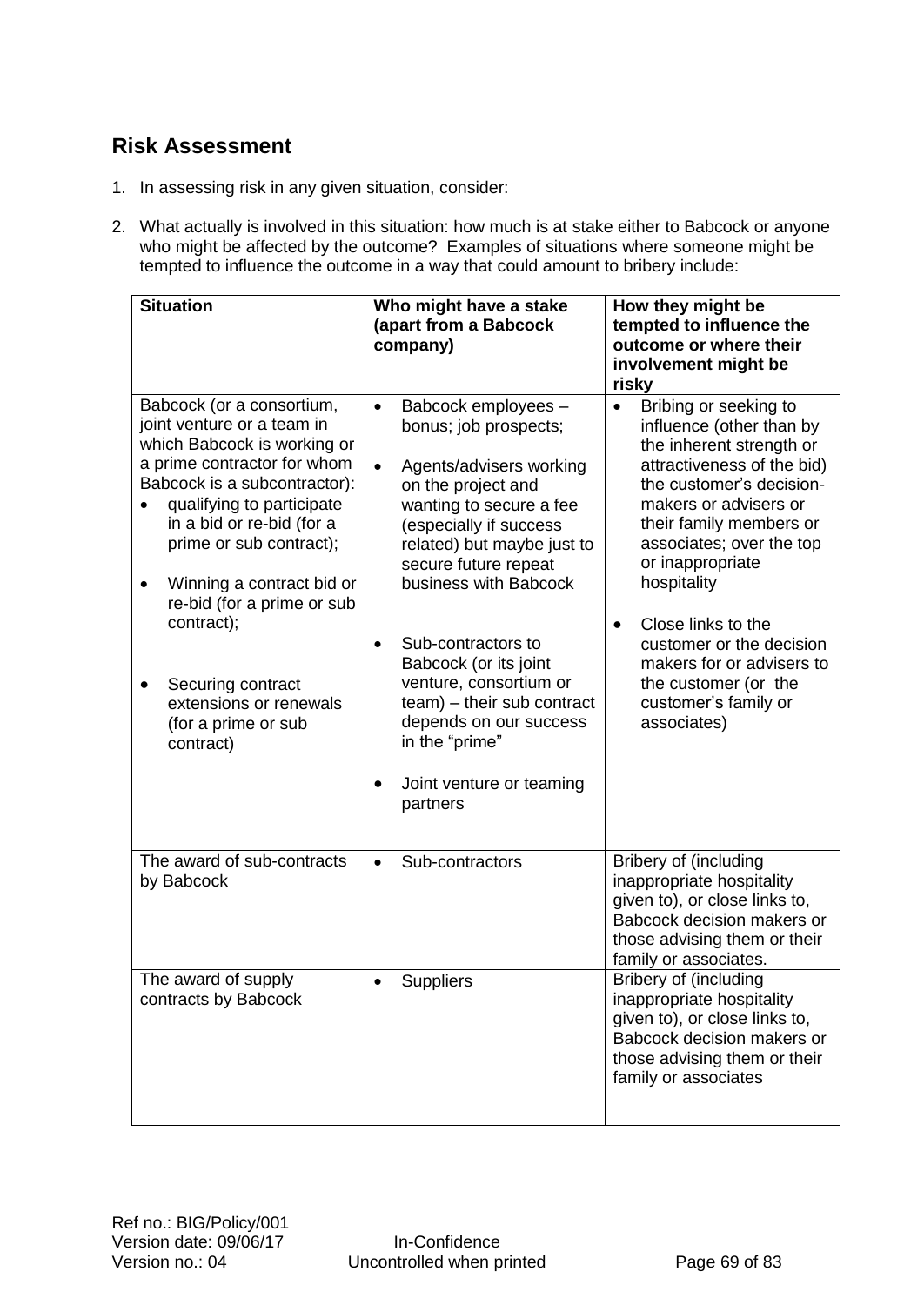## Risk Assessment

1. In assessing risk in any given situation, consider:

2. What actually is involved in this situation: how much is at stake either to Babcock or anyone who might be affected by the outcome? Examples of situations where someone might be tempted to influence the outcome in a way that could amount to bribery include:

| **Situation** | **Who might have a stake (apart from a Babcock company)** | **How they might be tempted to influence the outcome or where their involvement might be risky** |
|---|---|---|
| Babcock (or a consortium, joint venture or a team in which Babcock is working or a prime contractor for whom Babcock is a subcontractor): <br>• qualifying to participate in a bid or re-bid (for a prime or sub contract); <br>• Winning a contract bid or re-bid (for a prime or sub contract); <br>• Securing contract extensions or renewals (for a prime or sub contract) | • Babcock employees – bonus; job prospects; <br>• Agents/advisers working on the project and wanting to secure a fee (especially if success related) but maybe just to secure future repeat business with Babcock <br>• Sub-contractors to Babcock (or its joint venture, consortium or team) – their sub contract depends on our success in the "prime" <br>• Joint venture or teaming partners | • Bribing or seeking to influence (other than by the inherent strength or attractiveness of the bid) the customer's decision-makers or advisers or their family members or associates; over the top or inappropriate hospitality <br>• Close links to the customer or the decision makers for or advisers to the customer (or the customer's family or associates) |
| | | |
| The award of sub-contracts by Babcock | • Sub-contractors | Bribery of (including inappropriate hospitality given to), or close links to, Babcock decision makers or those advising them or their family or associates. |
| The award of supply contracts by Babcock | • Suppliers | Bribery of (including inappropriate hospitality given to), or close links to, Babcock decision makers or those advising them or their family or associates |
| | | |

Ref no.: BIG/Policy/001
Version date: 09/06/17
Version no.: 04
In-Confidence
Uncontrolled when printed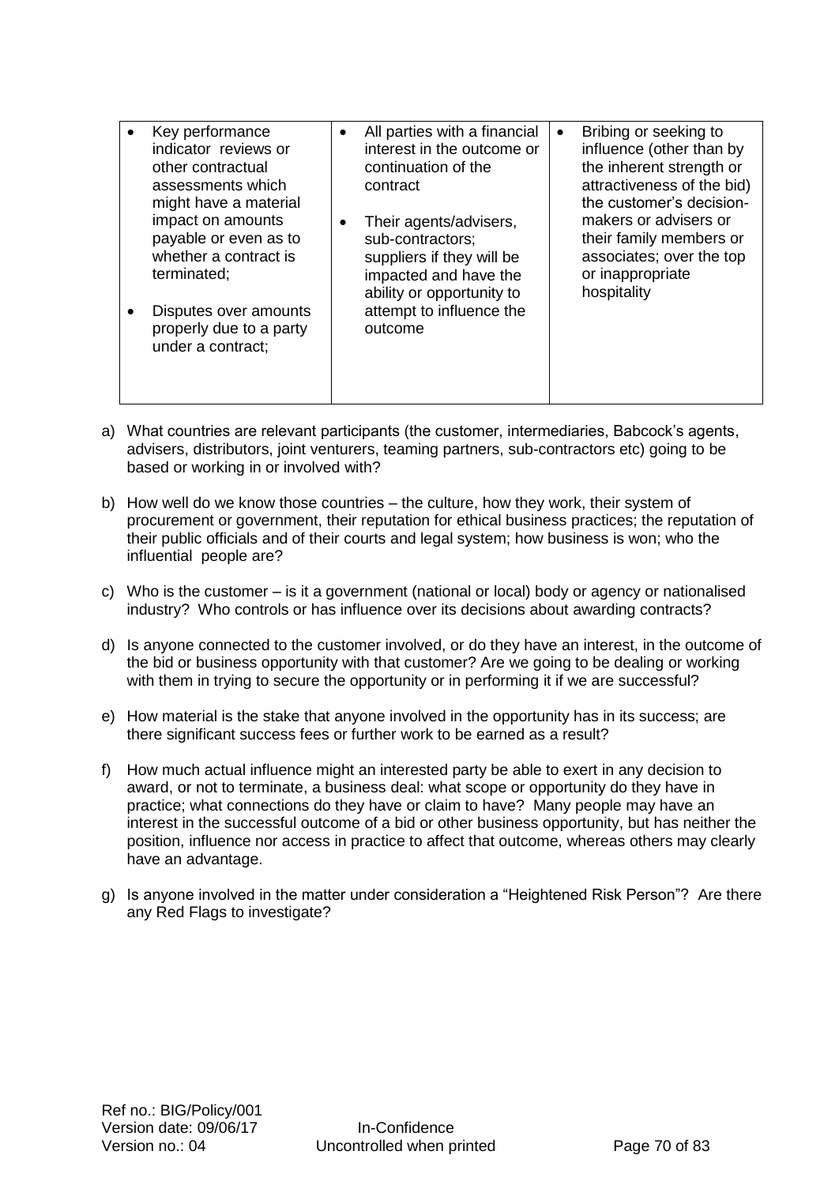| • Key performance indicator reviews or other contractual assessments which might have a material impact on amounts payable or even as to whether a contract is terminated;<br><br>• Disputes over amounts properly due to a party under a contract; | • All parties with a financial interest in the outcome or continuation of the contract<br><br>• Their agents/advisers, sub-contractors; suppliers if they will be impacted and have the ability or opportunity to attempt to influence the outcome | • Bribing or seeking to influence (other than by the inherent strength or attractiveness of the bid) the customer's decision-makers or advisers or their family members or associates; over the top or inappropriate hospitality |
|---|---|---|

a) What countries are relevant participants (the customer, intermediaries, Babcock's agents, advisers, distributors, joint venturers, teaming partners, sub-contractors etc) going to be based or working in or involved with?

b) How well do we know those countries – the culture, how they work, their system of procurement or government, their reputation for ethical business practices; the reputation of their public officials and of their courts and legal system; how business is won; who the influential people are?

c) Who is the customer – is it a government (national or local) body or agency or nationalised industry? Who controls or has influence over its decisions about awarding contracts?

d) Is anyone connected to the customer involved, or do they have an interest, in the outcome of the bid or business opportunity with that customer? Are we going to be dealing or working with them in trying to secure the opportunity or in performing it if we are successful?

e) How material is the stake that anyone involved in the opportunity has in its success; are there significant success fees or further work to be earned as a result?

f) How much actual influence might an interested party be able to exert in any decision to award, or not to terminate, a business deal: what scope or opportunity do they have in practice; what connections do they have or claim to have? Many people may have an interest in the successful outcome of a bid or other business opportunity, but has neither the position, influence nor access in practice to affect that outcome, whereas others may clearly have an advantage.

g) Is anyone involved in the matter under consideration a "Heightened Risk Person"? Are there any Red Flags to investigate?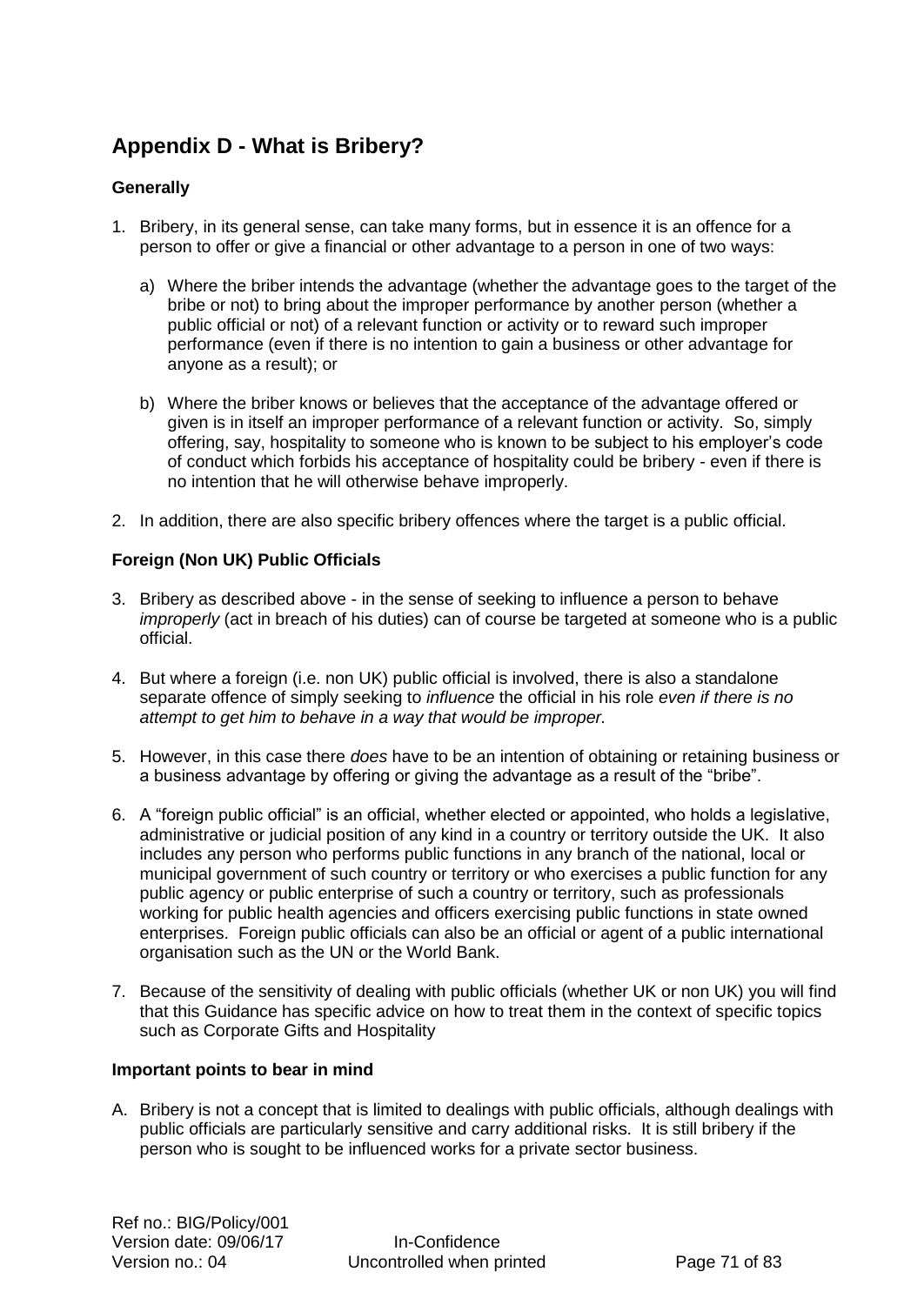## Appendix D - What is Bribery?

### Generally

1. Bribery, in its general sense, can take many forms, but in essence it is an offence for a person to offer or give a financial or other advantage to a person in one of two ways:

   a) Where the briber intends the advantage (whether the advantage goes to the target of the bribe or not) to bring about the improper performance by another person (whether a public official or not) of a relevant function or activity or to reward such improper performance (even if there is no intention to gain a business or other advantage for anyone as a result); or

   b) Where the briber knows or believes that the acceptance of the advantage offered or given is in itself an improper performance of a relevant function or activity. So, simply offering, say, hospitality to someone who is known to be subject to his employer's code of conduct which forbids his acceptance of hospitality could be bribery - even if there is no intention that he will otherwise behave improperly.

2. In addition, there are also specific bribery offences where the target is a public official.

### Foreign (Non UK) Public Officials

3. Bribery as described above - in the sense of seeking to influence a person to behave *improperly* (act in breach of his duties) can of course be targeted at someone who is a public official.

4. But where a foreign (i.e. non UK) public official is involved, there is also a standalone separate offence of simply seeking to *influence* the official in his role *even if there is no attempt to get him to behave in a way that would be improper.*

5. However, in this case there *does* have to be an intention of obtaining or retaining business or a business advantage by offering or giving the advantage as a result of the "bribe".

6. A "foreign public official" is an official, whether elected or appointed, who holds a legislative, administrative or judicial position of any kind in a country or territory outside the UK. It also includes any person who performs public functions in any branch of the national, local or municipal government of such country or territory or who exercises a public function for any public agency or public enterprise of such a country or territory, such as professionals working for public health agencies and officers exercising public functions in state owned enterprises. Foreign public officials can also be an official or agent of a public international organisation such as the UN or the World Bank.

7. Because of the sensitivity of dealing with public officials (whether UK or non UK) you will find that this Guidance has specific advice on how to treat them in the context of specific topics such as Corporate Gifts and Hospitality

### Important points to bear in mind

A. Bribery is not a concept that is limited to dealings with public officials, although dealings with public officials are particularly sensitive and carry additional risks. It is still bribery if the person who is sought to be influenced works for a private sector business.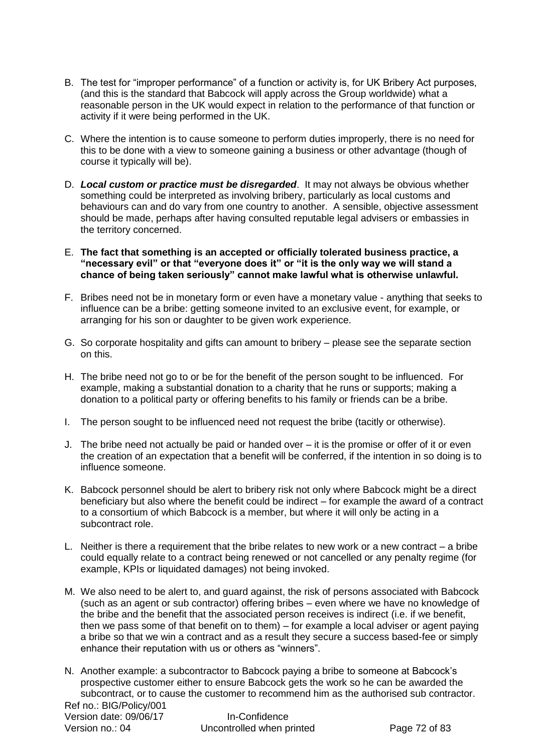B. The test for "improper performance" of a function or activity is, for UK Bribery Act purposes, (and this is the standard that Babcock will apply across the Group worldwide) what a reasonable person in the UK would expect in relation to the performance of that function or activity if it were being performed in the UK.

C. Where the intention is to cause someone to perform duties improperly, there is no need for this to be done with a view to someone gaining a business or other advantage (though of course it typically will be).

D. ***Local custom or practice must be disregarded***. It may not always be obvious whether something could be interpreted as involving bribery, particularly as local customs and behaviours can and do vary from one country to another. A sensible, objective assessment should be made, perhaps after having consulted reputable legal advisers or embassies in the territory concerned.

E. **The fact that something is an accepted or officially tolerated business practice, a "necessary evil" or that "everyone does it" or "it is the only way we will stand a chance of being taken seriously" cannot make lawful what is otherwise unlawful.**

F. Bribes need not be in monetary form or even have a monetary value - anything that seeks to influence can be a bribe: getting someone invited to an exclusive event, for example, or arranging for his son or daughter to be given work experience.

G. So corporate hospitality and gifts can amount to bribery – please see the separate section on this.

H. The bribe need not go to or be for the benefit of the person sought to be influenced. For example, making a substantial donation to a charity that he runs or supports; making a donation to a political party or offering benefits to his family or friends can be a bribe.

I. The person sought to be influenced need not request the bribe (tacitly or otherwise).

J. The bribe need not actually be paid or handed over – it is the promise or offer of it or even the creation of an expectation that a benefit will be conferred, if the intention in so doing is to influence someone.

K. Babcock personnel should be alert to bribery risk not only where Babcock might be a direct beneficiary but also where the benefit could be indirect – for example the award of a contract to a consortium of which Babcock is a member, but where it will only be acting in a subcontract role.

L. Neither is there a requirement that the bribe relates to new work or a new contract – a bribe could equally relate to a contract being renewed or not cancelled or any penalty regime (for example, KPIs or liquidated damages) not being invoked.

M. We also need to be alert to, and guard against, the risk of persons associated with Babcock (such as an agent or sub contractor) offering bribes – even where we have no knowledge of the bribe and the benefit that the associated person receives is indirect (i.e. if we benefit, then we pass some of that benefit on to them) – for example a local adviser or agent paying a bribe so that we win a contract and as a result they secure a success based-fee or simply enhance their reputation with us or others as "winners".

N. Another example: a subcontractor to Babcock paying a bribe to someone at Babcock's prospective customer either to ensure Babcock gets the work so he can be awarded the subcontract, or to cause the customer to recommend him as the authorised sub contractor.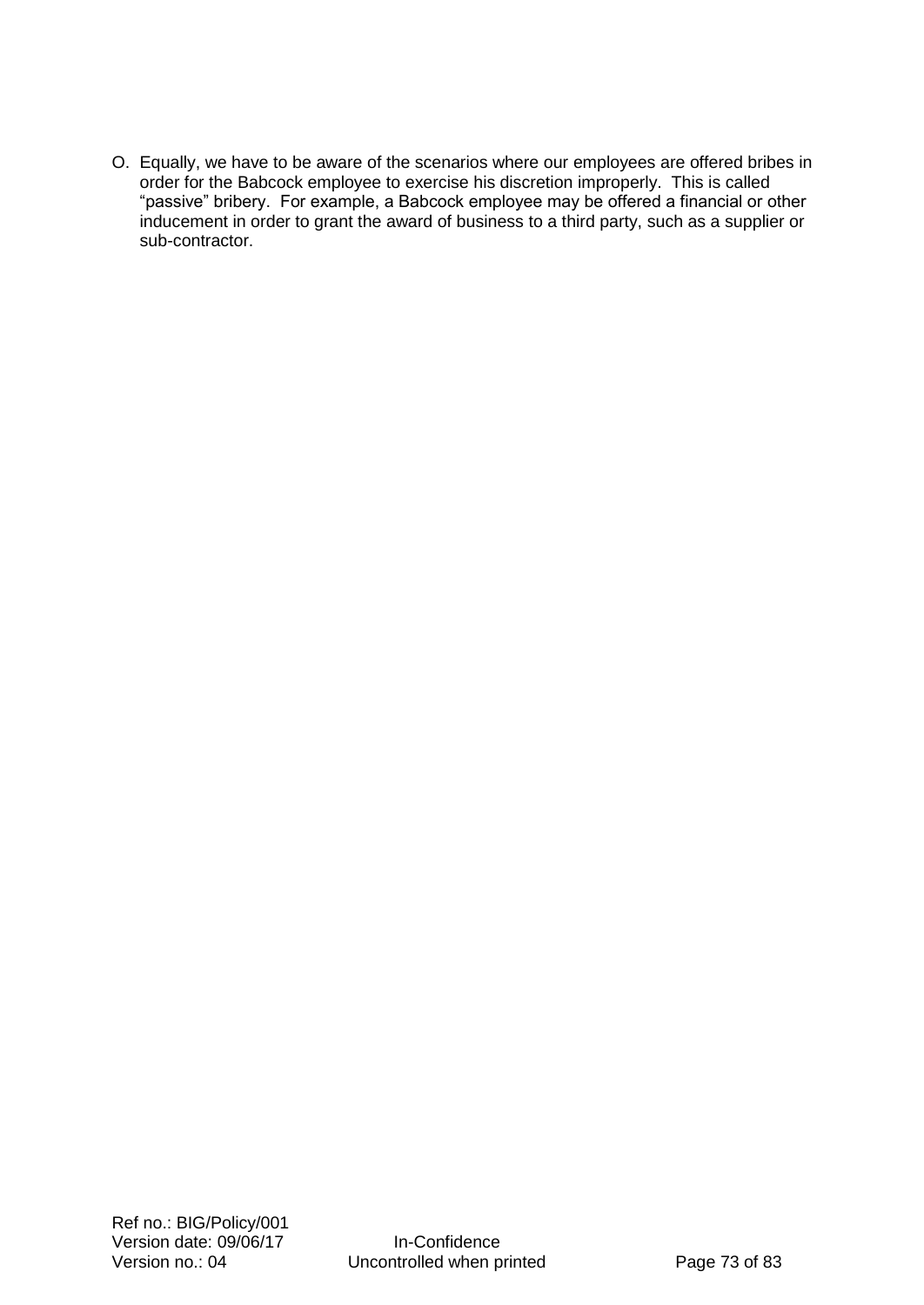O. Equally, we have to be aware of the scenarios where our employees are offered bribes in order for the Babcock employee to exercise his discretion improperly. This is called "passive" bribery. For example, a Babcock employee may be offered a financial or other inducement in order to grant the award of business to a third party, such as a supplier or sub-contractor.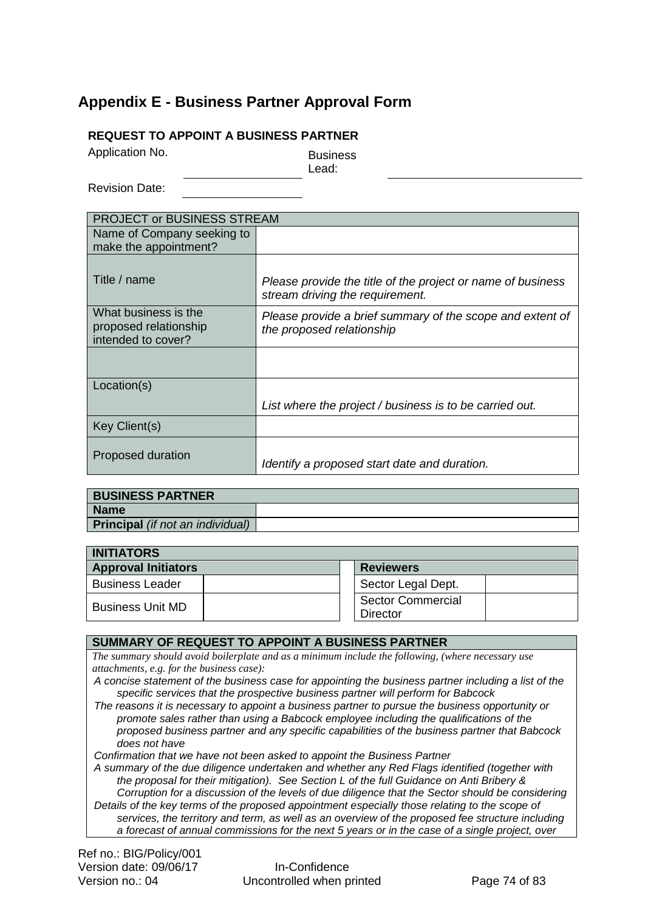# Appendix E - Business Partner Approval Form

**REQUEST TO APPOINT A BUSINESS PARTNER**

Application No. ____________________ Business Lead: ____________________

Revision Date: ____________________

| PROJECT or BUSINESS STREAM | |
|---|---|
| Name of Company seeking to make the appointment? | |
| Title / name | *Please provide the title of the project or name of business stream driving the requirement.* |
| What business is the proposed relationship intended to cover? | *Please provide a brief summary of the scope and extent of the proposed relationship* |
| | |
| Location(s) | *List where the project / business is to be carried out.* |
| Key Client(s) | |
| Proposed duration | *Identify a proposed start date and duration.* |

| **BUSINESS PARTNER** | |
|---|---|
| **Name** | |
| **Principal** *(if not an individual)* | |

| **INITIATORS** | | | | |
|---|---|---|---|---|
| **Approval Initiators** | | | **Reviewers** | |
| Business Leader | | | Sector Legal Dept. | |
| Business Unit MD | | | Sector Commercial Director | |

**SUMMARY OF REQUEST TO APPOINT A BUSINESS PARTNER**

*The summary should avoid boilerplate and as a minimum include the following, (where necessary use attachments, e.g. for the business case):*

*A concise statement of the business case for appointing the business partner including a list of the specific services that the prospective business partner will perform for Babcock*

*The reasons it is necessary to appoint a business partner to pursue the business opportunity or promote sales rather than using a Babcock employee including the qualifications of the proposed business partner and any specific capabilities of the business partner that Babcock does not have*

*Confirmation that we have not been asked to appoint the Business Partner*

*A summary of the due diligence undertaken and whether any Red Flags identified (together with the proposal for their mitigation). See Section L of the full Guidance on Anti Bribery & Corruption for a discussion of the levels of due diligence that the Sector should be considering*

*Details of the key terms of the proposed appointment especially those relating to the scope of services, the territory and term, as well as an overview of the proposed fee structure including a forecast of annual commissions for the next 5 years or in the case of a single project, over*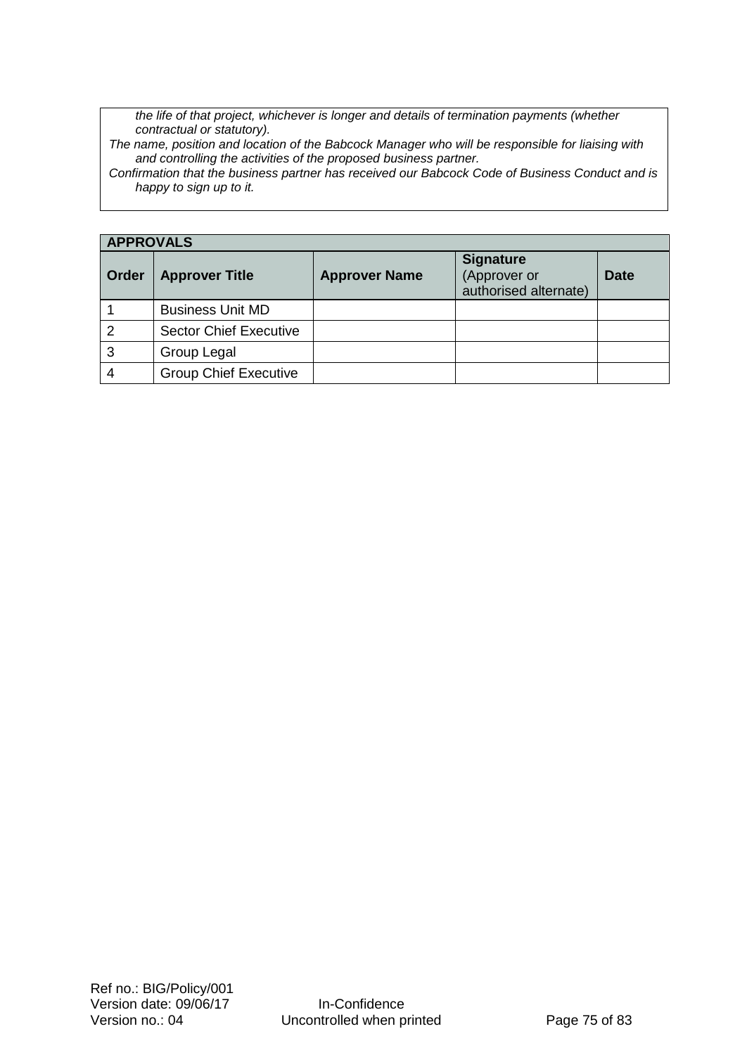*the life of that project, whichever is longer and details of termination payments (whether contractual or statutory).*

*The name, position and location of the Babcock Manager who will be responsible for liaising with and controlling the activities of the proposed business partner.*

*Confirmation that the business partner has received our Babcock Code of Business Conduct and is happy to sign up to it.*

| **APPROVALS** | | | | |
|---|---|---|---|---|
| **Order** | **Approver Title** | **Approver Name** | **Signature** (Approver or authorised alternate) | **Date** |
| 1 | Business Unit MD | | | |
| 2 | Sector Chief Executive | | | |
| 3 | Group Legal | | | |
| 4 | Group Chief Executive | | | |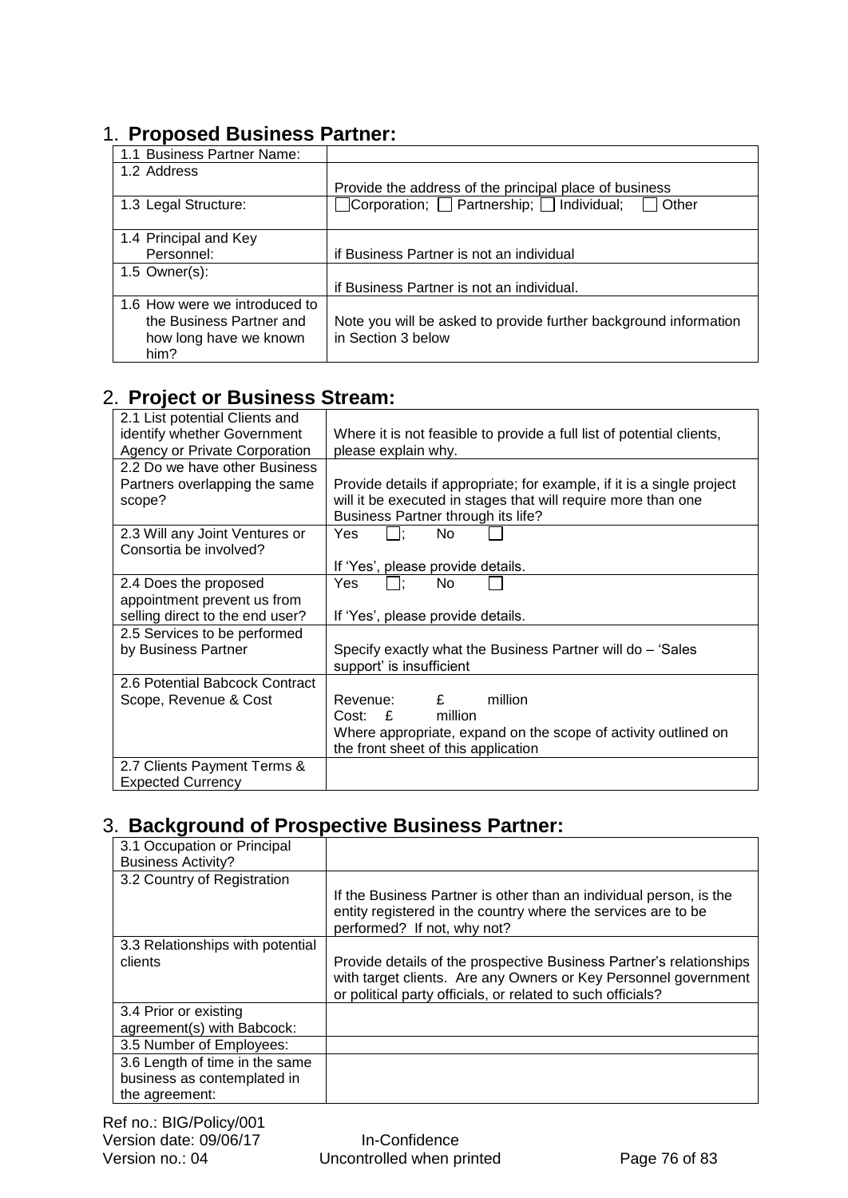## 1. **Proposed Business Partner:**

| | |
|---|---|
| 1.1 Business Partner Name: | |
| 1.2 Address | Provide the address of the principal place of business |
| 1.3 Legal Structure: | ☐Corporation; ☐ Partnership; ☐ Individual; ☐ Other |
| 1.4 Principal and Key Personnel: | if Business Partner is not an individual |
| 1.5 Owner(s): | if Business Partner is not an individual. |
| 1.6 How were we introduced to the Business Partner and how long have we known him? | Note you will be asked to provide further background information in Section 3 below |

## 2. **Project or Business Stream:**

| | |
|---|---|
| 2.1 List potential Clients and identify whether Government Agency or Private Corporation | Where it is not feasible to provide a full list of potential clients, please explain why. |
| 2.2 Do we have other Business Partners overlapping the same scope? | Provide details if appropriate; for example, if it is a single project will it be executed in stages that will require more than one Business Partner through its life? |
| 2.3 Will any Joint Ventures or Consortia be involved? | Yes ☐; No ☐<br><br>If 'Yes', please provide details. |
| 2.4 Does the proposed appointment prevent us from selling direct to the end user? | Yes ☐; No ☐<br><br>If 'Yes', please provide details. |
| 2.5 Services to be performed by Business Partner | Specify exactly what the Business Partner will do – 'Sales support' is insufficient |
| 2.6 Potential Babcock Contract Scope, Revenue & Cost | Revenue: £ million<br>Cost: £ million<br>Where appropriate, expand on the scope of activity outlined on the front sheet of this application |
| 2.7 Clients Payment Terms & Expected Currency | |

## 3. **Background of Prospective Business Partner:**

| | |
|---|---|
| 3.1 Occupation or Principal Business Activity? | |
| 3.2 Country of Registration | If the Business Partner is other than an individual person, is the entity registered in the country where the services are to be performed? If not, why not? |
| 3.3 Relationships with potential clients | Provide details of the prospective Business Partner's relationships with target clients. Are any Owners or Key Personnel government or political party officials, or related to such officials? |
| 3.4 Prior or existing agreement(s) with Babcock: | |
| 3.5 Number of Employees: | |
| 3.6 Length of time in the same business as contemplated in the agreement: | |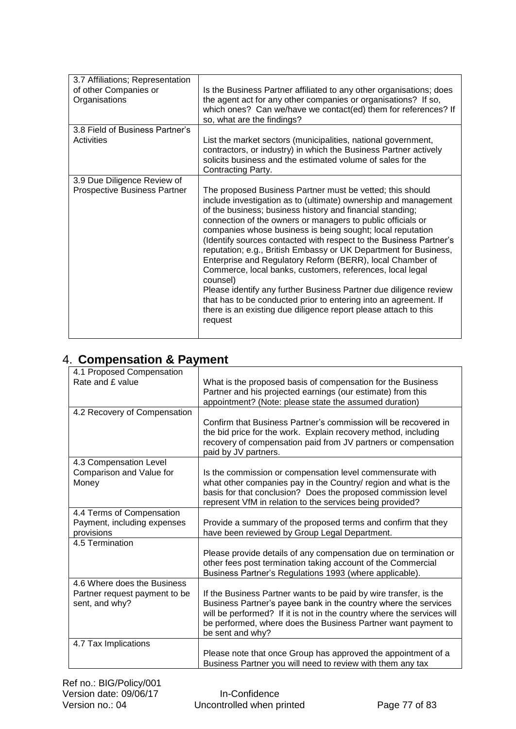| 3.7 Affiliations; Representation of other Companies or Organisations | Is the Business Partner affiliated to any other organisations; does the agent act for any other companies or organisations? If so, which ones? Can we/have we contact(ed) them for references? If so, what are the findings? |
|---|---|
| 3.8 Field of Business Partner's Activities | List the market sectors (municipalities, national government, contractors, or industry) in which the Business Partner actively solicits business and the estimated volume of sales for the Contracting Party. |
| 3.9 Due Diligence Review of Prospective Business Partner | The proposed Business Partner must be vetted; this should include investigation as to (ultimate) ownership and management of the business; business history and financial standing; connection of the owners or managers to public officials or companies whose business is being sought; local reputation (Identify sources contacted with respect to the Business Partner's reputation; e.g., British Embassy or UK Department for Business, Enterprise and Regulatory Reform (BERR), local Chamber of Commerce, local banks, customers, references, local legal counsel)<br>Please identify any further Business Partner due diligence review that has to be conducted prior to entering into an agreement. If there is an existing due diligence report please attach to this request |

## 4. **Compensation & Payment**

| 4.1 Proposed Compensation Rate and £ value | What is the proposed basis of compensation for the Business Partner and his projected earnings (our estimate) from this appointment? (Note: please state the assumed duration) |
|---|---|
| 4.2 Recovery of Compensation | Confirm that Business Partner's commission will be recovered in the bid price for the work. Explain recovery method, including recovery of compensation paid from JV partners or compensation paid by JV partners. |
| 4.3 Compensation Level Comparison and Value for Money | Is the commission or compensation level commensurate with what other companies pay in the Country/ region and what is the basis for that conclusion? Does the proposed commission level represent VfM in relation to the services being provided? |
| 4.4 Terms of Compensation Payment, including expenses provisions | Provide a summary of the proposed terms and confirm that they have been reviewed by Group Legal Department. |
| 4.5 Termination | Please provide details of any compensation due on termination or other fees post termination taking account of the Commercial Business Partner's Regulations 1993 (where applicable). |
| 4.6 Where does the Business Partner request payment to be sent, and why? | If the Business Partner wants to be paid by wire transfer, is the Business Partner's payee bank in the country where the services will be performed? If it is not in the country where the services will be performed, where does the Business Partner want payment to be sent and why? |
| 4.7 Tax Implications | Please note that once Group has approved the appointment of a Business Partner you will need to review with them any tax |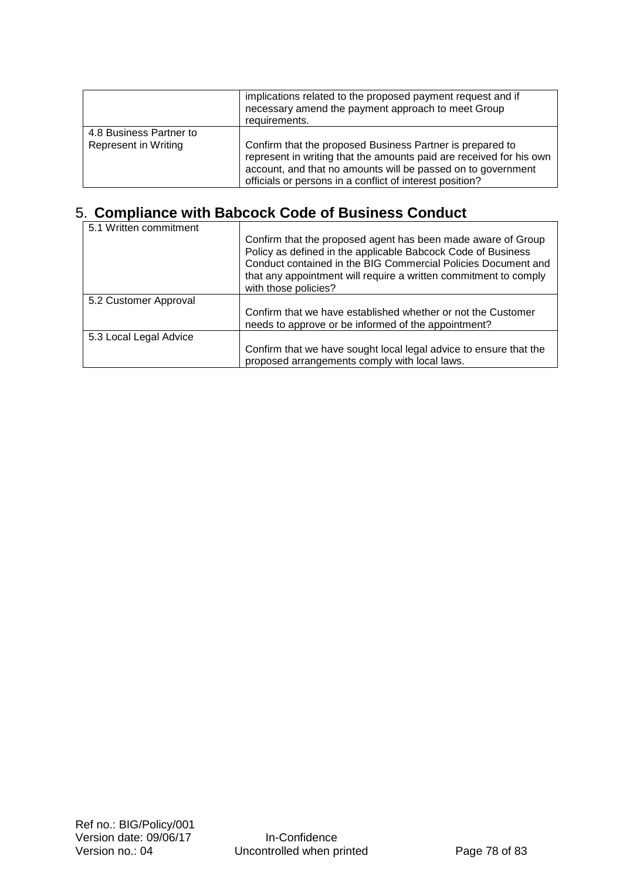| | |
|---|---|
| | implications related to the proposed payment request and if necessary amend the payment approach to meet Group requirements. |
| 4.8 Business Partner to Represent in Writing | Confirm that the proposed Business Partner is prepared to represent in writing that the amounts paid are received for his own account, and that no amounts will be passed on to government officials or persons in a conflict of interest position? |

## 5. Compliance with Babcock Code of Business Conduct

| | |
|---|---|
| 5.1 Written commitment | Confirm that the proposed agent has been made aware of Group Policy as defined in the applicable Babcock Code of Business Conduct contained in the BIG Commercial Policies Document and that any appointment will require a written commitment to comply with those policies? |
| 5.2 Customer Approval | Confirm that we have established whether or not the Customer needs to approve or be informed of the appointment? |
| 5.3 Local Legal Advice | Confirm that we have sought local legal advice to ensure that the proposed arrangements comply with local laws. |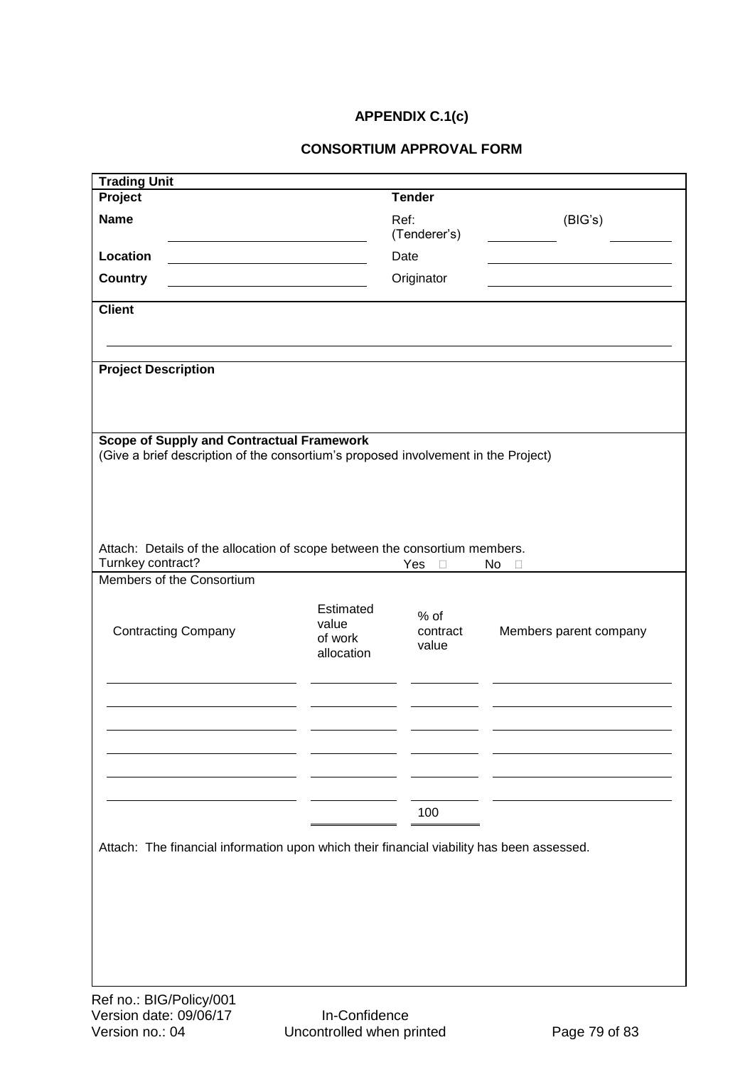## APPENDIX C.1(c)

## CONSORTIUM APPROVAL FORM

**Trading Unit**

| **Project** | | **Tender** | | |
|---|---|---|---|---|
| **Name** | ______ | Ref: (Tenderer's) | ______ | (BIG's) ______ |
| **Location** | ______ | Date | ______ | |
| **Country** | ______ | Originator | ______ | |

**Client**

______

**Project Description**

**Scope of Supply and Contractual Framework**
(Give a brief description of the consortium's proposed involvement in the Project)

Attach: Details of the allocation of scope between the consortium members.

Turnkey contract? Yes ☐ No ☐

Members of the Consortium

| Contracting Company | Estimated value of work allocation | % of contract value | Members parent company |
|---|---|---|---|
| | | | |
| | | | |
| | | | |
| | | | |
| | | | |
| | | | |
| | | 100 | |

Attach: The financial information upon which their financial viability has been assessed.

Ref no.: BIG/Policy/001
Version date: 09/06/17
Version no.: 04

In-Confidence
Uncontrolled when printed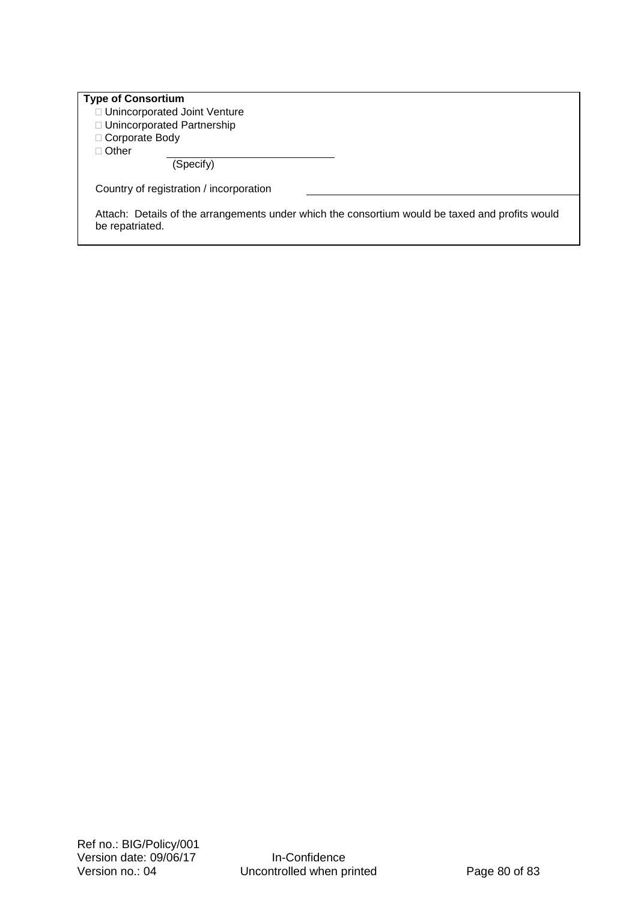**Type of Consortium**

- ☐ Unincorporated Joint Venture
- ☐ Unincorporated Partnership
- ☐ Corporate Body
- ☐ Other \_\_\_\_\_\_\_\_\_\_\_\_\_\_\_\_\_\_\_\_\_\_\_\_\_\_\_\_
  (Specify)

Country of registration / incorporation \_\_\_\_\_\_\_\_\_\_\_\_\_\_\_\_\_\_\_\_\_\_\_\_\_\_\_\_\_\_\_\_\_\_\_\_\_\_\_\_

Attach: Details of the arrangements under which the consortium would be taxed and profits would be repatriated.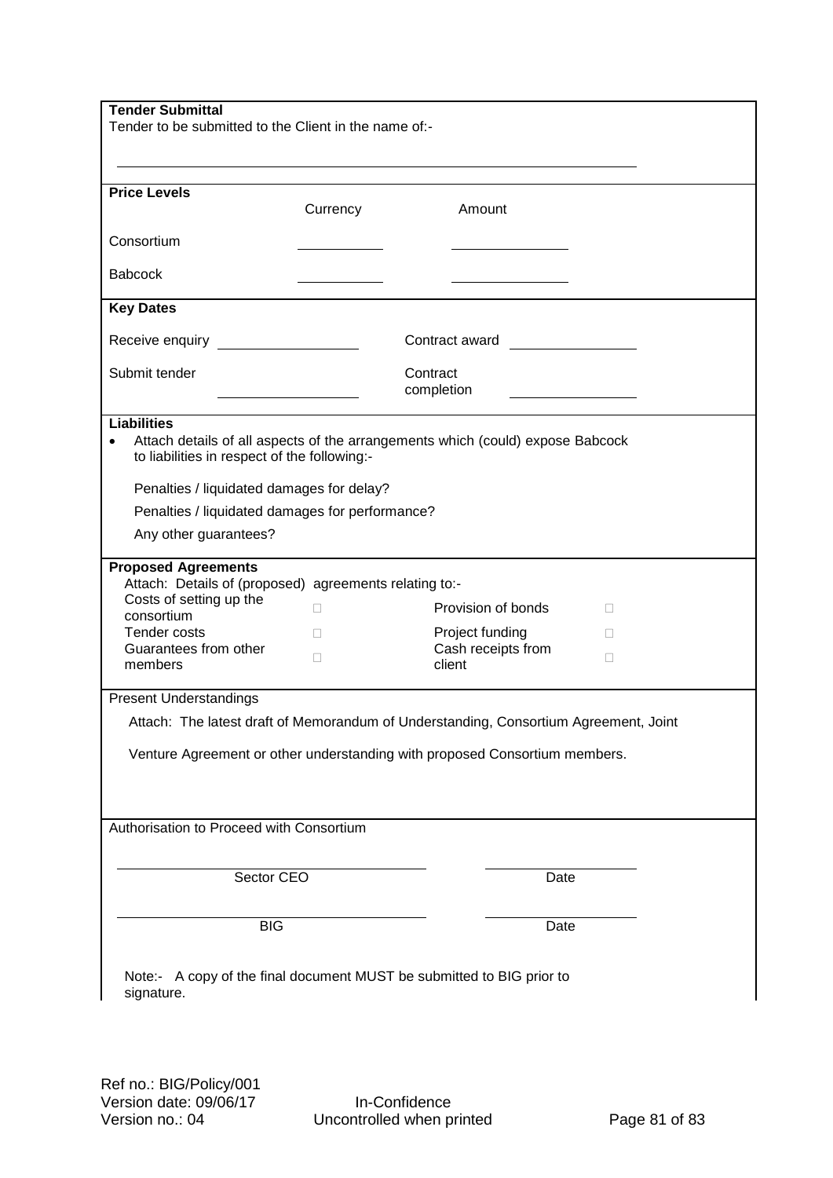**Tender Submittal**

Tender to be submitted to the Client in the name of:-

\_\_\_\_\_\_\_\_\_\_\_\_\_\_\_\_\_\_\_\_\_\_\_\_\_\_\_\_\_\_\_\_\_\_\_\_\_\_\_\_\_\_\_\_\_\_\_\_

**Price Levels**

| | Currency | Amount |
|---|---|---|
| Consortium | \_\_\_\_\_\_\_\_\_\_ | \_\_\_\_\_\_\_\_\_\_\_\_ |
| Babcock | \_\_\_\_\_\_\_\_\_\_ | \_\_\_\_\_\_\_\_\_\_\_\_ |

**Key Dates**

| | | | |
|---|---|---|---|
| Receive enquiry | \_\_\_\_\_\_\_\_\_\_\_\_ | Contract award | \_\_\_\_\_\_\_\_\_\_\_\_ |
| Submit tender | \_\_\_\_\_\_\_\_\_\_\_\_ | Contract completion | \_\_\_\_\_\_\_\_\_\_\_\_ |

**Liabilities**

- Attach details of all aspects of the arrangements which (could) expose Babcock to liabilities in respect of the following:-

  Penalties / liquidated damages for delay?

  Penalties / liquidated damages for performance?

  Any other guarantees?

**Proposed Agreements**

Attach: Details of (proposed) agreements relating to:-

| | | | |
|---|---|---|---|
| Costs of setting up the consortium | ☐ | Provision of bonds | ☐ |
| Tender costs | ☐ | Project funding | ☐ |
| Guarantees from other members | ☐ | Cash receipts from client | ☐ |

Present Understandings

Attach: The latest draft of Memorandum of Understanding, Consortium Agreement, Joint Venture Agreement or other understanding with proposed Consortium members.

Authorisation to Proceed with Consortium

\_\_\_\_\_\_\_\_\_\_\_\_\_\_\_\_\_\_\_\_\_\_\_\_ \_\_\_\_\_\_\_\_\_\_\_\_
Sector CEO Date

\_\_\_\_\_\_\_\_\_\_\_\_\_\_\_\_\_\_\_\_\_\_\_\_ \_\_\_\_\_\_\_\_\_\_\_\_
BIG Date

Note:- A copy of the final document MUST be submitted to BIG prior to signature.